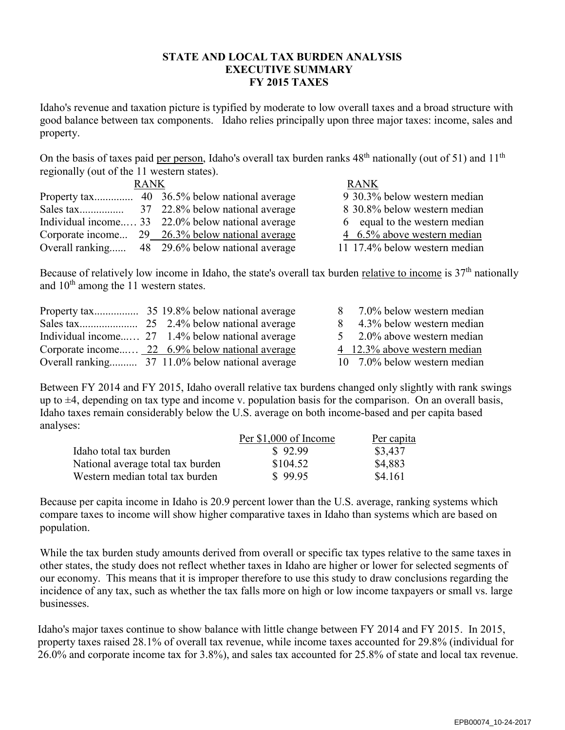# STATE AND LOCAL TAX BURDEN ANALYSIS
## EXECUTIVE SUMMARY
## FY 2015 TAXES

Idaho's revenue and taxation picture is typified by moderate to low overall taxes and a broad structure with good balance between tax components. Idaho relies principally upon three major taxes: income, sales and property.

On the basis of taxes paid per person, Idaho's overall tax burden ranks 48th nationally (out of 51) and 11th regionally (out of the 11 western states).

| | RANK | | RANK | |
|---|---|---|---|---|
| Property tax.............. | 40 | 36.5% below national average | 9 | 30.3% below western median |
| Sales tax................ | 37 | 22.8% below national average | 8 | 30.8% below western median |
| Individual income..… | 33 | 22.0% below national average | 6 | equal to the western median |
| Corporate income... | 29 | 26.3% below national average | 4 | 6.5% above western median |
| Overall ranking...... | 48 | 29.6% below national average | 11 | 17.4% below western median |

Because of relatively low income in Idaho, the state's overall tax burden relative to income is 37th nationally and 10th among the 11 western states.

| | | | | |
|---|---|---|---|---|
| Property tax................ | 35 | 19.8% below national average | 8 | 7.0% below western median |
| Sales tax..................... | 25 | 2.4% below national average | 8 | 4.3% below western median |
| Individual income...… | 27 | 1.4% below national average | 5 | 2.0% above western median |
| Corporate income...… | 22 | 6.9% below national average | 4 | 12.3% above western median |
| Overall ranking.......... | 37 | 11.0% below national average | 10 | 7.0% below western median |

Between FY 2014 and FY 2015, Idaho overall relative tax burdens changed only slightly with rank swings up to ±4, depending on tax type and income v. population basis for the comparison. On an overall basis, Idaho taxes remain considerably below the U.S. average on both income-based and per capita based analyses:

| | Per \$1,000 of Income | Per capita |
|---|---|---|
| Idaho total tax burden | \$ 92.99 | \$3,437 |
| National average total tax burden | \$104.52 | \$4,883 |
| Western median total tax burden | \$ 99.95 | \$4.161 |

Because per capita income in Idaho is 20.9 percent lower than the U.S. average, ranking systems which compare taxes to income will show higher comparative taxes in Idaho than systems which are based on population.

While the tax burden study amounts derived from overall or specific tax types relative to the same taxes in other states, the study does not reflect whether taxes in Idaho are higher or lower for selected segments of our economy. This means that it is improper therefore to use this study to draw conclusions regarding the incidence of any tax, such as whether the tax falls more on high or low income taxpayers or small vs. large businesses.

Idaho's major taxes continue to show balance with little change between FY 2014 and FY 2015. In 2015, property taxes raised 28.1% of overall tax revenue, while income taxes accounted for 29.8% (individual for 26.0% and corporate income tax for 3.8%), and sales tax accounted for 25.8% of state and local tax revenue.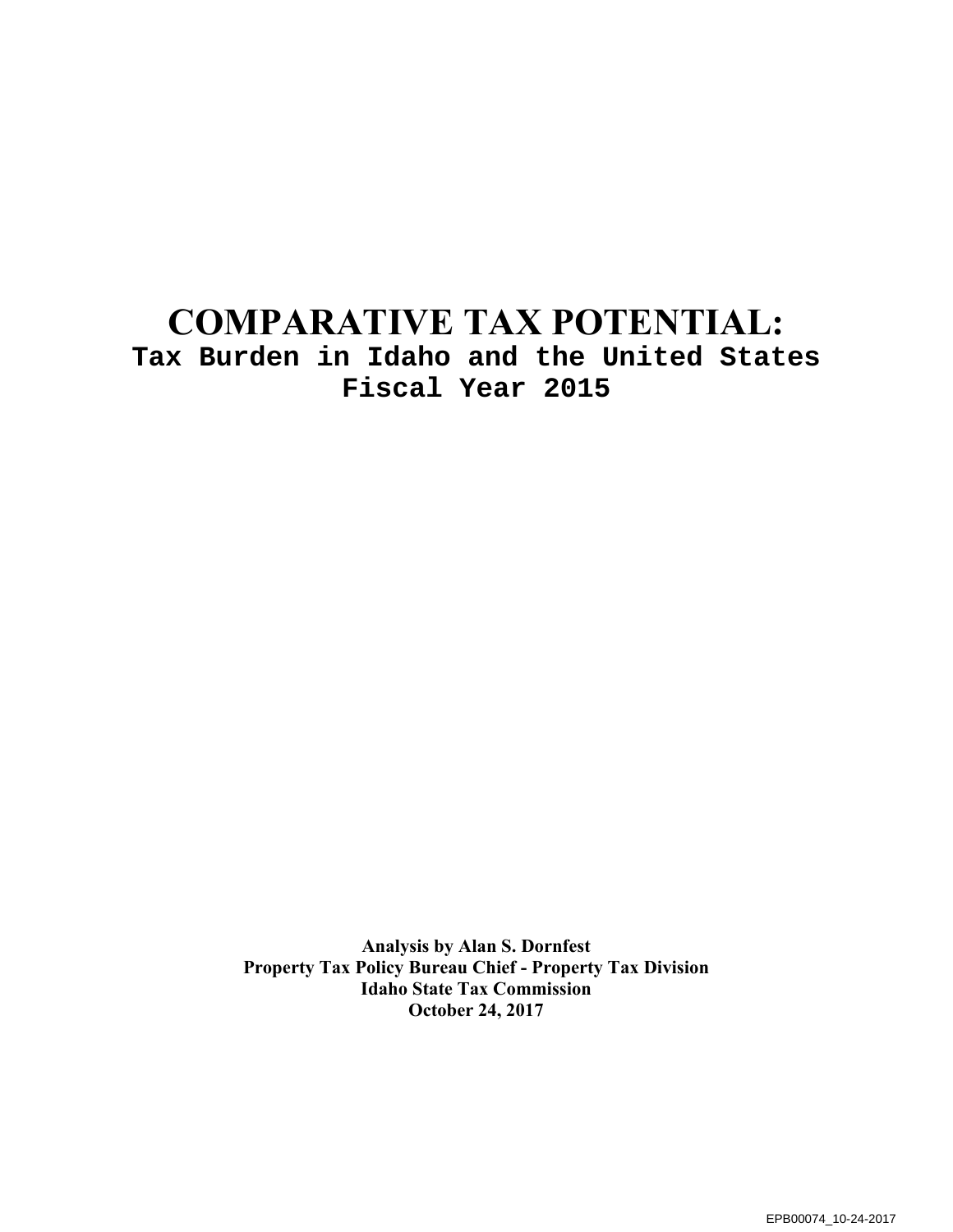# COMPARATIVE TAX POTENTIAL:

**Tax Burden in Idaho and the United States**
**Fiscal Year 2015**

**Analysis by Alan S. Dornfest**
**Property Tax Policy Bureau Chief - Property Tax Division**
**Idaho State Tax Commission**
**October 24, 2017**

EPB00074_10-24-2017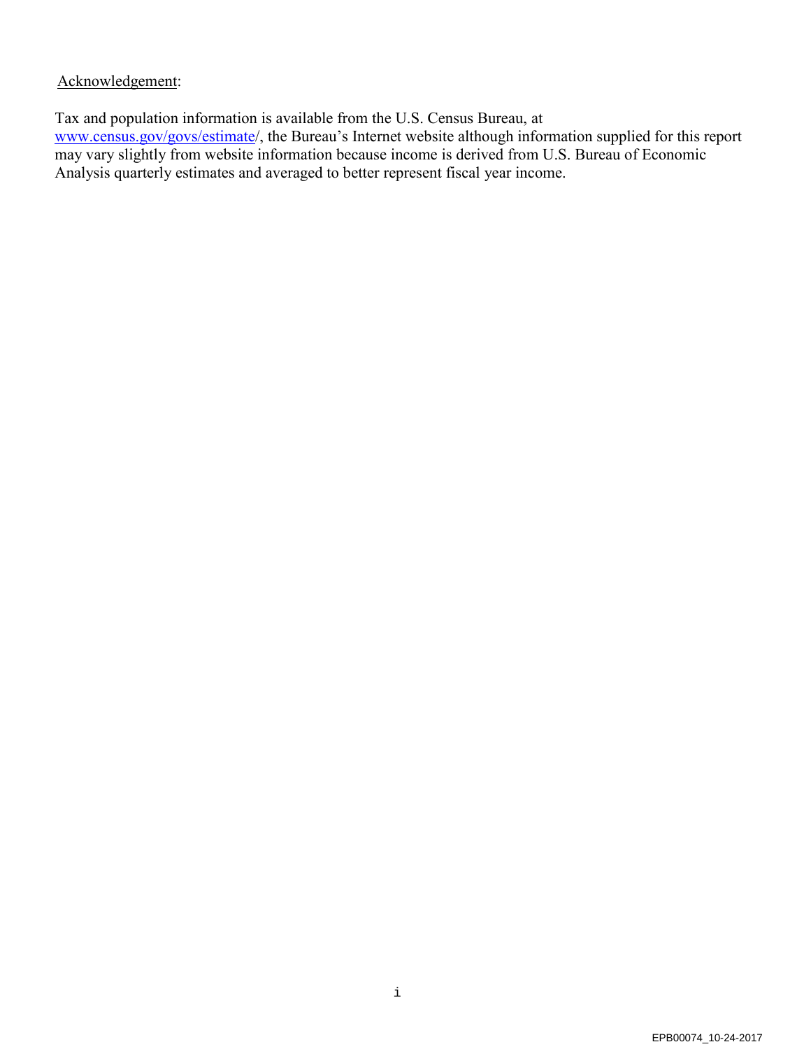Acknowledgement:

Tax and population information is available from the U.S. Census Bureau, at www.census.gov/govs/estimate/, the Bureau's Internet website although information supplied for this report may vary slightly from website information because income is derived from U.S. Bureau of Economic Analysis quarterly estimates and averaged to better represent fiscal year income.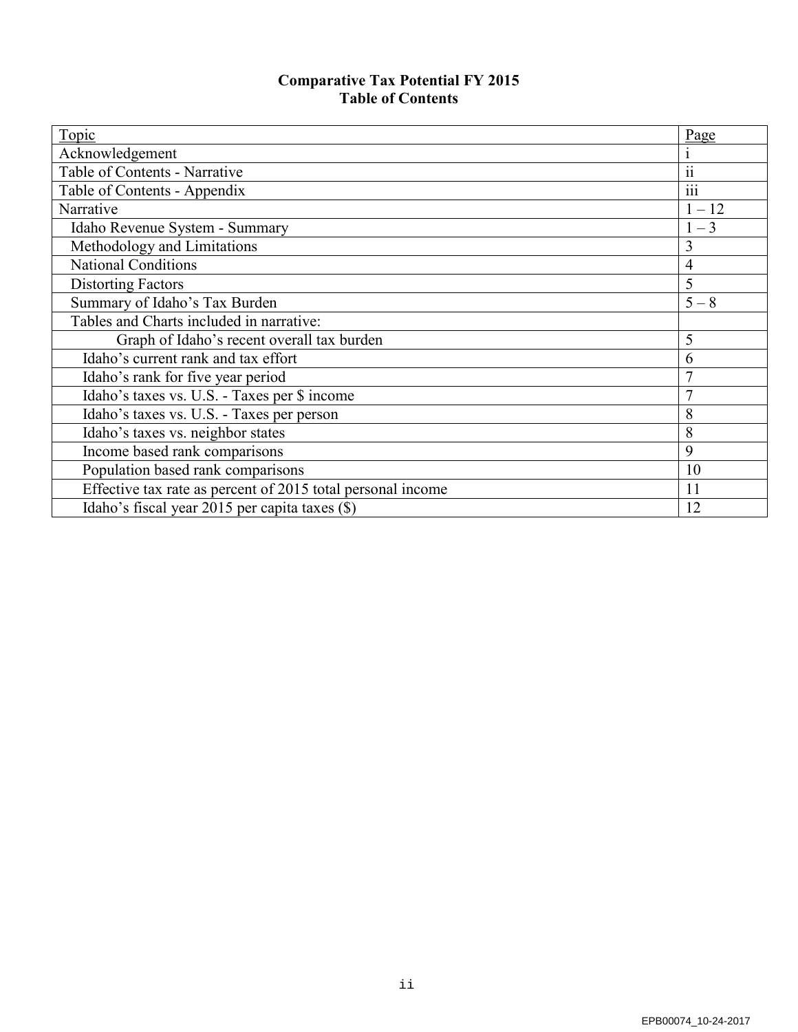**Comparative Tax Potential FY 2015**
**Table of Contents**

| Topic | Page |
|---|---|
| Acknowledgement | i |
| Table of Contents - Narrative | ii |
| Table of Contents - Appendix | iii |
| Narrative | 1 – 12 |
| Idaho Revenue System - Summary | 1 – 3 |
| Methodology and Limitations | 3 |
| National Conditions | 4 |
| Distorting Factors | 5 |
| Summary of Idaho's Tax Burden | 5 – 8 |
| Tables and Charts included in narrative: | |
| Graph of Idaho's recent overall tax burden | 5 |
| Idaho's current rank and tax effort | 6 |
| Idaho's rank for five year period | 7 |
| Idaho's taxes vs. U.S. - Taxes per $ income | 7 |
| Idaho's taxes vs. U.S. - Taxes per person | 8 |
| Idaho's taxes vs. neighbor states | 8 |
| Income based rank comparisons | 9 |
| Population based rank comparisons | 10 |
| Effective tax rate as percent of 2015 total personal income | 11 |
| Idaho's fiscal year 2015 per capita taxes ($) | 12 |

EPB00074_10-24-2017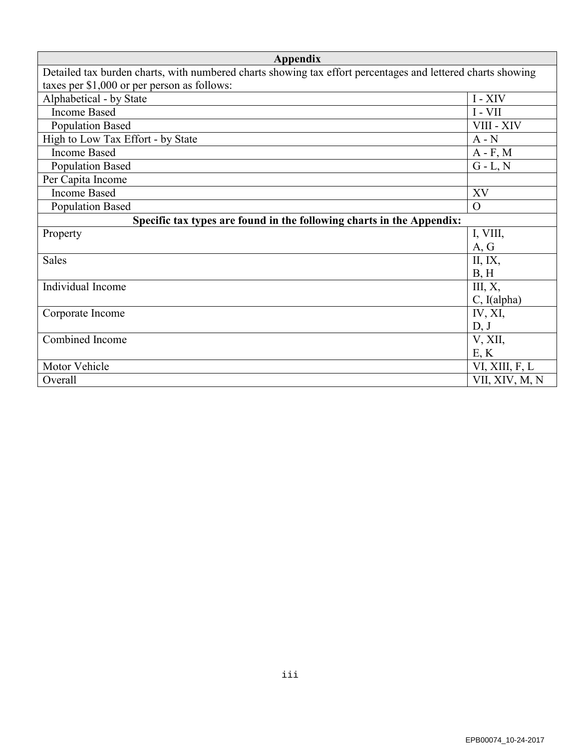| Appendix | |
|---|---|
| Detailed tax burden charts, with numbered charts showing tax effort percentages and lettered charts showing taxes per $1,000 or per person as follows: | |
| Alphabetical - by State | I - XIV |
| Income Based | I - VII |
| Population Based | VIII - XIV |
| High to Low Tax Effort - by State | A - N |
| Income Based | A - F, M |
| Population Based | G - L, N |
| Per Capita Income | |
| Income Based | XV |
| Population Based | O |
| **Specific tax types are found in the following charts in the Appendix:** | |
| Property | I, VIII, A, G |
| Sales | II, IX, B, H |
| Individual Income | III, X, C, I(alpha) |
| Corporate Income | IV, XI, D, J |
| Combined Income | V, XII, E, K |
| Motor Vehicle | VI, XIII, F, L |
| Overall | VII, XIV, M, N |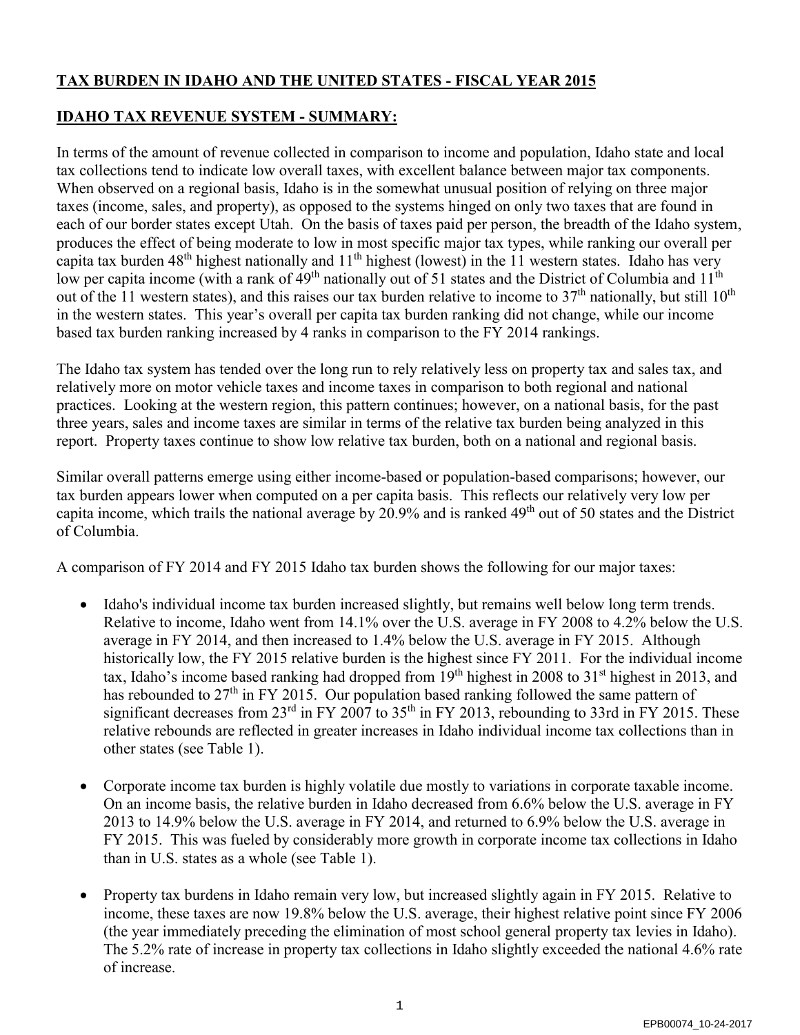## TAX BURDEN IN IDAHO AND THE UNITED STATES - FISCAL YEAR 2015

## IDAHO TAX REVENUE SYSTEM - SUMMARY:

In terms of the amount of revenue collected in comparison to income and population, Idaho state and local tax collections tend to indicate low overall taxes, with excellent balance between major tax components. When observed on a regional basis, Idaho is in the somewhat unusual position of relying on three major taxes (income, sales, and property), as opposed to the systems hinged on only two taxes that are found in each of our border states except Utah. On the basis of taxes paid per person, the breadth of the Idaho system, produces the effect of being moderate to low in most specific major tax types, while ranking our overall per capita tax burden 48th highest nationally and 11th highest (lowest) in the 11 western states. Idaho has very low per capita income (with a rank of 49th nationally out of 51 states and the District of Columbia and 11th out of the 11 western states), and this raises our tax burden relative to income to 37th nationally, but still 10th in the western states. This year's overall per capita tax burden ranking did not change, while our income based tax burden ranking increased by 4 ranks in comparison to the FY 2014 rankings.

The Idaho tax system has tended over the long run to rely relatively less on property tax and sales tax, and relatively more on motor vehicle taxes and income taxes in comparison to both regional and national practices. Looking at the western region, this pattern continues; however, on a national basis, for the past three years, sales and income taxes are similar in terms of the relative tax burden being analyzed in this report. Property taxes continue to show low relative tax burden, both on a national and regional basis.

Similar overall patterns emerge using either income-based or population-based comparisons; however, our tax burden appears lower when computed on a per capita basis. This reflects our relatively very low per capita income, which trails the national average by 20.9% and is ranked 49th out of 50 states and the District of Columbia.

A comparison of FY 2014 and FY 2015 Idaho tax burden shows the following for our major taxes:

- Idaho's individual income tax burden increased slightly, but remains well below long term trends. Relative to income, Idaho went from 14.1% over the U.S. average in FY 2008 to 4.2% below the U.S. average in FY 2014, and then increased to 1.4% below the U.S. average in FY 2015. Although historically low, the FY 2015 relative burden is the highest since FY 2011. For the individual income tax, Idaho's income based ranking had dropped from 19th highest in 2008 to 31st highest in 2013, and has rebounded to 27th in FY 2015. Our population based ranking followed the same pattern of significant decreases from 23rd in FY 2007 to 35th in FY 2013, rebounding to 33rd in FY 2015. These relative rebounds are reflected in greater increases in Idaho individual income tax collections than in other states (see Table 1).

- Corporate income tax burden is highly volatile due mostly to variations in corporate taxable income. On an income basis, the relative burden in Idaho decreased from 6.6% below the U.S. average in FY 2013 to 14.9% below the U.S. average in FY 2014, and returned to 6.9% below the U.S. average in FY 2015. This was fueled by considerably more growth in corporate income tax collections in Idaho than in U.S. states as a whole (see Table 1).

- Property tax burdens in Idaho remain very low, but increased slightly again in FY 2015. Relative to income, these taxes are now 19.8% below the U.S. average, their highest relative point since FY 2006 (the year immediately preceding the elimination of most school general property tax levies in Idaho). The 5.2% rate of increase in property tax collections in Idaho slightly exceeded the national 4.6% rate of increase.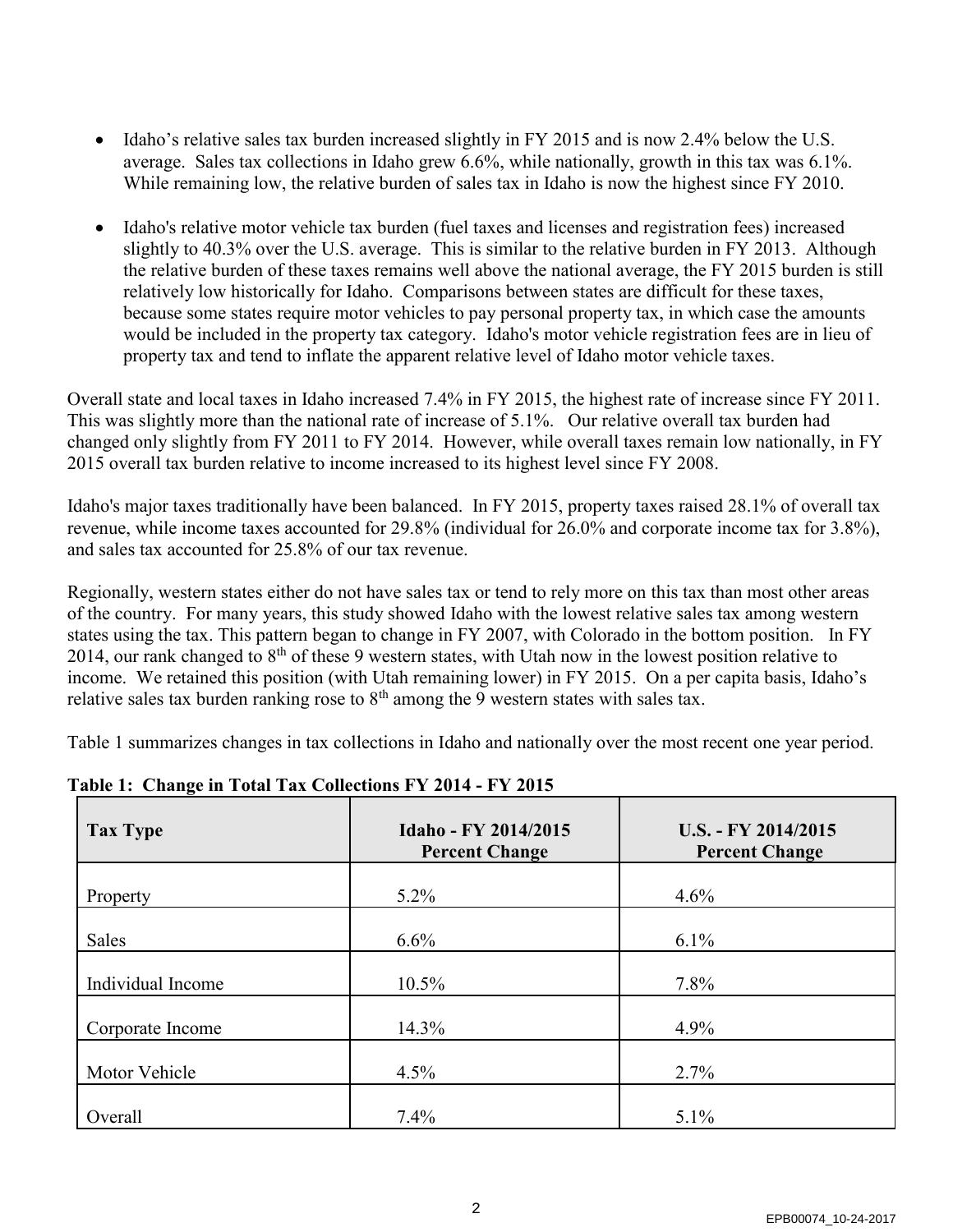- Idaho's relative sales tax burden increased slightly in FY 2015 and is now 2.4% below the U.S. average. Sales tax collections in Idaho grew 6.6%, while nationally, growth in this tax was 6.1%. While remaining low, the relative burden of sales tax in Idaho is now the highest since FY 2010.

- Idaho's relative motor vehicle tax burden (fuel taxes and licenses and registration fees) increased slightly to 40.3% over the U.S. average. This is similar to the relative burden in FY 2013. Although the relative burden of these taxes remains well above the national average, the FY 2015 burden is still relatively low historically for Idaho. Comparisons between states are difficult for these taxes, because some states require motor vehicles to pay personal property tax, in which case the amounts would be included in the property tax category. Idaho's motor vehicle registration fees are in lieu of property tax and tend to inflate the apparent relative level of Idaho motor vehicle taxes.

Overall state and local taxes in Idaho increased 7.4% in FY 2015, the highest rate of increase since FY 2011. This was slightly more than the national rate of increase of 5.1%. Our relative overall tax burden had changed only slightly from FY 2011 to FY 2014. However, while overall taxes remain low nationally, in FY 2015 overall tax burden relative to income increased to its highest level since FY 2008.

Idaho's major taxes traditionally have been balanced. In FY 2015, property taxes raised 28.1% of overall tax revenue, while income taxes accounted for 29.8% (individual for 26.0% and corporate income tax for 3.8%), and sales tax accounted for 25.8% of our tax revenue.

Regionally, western states either do not have sales tax or tend to rely more on this tax than most other areas of the country. For many years, this study showed Idaho with the lowest relative sales tax among western states using the tax. This pattern began to change in FY 2007, with Colorado in the bottom position. In FY 2014, our rank changed to 8th of these 9 western states, with Utah now in the lowest position relative to income. We retained this position (with Utah remaining lower) in FY 2015. On a per capita basis, Idaho's relative sales tax burden ranking rose to 8th among the 9 western states with sales tax.

Table 1 summarizes changes in tax collections in Idaho and nationally over the most recent one year period.

**Table 1: Change in Total Tax Collections FY 2014 - FY 2015**

| Tax Type | Idaho - FY 2014/2015 Percent Change | U.S. - FY 2014/2015 Percent Change |
|---|---|---|
| Property | 5.2% | 4.6% |
| Sales | 6.6% | 6.1% |
| Individual Income | 10.5% | 7.8% |
| Corporate Income | 14.3% | 4.9% |
| Motor Vehicle | 4.5% | 2.7% |
| Overall | 7.4% | 5.1% |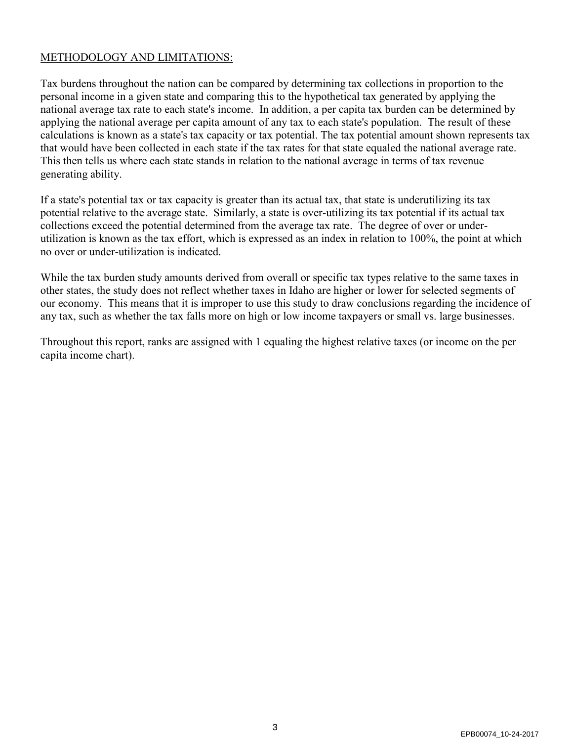## METHODOLOGY AND LIMITATIONS:

Tax burdens throughout the nation can be compared by determining tax collections in proportion to the personal income in a given state and comparing this to the hypothetical tax generated by applying the national average tax rate to each state's income. In addition, a per capita tax burden can be determined by applying the national average per capita amount of any tax to each state's population. The result of these calculations is known as a state's tax capacity or tax potential. The tax potential amount shown represents tax that would have been collected in each state if the tax rates for that state equaled the national average rate. This then tells us where each state stands in relation to the national average in terms of tax revenue generating ability.

If a state's potential tax or tax capacity is greater than its actual tax, that state is underutilizing its tax potential relative to the average state. Similarly, a state is over-utilizing its tax potential if its actual tax collections exceed the potential determined from the average tax rate. The degree of over or under-utilization is known as the tax effort, which is expressed as an index in relation to 100%, the point at which no over or under-utilization is indicated.

While the tax burden study amounts derived from overall or specific tax types relative to the same taxes in other states, the study does not reflect whether taxes in Idaho are higher or lower for selected segments of our economy. This means that it is improper to use this study to draw conclusions regarding the incidence of any tax, such as whether the tax falls more on high or low income taxpayers or small vs. large businesses.

Throughout this report, ranks are assigned with 1 equaling the highest relative taxes (or income on the per capita income chart).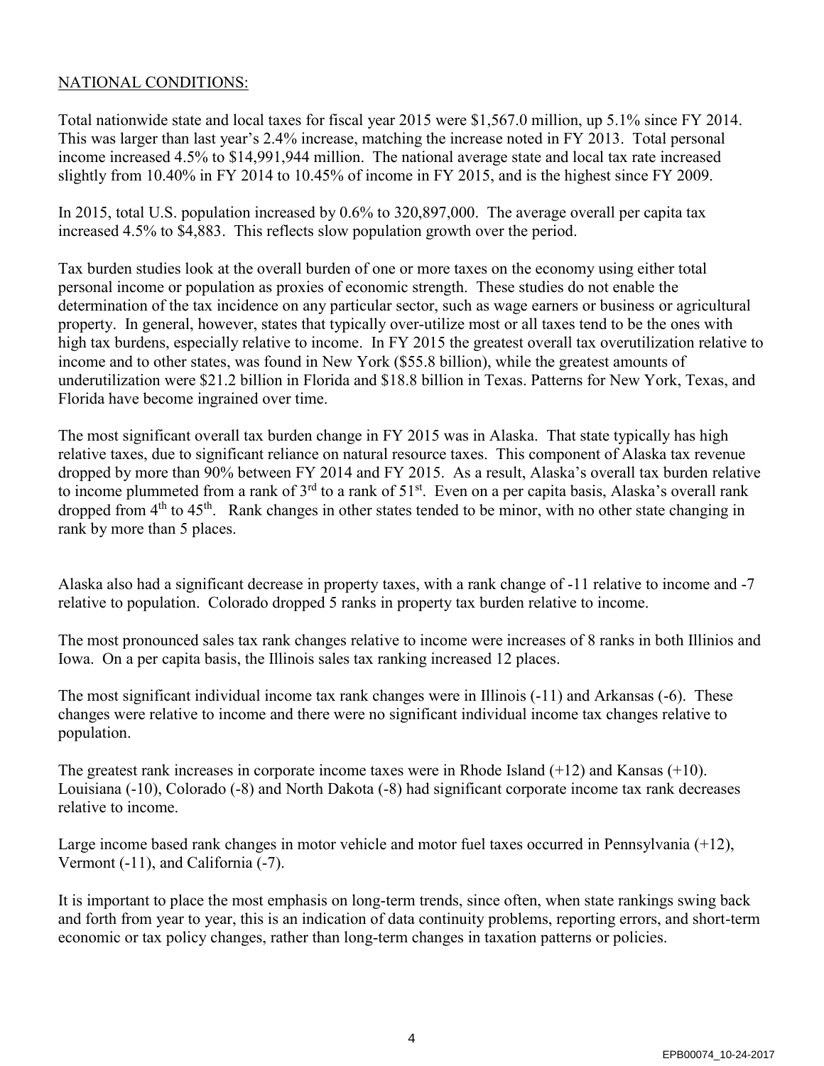NATIONAL CONDITIONS:

Total nationwide state and local taxes for fiscal year 2015 were $1,567.0 million, up 5.1% since FY 2014. This was larger than last year's 2.4% increase, matching the increase noted in FY 2013. Total personal income increased 4.5% to $14,991,944 million. The national average state and local tax rate increased slightly from 10.40% in FY 2014 to 10.45% of income in FY 2015, and is the highest since FY 2009.

In 2015, total U.S. population increased by 0.6% to 320,897,000. The average overall per capita tax increased 4.5% to $4,883. This reflects slow population growth over the period.

Tax burden studies look at the overall burden of one or more taxes on the economy using either total personal income or population as proxies of economic strength. These studies do not enable the determination of the tax incidence on any particular sector, such as wage earners or business or agricultural property. In general, however, states that typically over-utilize most or all taxes tend to be the ones with high tax burdens, especially relative to income. In FY 2015 the greatest overall tax overutilization relative to income and to other states, was found in New York ($55.8 billion), while the greatest amounts of underutilization were $21.2 billion in Florida and $18.8 billion in Texas. Patterns for New York, Texas, and Florida have become ingrained over time.

The most significant overall tax burden change in FY 2015 was in Alaska. That state typically has high relative taxes, due to significant reliance on natural resource taxes. This component of Alaska tax revenue dropped by more than 90% between FY 2014 and FY 2015. As a result, Alaska's overall tax burden relative to income plummeted from a rank of 3rd to a rank of 51st. Even on a per capita basis, Alaska's overall rank dropped from 4th to 45th. Rank changes in other states tended to be minor, with no other state changing in rank by more than 5 places.

Alaska also had a significant decrease in property taxes, with a rank change of -11 relative to income and -7 relative to population. Colorado dropped 5 ranks in property tax burden relative to income.

The most pronounced sales tax rank changes relative to income were increases of 8 ranks in both Illinios and Iowa. On a per capita basis, the Illinois sales tax ranking increased 12 places.

The most significant individual income tax rank changes were in Illinois (-11) and Arkansas (-6). These changes were relative to income and there were no significant individual income tax changes relative to population.

The greatest rank increases in corporate income taxes were in Rhode Island (+12) and Kansas (+10). Louisiana (-10), Colorado (-8) and North Dakota (-8) had significant corporate income tax rank decreases relative to income.

Large income based rank changes in motor vehicle and motor fuel taxes occurred in Pennsylvania (+12), Vermont (-11), and California (-7).

It is important to place the most emphasis on long-term trends, since often, when state rankings swing back and forth from year to year, this is an indication of data continuity problems, reporting errors, and short-term economic or tax policy changes, rather than long-term changes in taxation patterns or policies.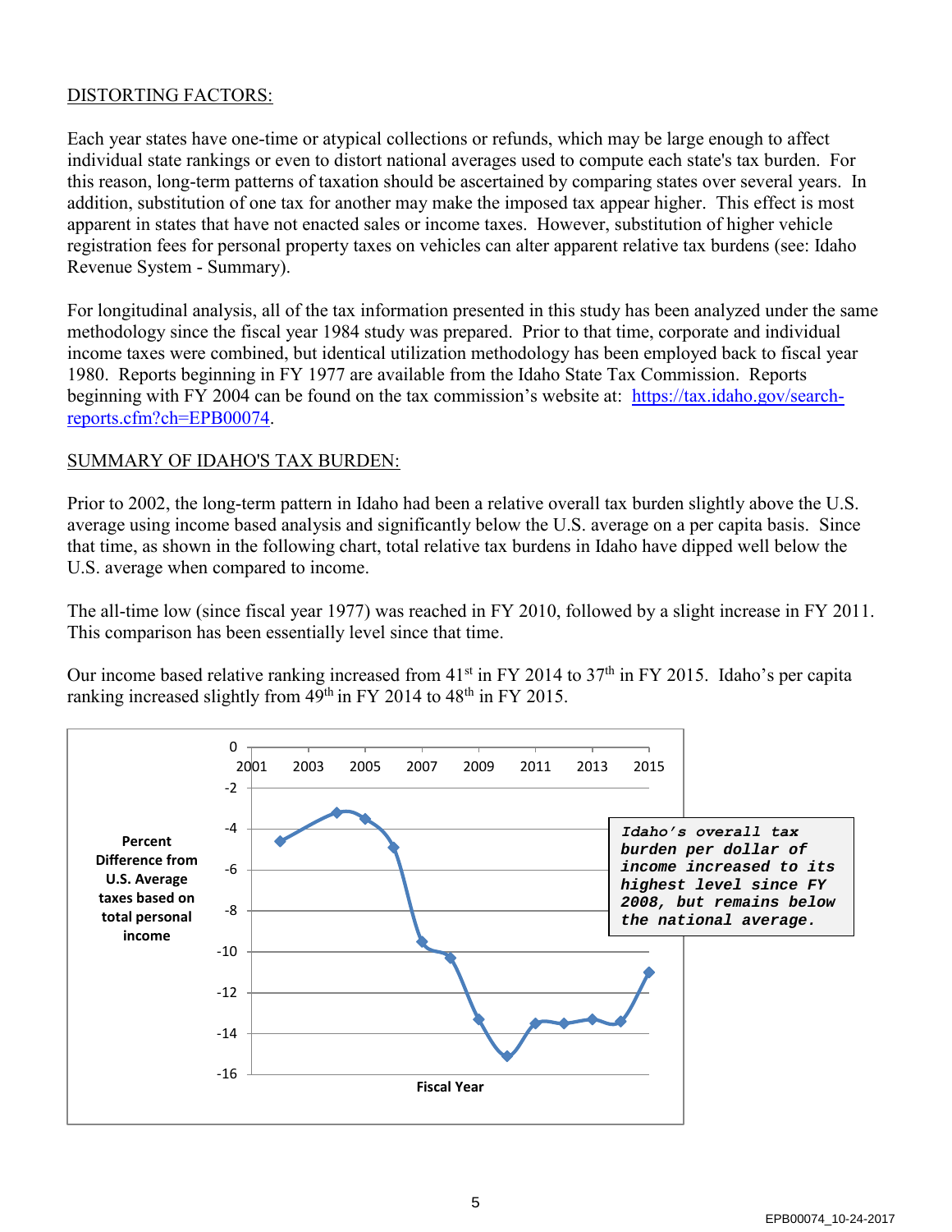DISTORTING FACTORS:

Each year states have one-time or atypical collections or refunds, which may be large enough to affect individual state rankings or even to distort national averages used to compute each state's tax burden. For this reason, long-term patterns of taxation should be ascertained by comparing states over several years. In addition, substitution of one tax for another may make the imposed tax appear higher. This effect is most apparent in states that have not enacted sales or income taxes. However, substitution of higher vehicle registration fees for personal property taxes on vehicles can alter apparent relative tax burdens (see: Idaho Revenue System - Summary).

For longitudinal analysis, all of the tax information presented in this study has been analyzed under the same methodology since the fiscal year 1984 study was prepared. Prior to that time, corporate and individual income taxes were combined, but identical utilization methodology has been employed back to fiscal year 1980. Reports beginning in FY 1977 are available from the Idaho State Tax Commission. Reports beginning with FY 2004 can be found on the tax commission's website at: [https://tax.idaho.gov/search-reports.cfm?ch=EPB00074](https://tax.idaho.gov/search-reports.cfm?ch=EPB00074).

SUMMARY OF IDAHO'S TAX BURDEN:

Prior to 2002, the long-term pattern in Idaho had been a relative overall tax burden slightly above the U.S. average using income based analysis and significantly below the U.S. average on a per capita basis. Since that time, as shown in the following chart, total relative tax burdens in Idaho have dipped well below the U.S. average when compared to income.

The all-time low (since fiscal year 1977) was reached in FY 2010, followed by a slight increase in FY 2011. This comparison has been essentially level since that time.

Our income based relative ranking increased from 41st in FY 2014 to 37th in FY 2015. Idaho's per capita ranking increased slightly from 49th in FY 2014 to 48th in FY 2015.

Percent Difference from U.S. Average taxes based on total personal income

Fiscal Year

*Idaho's overall tax burden per dollar of income increased to its highest level since FY 2008, but remains below the national average.*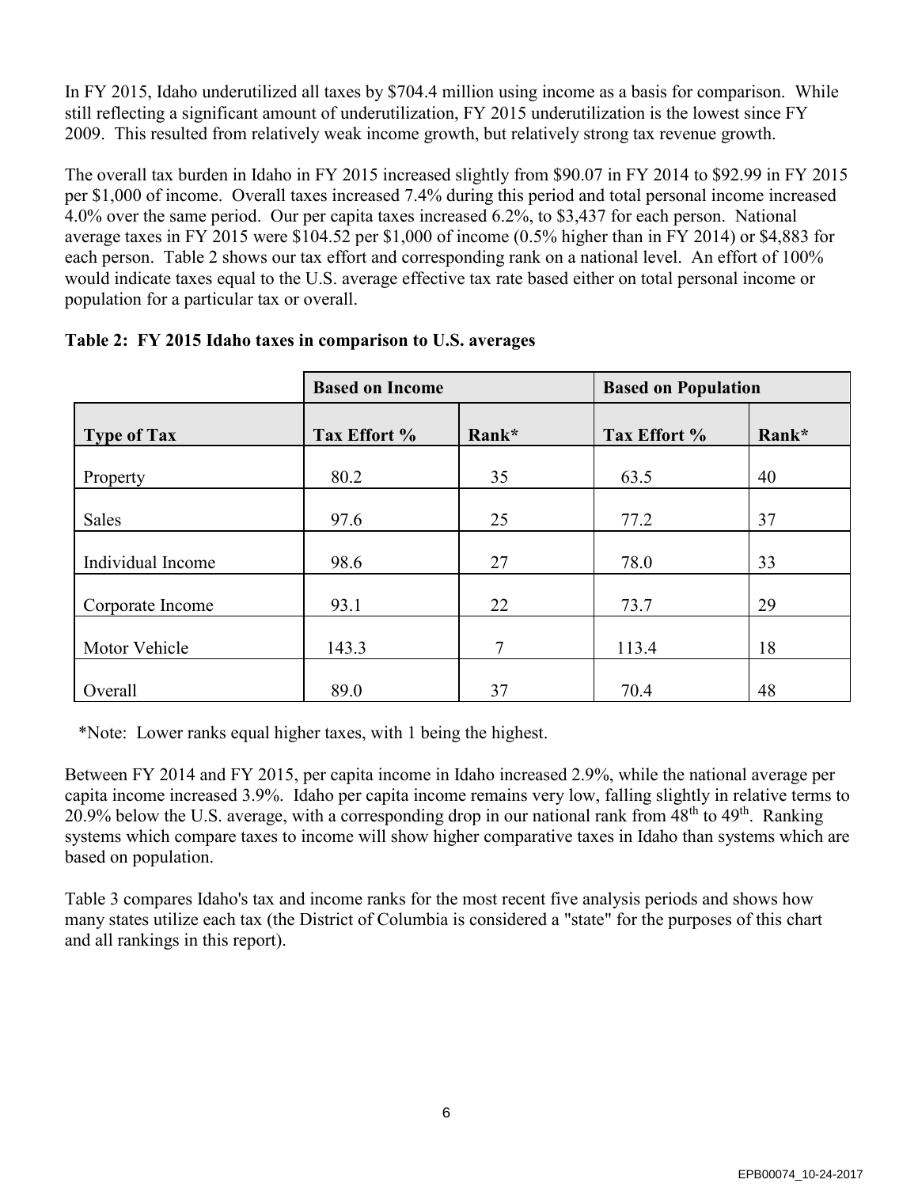In FY 2015, Idaho underutilized all taxes by $704.4 million using income as a basis for comparison. While still reflecting a significant amount of underutilization, FY 2015 underutilization is the lowest since FY 2009. This resulted from relatively weak income growth, but relatively strong tax revenue growth.

The overall tax burden in Idaho in FY 2015 increased slightly from $90.07 in FY 2014 to $92.99 in FY 2015 per $1,000 of income. Overall taxes increased 7.4% during this period and total personal income increased 4.0% over the same period. Our per capita taxes increased 6.2%, to $3,437 for each person. National average taxes in FY 2015 were $104.52 per $1,000 of income (0.5% higher than in FY 2014) or $4,883 for each person. Table 2 shows our tax effort and corresponding rank on a national level. An effort of 100% would indicate taxes equal to the U.S. average effective tax rate based either on total personal income or population for a particular tax or overall.

**Table 2: FY 2015 Idaho taxes in comparison to U.S. averages**

| | Based on Income | | Based on Population | |
|---|---|---|---|---|
| **Type of Tax** | **Tax Effort %** | **Rank*** | **Tax Effort %** | **Rank*** |
| Property | 80.2 | 35 | 63.5 | 40 |
| Sales | 97.6 | 25 | 77.2 | 37 |
| Individual Income | 98.6 | 27 | 78.0 | 33 |
| Corporate Income | 93.1 | 22 | 73.7 | 29 |
| Motor Vehicle | 143.3 | 7 | 113.4 | 18 |
| Overall | 89.0 | 37 | 70.4 | 48 |

*Note: Lower ranks equal higher taxes, with 1 being the highest.

Between FY 2014 and FY 2015, per capita income in Idaho increased 2.9%, while the national average per capita income increased 3.9%. Idaho per capita income remains very low, falling slightly in relative terms to 20.9% below the U.S. average, with a corresponding drop in our national rank from 48th to 49th. Ranking systems which compare taxes to income will show higher comparative taxes in Idaho than systems which are based on population.

Table 3 compares Idaho's tax and income ranks for the most recent five analysis periods and shows how many states utilize each tax (the District of Columbia is considered a "state" for the purposes of this chart and all rankings in this report).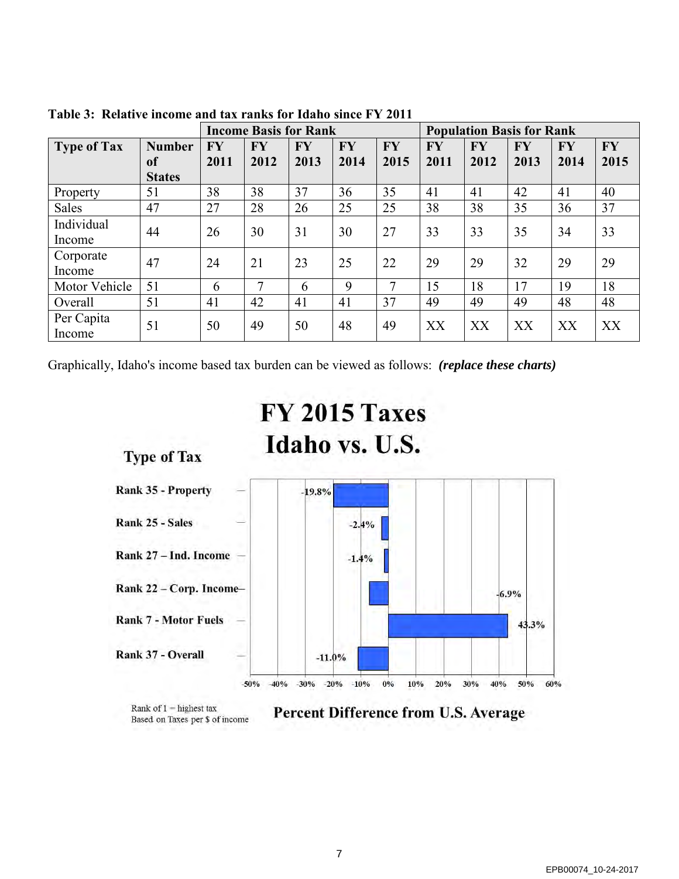**Table 3: Relative income and tax ranks for Idaho since FY 2011**

| | | Income Basis for Rank | | | | | Population Basis for Rank | | | | |
|---|---|---|---|---|---|---|---|---|---|---|---|
| **Type of Tax** | **Number of States** | **FY 2011** | **FY 2012** | **FY 2013** | **FY 2014** | **FY 2015** | **FY 2011** | **FY 2012** | **FY 2013** | **FY 2014** | **FY 2015** |
| Property | 51 | 38 | 38 | 37 | 36 | 35 | 41 | 41 | 42 | 41 | 40 |
| Sales | 47 | 27 | 28 | 26 | 25 | 25 | 38 | 38 | 35 | 36 | 37 |
| Individual Income | 44 | 26 | 30 | 31 | 30 | 27 | 33 | 33 | 35 | 34 | 33 |
| Corporate Income | 47 | 24 | 21 | 23 | 25 | 22 | 29 | 29 | 32 | 29 | 29 |
| Motor Vehicle | 51 | 6 | 7 | 6 | 9 | 7 | 15 | 18 | 17 | 19 | 18 |
| Overall | 51 | 41 | 42 | 41 | 41 | 37 | 49 | 49 | 49 | 48 | 48 |
| Per Capita Income | 51 | 50 | 49 | 50 | 48 | 49 | XX | XX | XX | XX | XX |

Graphically, Idaho's income based tax burden can be viewed as follows: ***(replace these charts)***

**FY 2015 Taxes**
**Idaho vs. U.S.**

| Type of Tax | Percent Difference from U.S. Average |
|---|---|
| Rank 35 - Property | -19.8% |
| Rank 25 - Sales | -2.4% |
| Rank 27 – Ind. Income | -1.4% |
| Rank 22 – Corp. Income | -6.9% |
| Rank 7 - Motor Fuels | 43.3% |
| Rank 37 - Overall | -11.0% |

Rank of 1 = highest tax
Based on Taxes per $ of income

**Percent Difference from U.S. Average**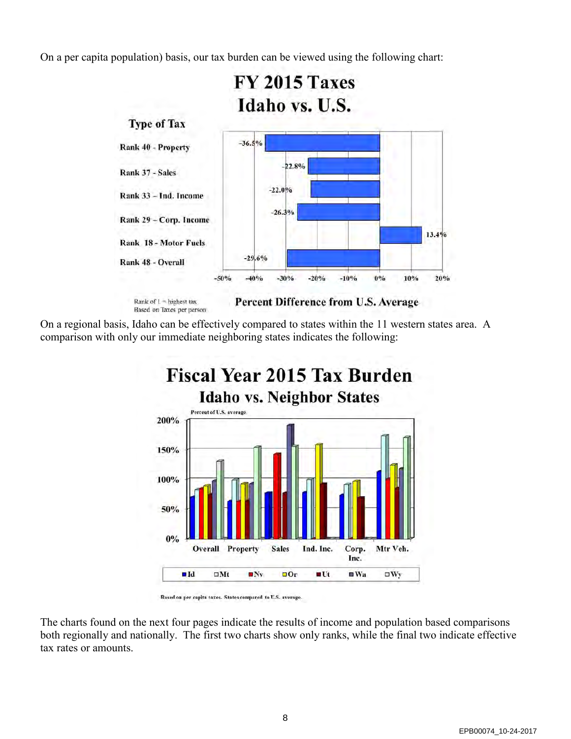On a per capita population) basis, our tax burden can be viewed using the following chart:

**FY 2015 Taxes**
**Idaho vs. U.S.**

| Type of Tax | Percent Difference from U.S. Average |
|---|---|
| Rank 40 - Property | -36.5% |
| Rank 37 - Sales | -22.8% |
| Rank 33 – Ind. Income | -22.0% |
| Rank 29 – Corp. Income | -26.3% |
| Rank 18 - Motor Fuels | 13.4% |
| Rank 48 - Overall | -29.6% |

Rank of 1 = highest tax
Based on Taxes per person

On a regional basis, Idaho can be effectively compared to states within the 11 western states area. A comparison with only our immediate neighboring states indicates the following:

**Fiscal Year 2015 Tax Burden**
**Idaho vs. Neighbor States**

Percent of U.S. average

Categories: Overall, Property, Sales, Ind. Inc., Corp. Inc., Mtr Veh.

States: Id, Mt, Nv, Or, Ut, Wa, Wy

Based on per capita taxes. States compared to U.S. average.

The charts found on the next four pages indicate the results of income and population based comparisons both regionally and nationally. The first two charts show only ranks, while the final two indicate effective tax rates or amounts.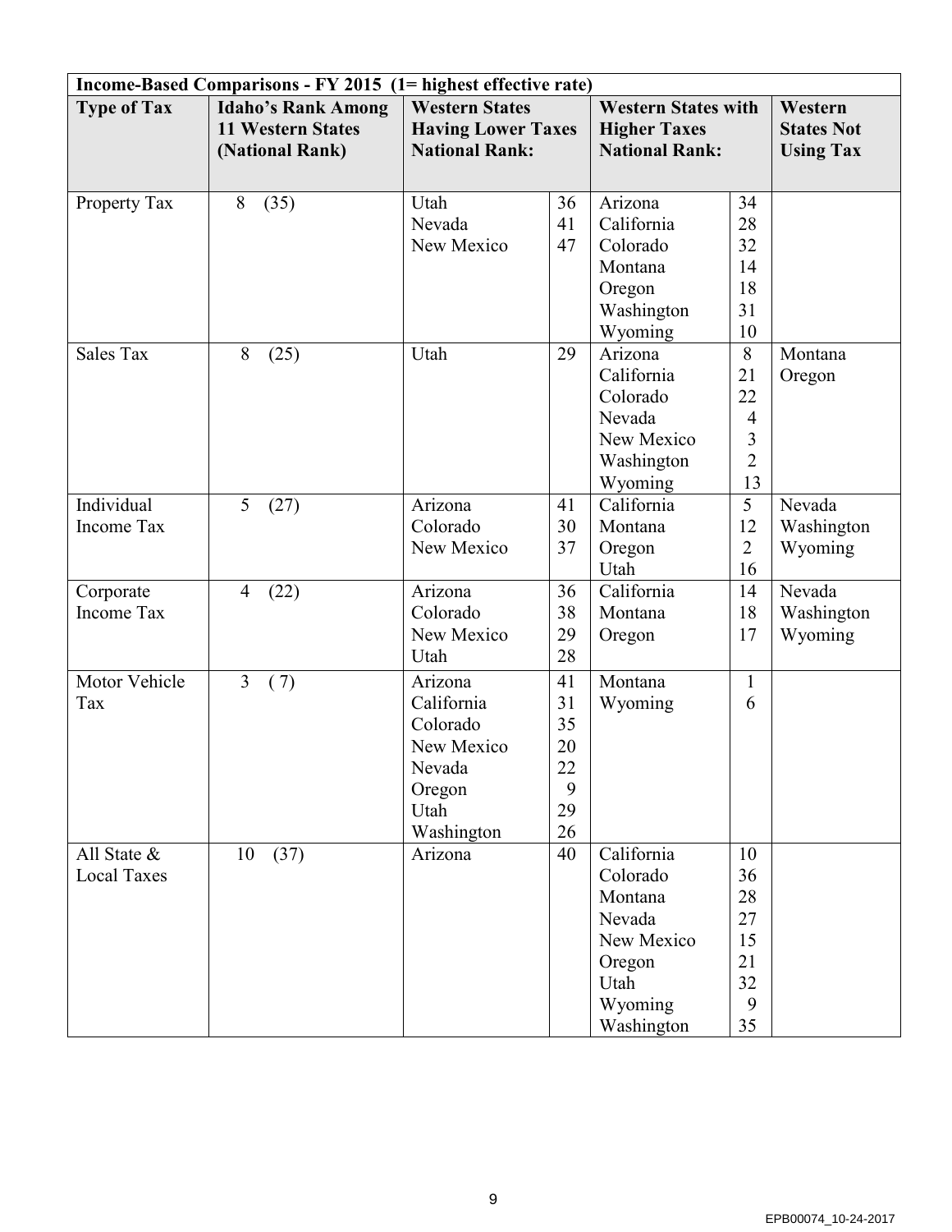| Income-Based Comparisons - FY 2015 (1= highest effective rate) | | | | | | |
|---|---|---|---|---|---|---|
| **Type of Tax** | **Idaho's Rank Among 11 Western States (National Rank)** | **Western States Having Lower Taxes National Rank:** | | **Western States with Higher Taxes National Rank:** | | **Western States Not Using Tax** |
| Property Tax | 8 (35) | Utah<br>Nevada<br>New Mexico | 36<br>41<br>47 | Arizona<br>California<br>Colorado<br>Montana<br>Oregon<br>Washington<br>Wyoming | 34<br>28<br>32<br>14<br>18<br>31<br>10 | |
| Sales Tax | 8 (25) | Utah | 29 | Arizona<br>California<br>Colorado<br>Nevada<br>New Mexico<br>Washington<br>Wyoming | 8<br>21<br>22<br>4<br>3<br>2<br>13 | Montana<br>Oregon |
| Individual Income Tax | 5 (27) | Arizona<br>Colorado<br>New Mexico | 41<br>30<br>37 | California<br>Montana<br>Oregon<br>Utah | 5<br>12<br>2<br>16 | Nevada<br>Washington<br>Wyoming |
| Corporate Income Tax | 4 (22) | Arizona<br>Colorado<br>New Mexico<br>Utah | 36<br>38<br>29<br>28 | California<br>Montana<br>Oregon | 14<br>18<br>17 | Nevada<br>Washington<br>Wyoming |
| Motor Vehicle Tax | 3 ( 7) | Arizona<br>California<br>Colorado<br>New Mexico<br>Nevada<br>Oregon<br>Utah<br>Washington | 41<br>31<br>35<br>20<br>22<br>9<br>29<br>26 | Montana<br>Wyoming | 1<br>6 | |
| All State & Local Taxes | 10 (37) | Arizona | 40 | California<br>Colorado<br>Montana<br>Nevada<br>New Mexico<br>Oregon<br>Utah<br>Wyoming<br>Washington | 10<br>36<br>28<br>27<br>15<br>21<br>32<br>9<br>35 | |

EPB00074_10-24-2017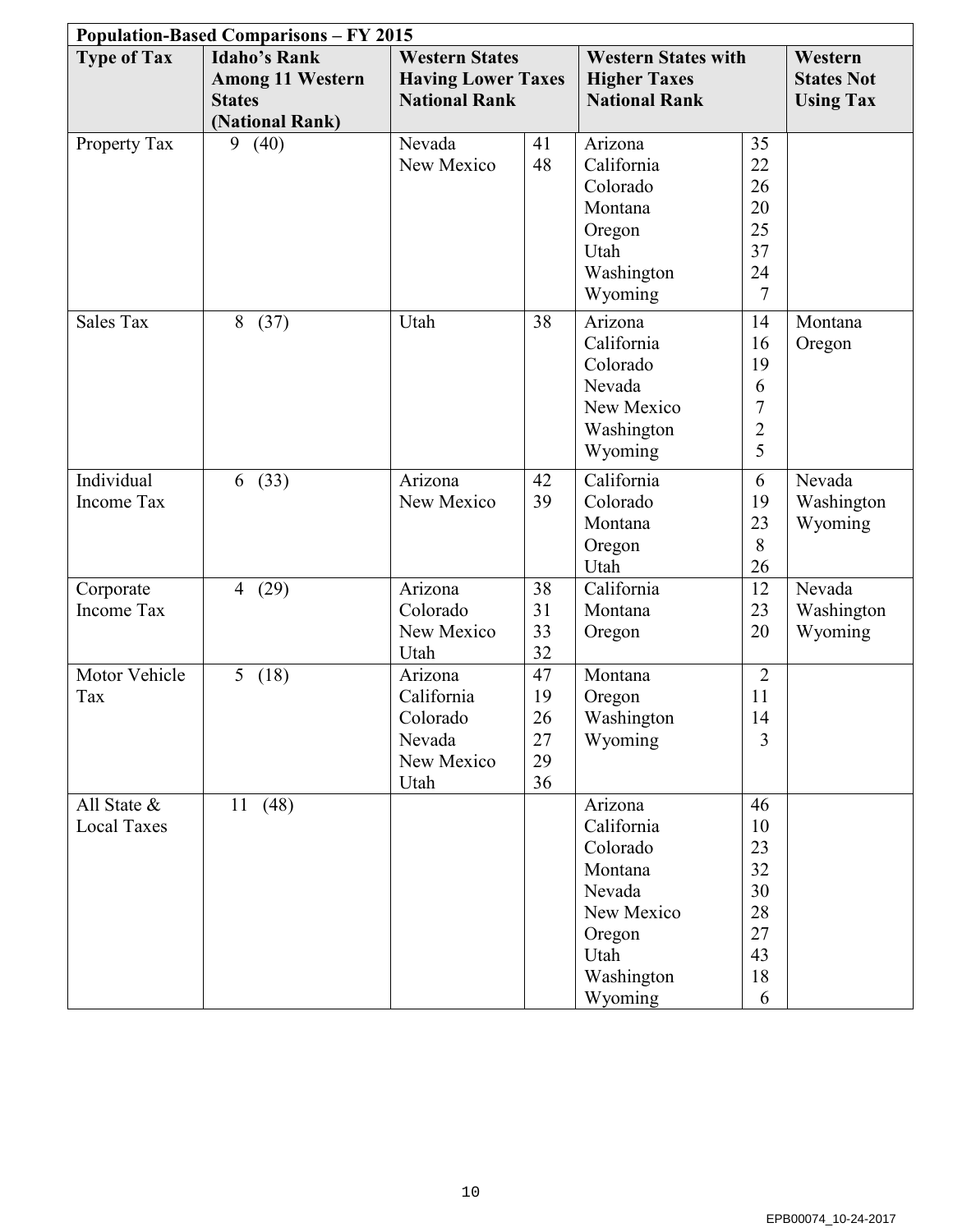| Population-Based Comparisons – FY 2015 | | | | | |
|---|---|---|---|---|---|
| **Type of Tax** | **Idaho's Rank Among 11 Western States (National Rank)** | **Western States Having Lower Taxes National Rank** | | **Western States with Higher Taxes National Rank** | | **Western States Not Using Tax** |
| Property Tax | 9 (40) | Nevada<br>New Mexico | 41<br>48 | Arizona<br>California<br>Colorado<br>Montana<br>Oregon<br>Utah<br>Washington<br>Wyoming | 35<br>22<br>26<br>20<br>25<br>37<br>24<br>7 | |
| Sales Tax | 8 (37) | Utah | 38 | Arizona<br>California<br>Colorado<br>Nevada<br>New Mexico<br>Washington<br>Wyoming | 14<br>16<br>19<br>6<br>7<br>2<br>5 | Montana<br>Oregon |
| Individual Income Tax | 6 (33) | Arizona<br>New Mexico | 42<br>39 | California<br>Colorado<br>Montana<br>Oregon<br>Utah | 6<br>19<br>23<br>8<br>26 | Nevada<br>Washington<br>Wyoming |
| Corporate Income Tax | 4 (29) | Arizona<br>Colorado<br>New Mexico<br>Utah | 38<br>31<br>33<br>32 | California<br>Montana<br>Oregon | 12<br>23<br>20 | Nevada<br>Washington<br>Wyoming |
| Motor Vehicle Tax | 5 (18) | Arizona<br>California<br>Colorado<br>Nevada<br>New Mexico<br>Utah | 47<br>19<br>26<br>27<br>29<br>36 | Montana<br>Oregon<br>Washington<br>Wyoming | 2<br>11<br>14<br>3 | |
| All State & Local Taxes | 11 (48) | | | Arizona<br>California<br>Colorado<br>Montana<br>Nevada<br>New Mexico<br>Oregon<br>Utah<br>Washington<br>Wyoming | 46<br>10<br>23<br>32<br>30<br>28<br>27<br>43<br>18<br>6 | |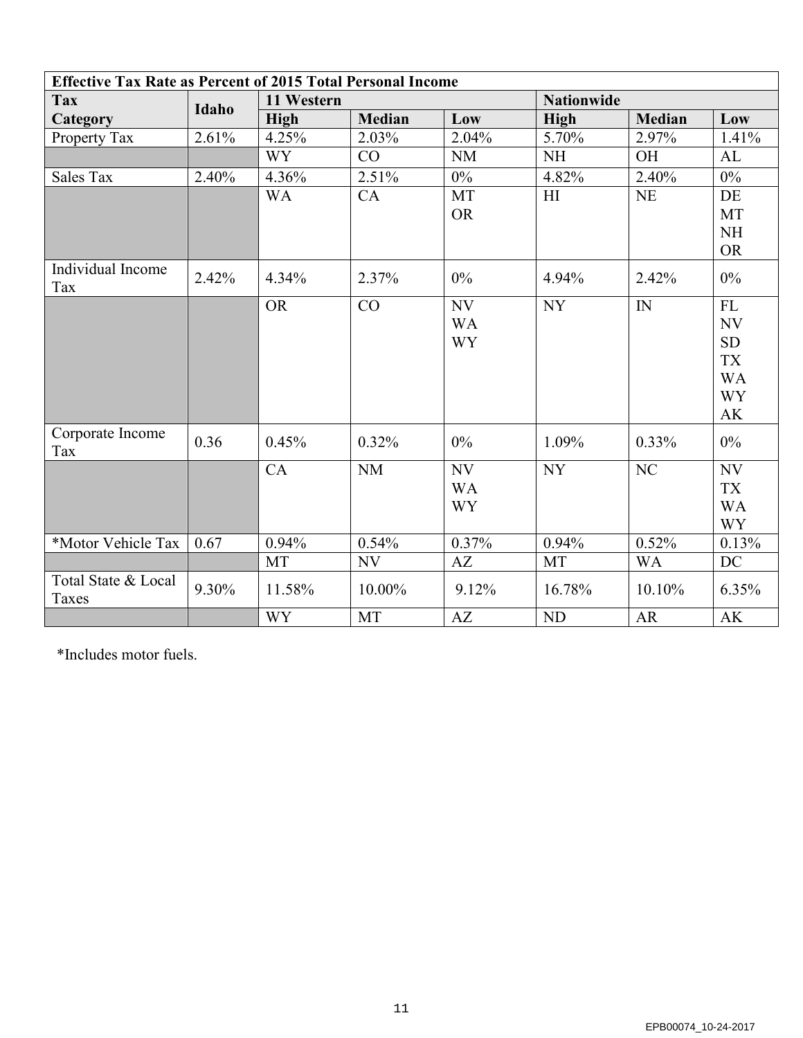| Effective Tax Rate as Percent of 2015 Total Personal Income | | | | | | | |
|---|---|---|---|---|---|---|---|
| Tax Category | Idaho | 11 Western | | | Nationwide | | |
| | | High | Median | Low | High | Median | Low |
| Property Tax | 2.61% | 4.25% | 2.03% | 2.04% | 5.70% | 2.97% | 1.41% |
| | | WY | CO | NM | NH | OH | AL |
| Sales Tax | 2.40% | 4.36% | 2.51% | 0% | 4.82% | 2.40% | 0% |
| | | WA | CA | MT OR | HI | NE | DE MT NH OR |
| Individual Income Tax | 2.42% | 4.34% | 2.37% | 0% | 4.94% | 2.42% | 0% |
| | | OR | CO | NV WA WY | NY | IN | FL NV SD TX WA WY AK |
| Corporate Income Tax | 0.36 | 0.45% | 0.32% | 0% | 1.09% | 0.33% | 0% |
| | | CA | NM | NV WA WY | NY | NC | NV TX WA WY |
| *Motor Vehicle Tax | 0.67 | 0.94% | 0.54% | 0.37% | 0.94% | 0.52% | 0.13% |
| | | MT | NV | AZ | MT | WA | DC |
| Total State & Local Taxes | 9.30% | 11.58% | 10.00% | 9.12% | 16.78% | 10.10% | 6.35% |
| | | WY | MT | AZ | ND | AR | AK |

*Includes motor fuels.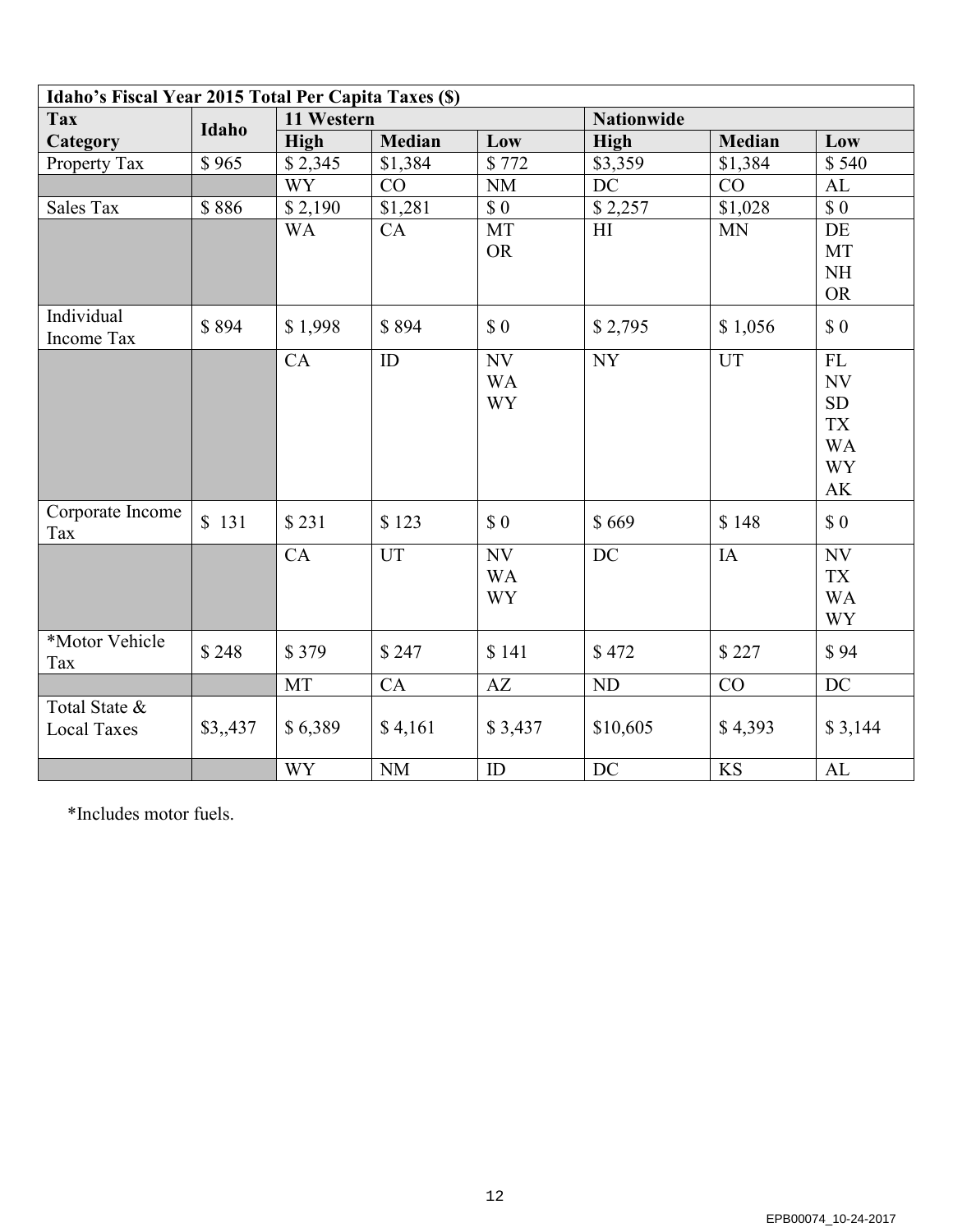| Idaho's Fiscal Year 2015 Total Per Capita Taxes ($) | | | | | | | |
|---|---|---|---|---|---|---|---|
| **Tax Category** | **Idaho** | **11 Western** | | | **Nationwide** | | |
| | | **High** | **Median** | **Low** | **High** | **Median** | **Low** |
| Property Tax | $ 965 | $ 2,345 | $1,384 | $ 772 | $3,359 | $1,384 | $ 540 |
| | | WY | CO | NM | DC | CO | AL |
| Sales Tax | $ 886 | $ 2,190 | $1,281 | $ 0 | $ 2,257 | $1,028 | $ 0 |
| | | WA | CA | MT OR | HI | MN | DE MT NH OR |
| Individual Income Tax | $ 894 | $ 1,998 | $ 894 | $ 0 | $ 2,795 | $ 1,056 | $ 0 |
| | | CA | ID | NV WA WY | NY | UT | FL NV SD TX WA WY AK |
| Corporate Income Tax | $ 131 | $ 231 | $ 123 | $ 0 | $ 669 | $ 148 | $ 0 |
| | | CA | UT | NV WA WY | DC | IA | NV TX WA WY |
| *Motor Vehicle Tax | $ 248 | $ 379 | $ 247 | $ 141 | $ 472 | $ 227 | $ 94 |
| | | MT | CA | AZ | ND | CO | DC |
| Total State & Local Taxes | $3,,437 | $ 6,389 | $ 4,161 | $ 3,437 | $10,605 | $ 4,393 | $ 3,144 |
| | | WY | NM | ID | DC | KS | AL |

*Includes motor fuels.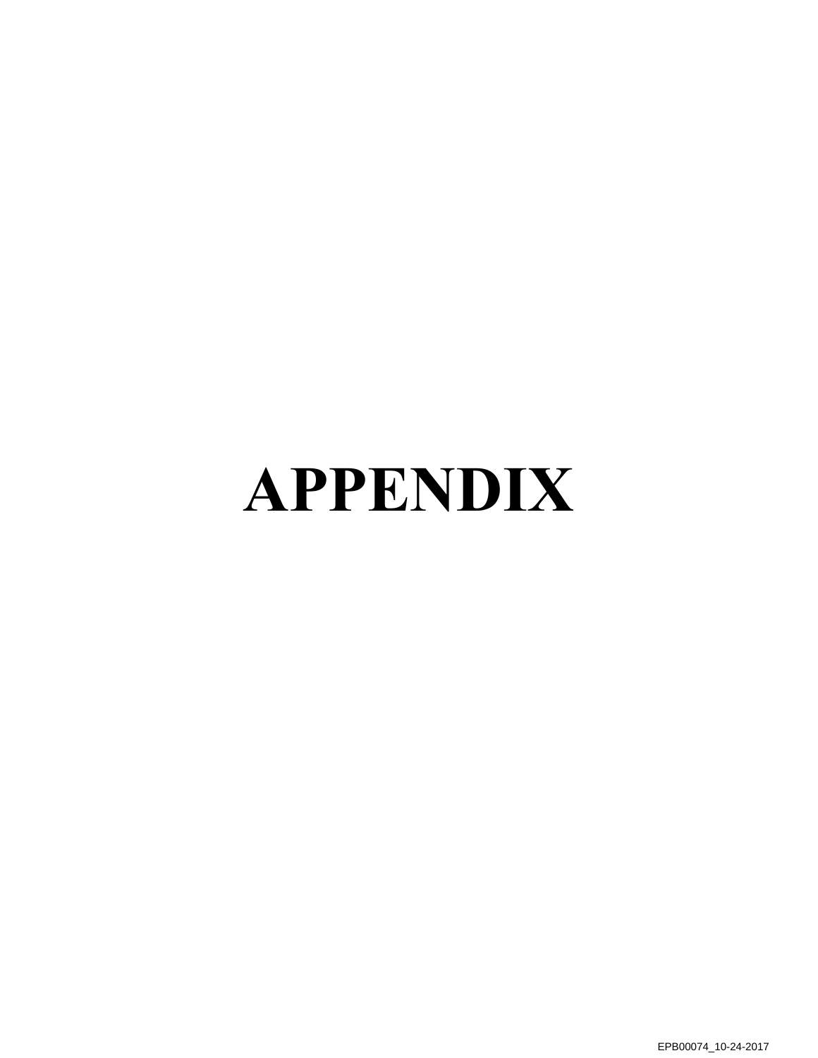# APPENDIX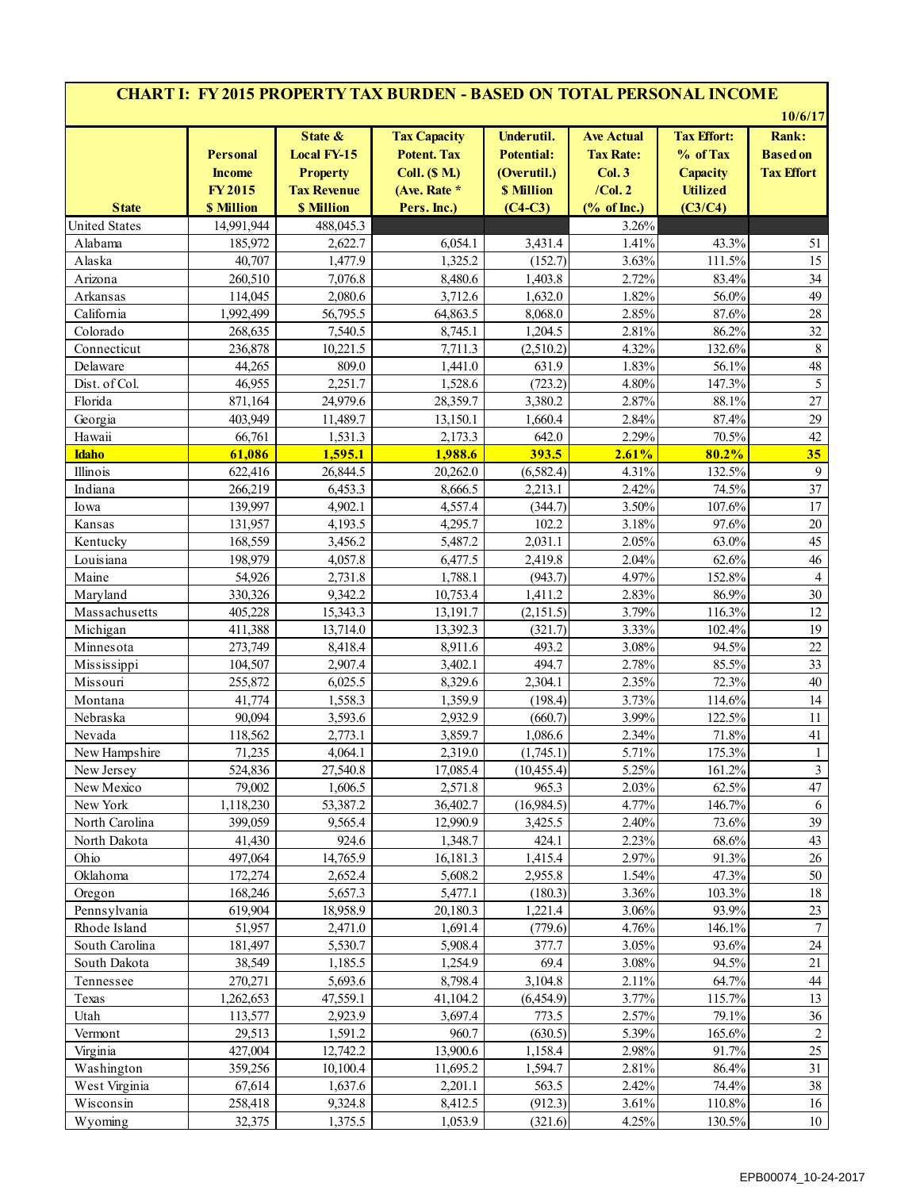## CHART I: FY 2015 PROPERTY TAX BURDEN - BASED ON TOTAL PERSONAL INCOME

10/6/17

| State | Personal Income FY 2015 $ Million | State & Local FY-15 Property Tax Revenue $ Million | Tax Capacity Potent. Tax Coll. ($ M.) (Ave. Rate * Pers. Inc.) | Underutil. Potential: (Overutil.) $ Million (C4-C3) | Ave Actual Tax Rate: Col. 3 /Col. 2 (% of Inc.) | Tax Effort: % of Tax Capacity Utilized (C3/C4) | Rank: Based on Tax Effort |
|---|---|---|---|---|---|---|---|
| United States | 14,991,944 | 488,045.3 | | | 3.26% | | |
| Alabama | 185,972 | 2,622.7 | 6,054.1 | 3,431.4 | 1.41% | 43.3% | 51 |
| Alaska | 40,707 | 1,477.9 | 1,325.2 | (152.7) | 3.63% | 111.5% | 15 |
| Arizona | 260,510 | 7,076.8 | 8,480.6 | 1,403.8 | 2.72% | 83.4% | 34 |
| Arkansas | 114,045 | 2,080.6 | 3,712.6 | 1,632.0 | 1.82% | 56.0% | 49 |
| California | 1,992,499 | 56,795.5 | 64,863.5 | 8,068.0 | 2.85% | 87.6% | 28 |
| Colorado | 268,635 | 7,540.5 | 8,745.1 | 1,204.5 | 2.81% | 86.2% | 32 |
| Connecticut | 236,878 | 10,221.5 | 7,711.3 | (2,510.2) | 4.32% | 132.6% | 8 |
| Delaware | 44,265 | 809.0 | 1,441.0 | 631.9 | 1.83% | 56.1% | 48 |
| Dist. of Col. | 46,955 | 2,251.7 | 1,528.6 | (723.2) | 4.80% | 147.3% | 5 |
| Florida | 871,164 | 24,979.6 | 28,359.7 | 3,380.2 | 2.87% | 88.1% | 27 |
| Georgia | 403,949 | 11,489.7 | 13,150.1 | 1,660.4 | 2.84% | 87.4% | 29 |
| Hawaii | 66,761 | 1,531.3 | 2,173.3 | 642.0 | 2.29% | 70.5% | 42 |
| **Idaho** | **61,086** | **1,595.1** | **1,988.6** | **393.5** | **2.61%** | **80.2%** | **35** |
| Illinois | 622,416 | 26,844.5 | 20,262.0 | (6,582.4) | 4.31% | 132.5% | 9 |
| Indiana | 266,219 | 6,453.3 | 8,666.5 | 2,213.1 | 2.42% | 74.5% | 37 |
| Iowa | 139,997 | 4,902.1 | 4,557.4 | (344.7) | 3.50% | 107.6% | 17 |
| Kansas | 131,957 | 4,193.5 | 4,295.7 | 102.2 | 3.18% | 97.6% | 20 |
| Kentucky | 168,559 | 3,456.2 | 5,487.2 | 2,031.1 | 2.05% | 63.0% | 45 |
| Louisiana | 198,979 | 4,057.8 | 6,477.5 | 2,419.8 | 2.04% | 62.6% | 46 |
| Maine | 54,926 | 2,731.8 | 1,788.1 | (943.7) | 4.97% | 152.8% | 4 |
| Maryland | 330,326 | 9,342.2 | 10,753.4 | 1,411.2 | 2.83% | 86.9% | 30 |
| Massachusetts | 405,228 | 15,343.3 | 13,191.7 | (2,151.5) | 3.79% | 116.3% | 12 |
| Michigan | 411,388 | 13,714.0 | 13,392.3 | (321.7) | 3.33% | 102.4% | 19 |
| Minnesota | 273,749 | 8,418.4 | 8,911.6 | 493.2 | 3.08% | 94.5% | 22 |
| Mississippi | 104,507 | 2,907.4 | 3,402.1 | 494.7 | 2.78% | 85.5% | 33 |
| Missouri | 255,872 | 6,025.5 | 8,329.6 | 2,304.1 | 2.35% | 72.3% | 40 |
| Montana | 41,774 | 1,558.3 | 1,359.9 | (198.4) | 3.73% | 114.6% | 14 |
| Nebraska | 90,094 | 3,593.6 | 2,932.9 | (660.7) | 3.99% | 122.5% | 11 |
| Nevada | 118,562 | 2,773.1 | 3,859.7 | 1,086.6 | 2.34% | 71.8% | 41 |
| New Hampshire | 71,235 | 4,064.1 | 2,319.0 | (1,745.1) | 5.71% | 175.3% | 1 |
| New Jersey | 524,836 | 27,540.8 | 17,085.4 | (10,455.4) | 5.25% | 161.2% | 3 |
| New Mexico | 79,002 | 1,606.5 | 2,571.8 | 965.3 | 2.03% | 62.5% | 47 |
| New York | 1,118,230 | 53,387.2 | 36,402.7 | (16,984.5) | 4.77% | 146.7% | 6 |
| North Carolina | 399,059 | 9,565.4 | 12,990.9 | 3,425.5 | 2.40% | 73.6% | 39 |
| North Dakota | 41,430 | 924.6 | 1,348.7 | 424.1 | 2.23% | 68.6% | 43 |
| Ohio | 497,064 | 14,765.9 | 16,181.3 | 1,415.4 | 2.97% | 91.3% | 26 |
| Oklahoma | 172,274 | 2,652.4 | 5,608.2 | 2,955.8 | 1.54% | 47.3% | 50 |
| Oregon | 168,246 | 5,657.3 | 5,477.1 | (180.3) | 3.36% | 103.3% | 18 |
| Pennsylvania | 619,904 | 18,958.9 | 20,180.3 | 1,221.4 | 3.06% | 93.9% | 23 |
| Rhode Island | 51,957 | 2,471.0 | 1,691.4 | (779.6) | 4.76% | 146.1% | 7 |
| South Carolina | 181,497 | 5,530.7 | 5,908.4 | 377.7 | 3.05% | 93.6% | 24 |
| South Dakota | 38,549 | 1,185.5 | 1,254.9 | 69.4 | 3.08% | 94.5% | 21 |
| Tennessee | 270,271 | 5,693.6 | 8,798.4 | 3,104.8 | 2.11% | 64.7% | 44 |
| Texas | 1,262,653 | 47,559.1 | 41,104.2 | (6,454.9) | 3.77% | 115.7% | 13 |
| Utah | 113,577 | 2,923.9 | 3,697.4 | 773.5 | 2.57% | 79.1% | 36 |
| Vermont | 29,513 | 1,591.2 | 960.7 | (630.5) | 5.39% | 165.6% | 2 |
| Virginia | 427,004 | 12,742.2 | 13,900.6 | 1,158.4 | 2.98% | 91.7% | 25 |
| Washington | 359,256 | 10,100.4 | 11,695.2 | 1,594.7 | 2.81% | 86.4% | 31 |
| West Virginia | 67,614 | 1,637.6 | 2,201.1 | 563.5 | 2.42% | 74.4% | 38 |
| Wisconsin | 258,418 | 9,324.8 | 8,412.5 | (912.3) | 3.61% | 110.8% | 16 |
| Wyoming | 32,375 | 1,375.5 | 1,053.9 | (321.6) | 4.25% | 130.5% | 10 |

EPB00074_10-24-2017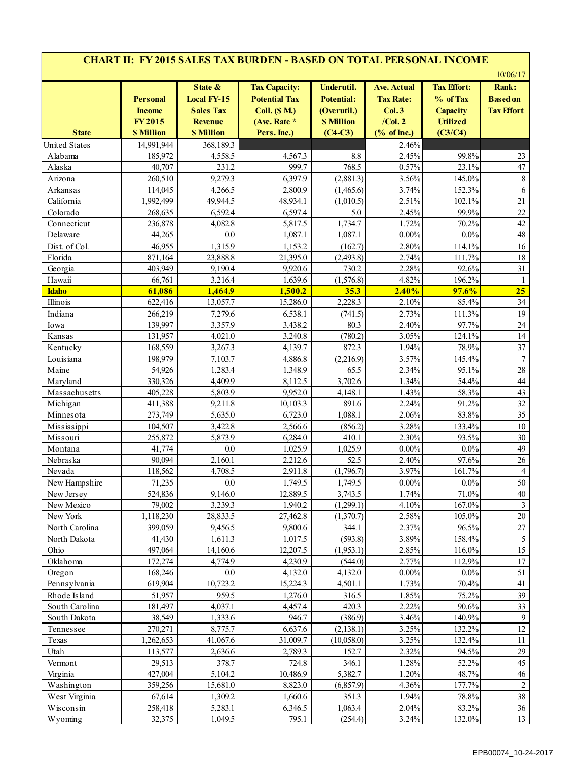# CHART II: FY 2015 SALES TAX BURDEN - BASED ON TOTAL PERSONAL INCOME

10/06/17

| State | Personal Income FY 2015 $ Million | State & Local FY-15 Sales Tax Revenue $ Million | Tax Capacity: Potential Tax Coll. ($ M.) (Ave. Rate * Pers. Inc.) | Underutil. Potential: (Overutil.) $ Million (C4-C3) | Ave. Actual Tax Rate: Col. 3 /Col. 2 (% of Inc.) | Tax Effort: % of Tax Capacity Utilized (C3/C4) | Rank: Based on Tax Effort |
|---|---|---|---|---|---|---|---|
| United States | 14,991,944 | 368,189.3 | | | 2.46% | | |
| Alabama | 185,972 | 4,558.5 | 4,567.3 | 8.8 | 2.45% | 99.8% | 23 |
| Alaska | 40,707 | 231.2 | 999.7 | 768.5 | 0.57% | 23.1% | 47 |
| Arizona | 260,510 | 9,279.3 | 6,397.9 | (2,881.3) | 3.56% | 145.0% | 8 |
| Arkansas | 114,045 | 4,266.5 | 2,800.9 | (1,465.6) | 3.74% | 152.3% | 6 |
| California | 1,992,499 | 49,944.5 | 48,934.1 | (1,010.5) | 2.51% | 102.1% | 21 |
| Colorado | 268,635 | 6,592.4 | 6,597.4 | 5.0 | 2.45% | 99.9% | 22 |
| Connecticut | 236,878 | 4,082.8 | 5,817.5 | 1,734.7 | 1.72% | 70.2% | 42 |
| Delaware | 44,265 | 0.0 | 1,087.1 | 1,087.1 | 0.00% | 0.0% | 48 |
| Dist. of Col. | 46,955 | 1,315.9 | 1,153.2 | (162.7) | 2.80% | 114.1% | 16 |
| Florida | 871,164 | 23,888.8 | 21,395.0 | (2,493.8) | 2.74% | 111.7% | 18 |
| Georgia | 403,949 | 9,190.4 | 9,920.6 | 730.2 | 2.28% | 92.6% | 31 |
| Hawaii | 66,761 | 3,216.4 | 1,639.6 | (1,576.8) | 4.82% | 196.2% | 1 |
| **Idaho** | **61,086** | **1,464.9** | **1,500.2** | **35.3** | **2.40%** | **97.6%** | **25** |
| Illinois | 622,416 | 13,057.7 | 15,286.0 | 2,228.3 | 2.10% | 85.4% | 34 |
| Indiana | 266,219 | 7,279.6 | 6,538.1 | (741.5) | 2.73% | 111.3% | 19 |
| Iowa | 139,997 | 3,357.9 | 3,438.2 | 80.3 | 2.40% | 97.7% | 24 |
| Kansas | 131,957 | 4,021.0 | 3,240.8 | (780.2) | 3.05% | 124.1% | 14 |
| Kentucky | 168,559 | 3,267.3 | 4,139.7 | 872.3 | 1.94% | 78.9% | 37 |
| Louisiana | 198,979 | 7,103.7 | 4,886.8 | (2,216.9) | 3.57% | 145.4% | 7 |
| Maine | 54,926 | 1,283.4 | 1,348.9 | 65.5 | 2.34% | 95.1% | 28 |
| Maryland | 330,326 | 4,409.9 | 8,112.5 | 3,702.6 | 1.34% | 54.4% | 44 |
| Massachusetts | 405,228 | 5,803.9 | 9,952.0 | 4,148.1 | 1.43% | 58.3% | 43 |
| Michigan | 411,388 | 9,211.8 | 10,103.3 | 891.6 | 2.24% | 91.2% | 32 |
| Minnesota | 273,749 | 5,635.0 | 6,723.0 | 1,088.1 | 2.06% | 83.8% | 35 |
| Mississippi | 104,507 | 3,422.8 | 2,566.6 | (856.2) | 3.28% | 133.4% | 10 |
| Missouri | 255,872 | 5,873.9 | 6,284.0 | 410.1 | 2.30% | 93.5% | 30 |
| Montana | 41,774 | 0.0 | 1,025.9 | 1,025.9 | 0.00% | 0.0% | 49 |
| Nebraska | 90,094 | 2,160.1 | 2,212.6 | 52.5 | 2.40% | 97.6% | 26 |
| Nevada | 118,562 | 4,708.5 | 2,911.8 | (1,796.7) | 3.97% | 161.7% | 4 |
| New Hampshire | 71,235 | 0.0 | 1,749.5 | 1,749.5 | 0.00% | 0.0% | 50 |
| New Jersey | 524,836 | 9,146.0 | 12,889.5 | 3,743.5 | 1.74% | 71.0% | 40 |
| New Mexico | 79,002 | 3,239.3 | 1,940.2 | (1,299.1) | 4.10% | 167.0% | 3 |
| New York | 1,118,230 | 28,833.5 | 27,462.8 | (1,370.7) | 2.58% | 105.0% | 20 |
| North Carolina | 399,059 | 9,456.5 | 9,800.6 | 344.1 | 2.37% | 96.5% | 27 |
| North Dakota | 41,430 | 1,611.3 | 1,017.5 | (593.8) | 3.89% | 158.4% | 5 |
| Ohio | 497,064 | 14,160.6 | 12,207.5 | (1,953.1) | 2.85% | 116.0% | 15 |
| Oklahoma | 172,274 | 4,774.9 | 4,230.9 | (544.0) | 2.77% | 112.9% | 17 |
| Oregon | 168,246 | 0.0 | 4,132.0 | 4,132.0 | 0.00% | 0.0% | 51 |
| Pennsylvania | 619,904 | 10,723.2 | 15,224.3 | 4,501.1 | 1.73% | 70.4% | 41 |
| Rhode Island | 51,957 | 959.5 | 1,276.0 | 316.5 | 1.85% | 75.2% | 39 |
| South Carolina | 181,497 | 4,037.1 | 4,457.4 | 420.3 | 2.22% | 90.6% | 33 |
| South Dakota | 38,549 | 1,333.6 | 946.7 | (386.9) | 3.46% | 140.9% | 9 |
| Tennessee | 270,271 | 8,775.7 | 6,637.6 | (2,138.1) | 3.25% | 132.2% | 12 |
| Texas | 1,262,653 | 41,067.6 | 31,009.7 | (10,058.0) | 3.25% | 132.4% | 11 |
| Utah | 113,577 | 2,636.6 | 2,789.3 | 152.7 | 2.32% | 94.5% | 29 |
| Vermont | 29,513 | 378.7 | 724.8 | 346.1 | 1.28% | 52.2% | 45 |
| Virginia | 427,004 | 5,104.2 | 10,486.9 | 5,382.7 | 1.20% | 48.7% | 46 |
| Washington | 359,256 | 15,681.0 | 8,823.0 | (6,857.9) | 4.36% | 177.7% | 2 |
| West Virginia | 67,614 | 1,309.2 | 1,660.6 | 351.3 | 1.94% | 78.8% | 38 |
| Wisconsin | 258,418 | 5,283.1 | 6,346.5 | 1,063.4 | 2.04% | 83.2% | 36 |
| Wyoming | 32,375 | 1,049.5 | 795.1 | (254.4) | 3.24% | 132.0% | 13 |

EPB00074_10-24-2017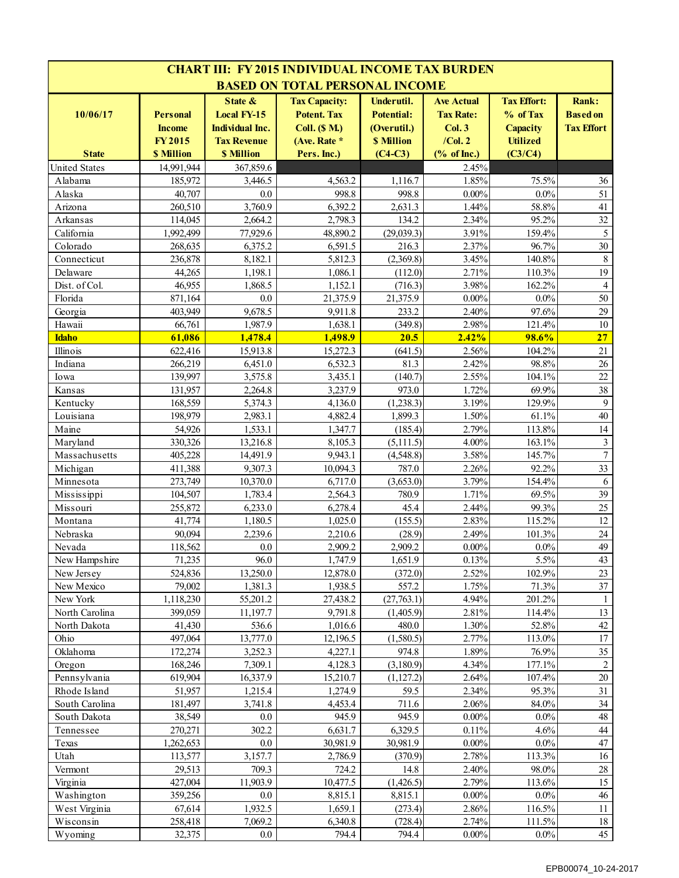# CHART III: FY 2015 INDIVIDUAL INCOME TAX BURDEN BASED ON TOTAL PERSONAL INCOME

| 10/06/17 State | Personal Income FY 2015 $ Million | State & Local FY-15 Individual Inc. Tax Revenue $ Million | Tax Capacity: Potent. Tax Coll. ($ M.) (Ave. Rate * Pers. Inc.) | Underutil. Potential: (Overutil.) $ Million (C4-C3) | Ave Actual Tax Rate: Col. 3 /Col. 2 (% of Inc.) | Tax Effort: % of Tax Capacity Utilized (C3/C4) | Rank: Based on Tax Effort |
|---|---|---|---|---|---|---|---|
| United States | 14,991,944 | 367,859.6 | | | 2.45% | | |
| Alabama | 185,972 | 3,446.5 | 4,563.2 | 1,116.7 | 1.85% | 75.5% | 36 |
| Alaska | 40,707 | 0.0 | 998.8 | 998.8 | 0.00% | 0.0% | 51 |
| Arizona | 260,510 | 3,760.9 | 6,392.2 | 2,631.3 | 1.44% | 58.8% | 41 |
| Arkansas | 114,045 | 2,664.2 | 2,798.3 | 134.2 | 2.34% | 95.2% | 32 |
| California | 1,992,499 | 77,929.6 | 48,890.2 | (29,039.3) | 3.91% | 159.4% | 5 |
| Colorado | 268,635 | 6,375.2 | 6,591.5 | 216.3 | 2.37% | 96.7% | 30 |
| Connecticut | 236,878 | 8,182.1 | 5,812.3 | (2,369.8) | 3.45% | 140.8% | 8 |
| Delaware | 44,265 | 1,198.1 | 1,086.1 | (112.0) | 2.71% | 110.3% | 19 |
| Dist. of Col. | 46,955 | 1,868.5 | 1,152.1 | (716.3) | 3.98% | 162.2% | 4 |
| Florida | 871,164 | 0.0 | 21,375.9 | 21,375.9 | 0.00% | 0.0% | 50 |
| Georgia | 403,949 | 9,678.5 | 9,911.8 | 233.2 | 2.40% | 97.6% | 29 |
| Hawaii | 66,761 | 1,987.9 | 1,638.1 | (349.8) | 2.98% | 121.4% | 10 |
| **Idaho** | **61,086** | **1,478.4** | **1,498.9** | **20.5** | **2.42%** | **98.6%** | **27** |
| Illinois | 622,416 | 15,913.8 | 15,272.3 | (641.5) | 2.56% | 104.2% | 21 |
| Indiana | 266,219 | 6,451.0 | 6,532.3 | 81.3 | 2.42% | 98.8% | 26 |
| Iowa | 139,997 | 3,575.8 | 3,435.1 | (140.7) | 2.55% | 104.1% | 22 |
| Kansas | 131,957 | 2,264.8 | 3,237.9 | 973.0 | 1.72% | 69.9% | 38 |
| Kentucky | 168,559 | 5,374.3 | 4,136.0 | (1,238.3) | 3.19% | 129.9% | 9 |
| Louisiana | 198,979 | 2,983.1 | 4,882.4 | 1,899.3 | 1.50% | 61.1% | 40 |
| Maine | 54,926 | 1,533.1 | 1,347.7 | (185.4) | 2.79% | 113.8% | 14 |
| Maryland | 330,326 | 13,216.8 | 8,105.3 | (5,111.5) | 4.00% | 163.1% | 3 |
| Massachusetts | 405,228 | 14,491.9 | 9,943.1 | (4,548.8) | 3.58% | 145.7% | 7 |
| Michigan | 411,388 | 9,307.3 | 10,094.3 | 787.0 | 2.26% | 92.2% | 33 |
| Minnesota | 273,749 | 10,370.0 | 6,717.0 | (3,653.0) | 3.79% | 154.4% | 6 |
| Mississippi | 104,507 | 1,783.4 | 2,564.3 | 780.9 | 1.71% | 69.5% | 39 |
| Missouri | 255,872 | 6,233.0 | 6,278.4 | 45.4 | 2.44% | 99.3% | 25 |
| Montana | 41,774 | 1,180.5 | 1,025.0 | (155.5) | 2.83% | 115.2% | 12 |
| Nebraska | 90,094 | 2,239.6 | 2,210.6 | (28.9) | 2.49% | 101.3% | 24 |
| Nevada | 118,562 | 0.0 | 2,909.2 | 2,909.2 | 0.00% | 0.0% | 49 |
| New Hampshire | 71,235 | 96.0 | 1,747.9 | 1,651.9 | 0.13% | 5.5% | 43 |
| New Jersey | 524,836 | 13,250.0 | 12,878.0 | (372.0) | 2.52% | 102.9% | 23 |
| New Mexico | 79,002 | 1,381.3 | 1,938.5 | 557.2 | 1.75% | 71.3% | 37 |
| New York | 1,118,230 | 55,201.2 | 27,438.2 | (27,763.1) | 4.94% | 201.2% | 1 |
| North Carolina | 399,059 | 11,197.7 | 9,791.8 | (1,405.9) | 2.81% | 114.4% | 13 |
| North Dakota | 41,430 | 536.6 | 1,016.6 | 480.0 | 1.30% | 52.8% | 42 |
| Ohio | 497,064 | 13,777.0 | 12,196.5 | (1,580.5) | 2.77% | 113.0% | 17 |
| Oklahoma | 172,274 | 3,252.3 | 4,227.1 | 974.8 | 1.89% | 76.9% | 35 |
| Oregon | 168,246 | 7,309.1 | 4,128.3 | (3,180.9) | 4.34% | 177.1% | 2 |
| Pennsylvania | 619,904 | 16,337.9 | 15,210.7 | (1,127.2) | 2.64% | 107.4% | 20 |
| Rhode Island | 51,957 | 1,215.4 | 1,274.9 | 59.5 | 2.34% | 95.3% | 31 |
| South Carolina | 181,497 | 3,741.8 | 4,453.4 | 711.6 | 2.06% | 84.0% | 34 |
| South Dakota | 38,549 | 0.0 | 945.9 | 945.9 | 0.00% | 0.0% | 48 |
| Tennessee | 270,271 | 302.2 | 6,631.7 | 6,329.5 | 0.11% | 4.6% | 44 |
| Texas | 1,262,653 | 0.0 | 30,981.9 | 30,981.9 | 0.00% | 0.0% | 47 |
| Utah | 113,577 | 3,157.7 | 2,786.9 | (370.9) | 2.78% | 113.3% | 16 |
| Vermont | 29,513 | 709.3 | 724.2 | 14.8 | 2.40% | 98.0% | 28 |
| Virginia | 427,004 | 11,903.9 | 10,477.5 | (1,426.5) | 2.79% | 113.6% | 15 |
| Washington | 359,256 | 0.0 | 8,815.1 | 8,815.1 | 0.00% | 0.0% | 46 |
| West Virginia | 67,614 | 1,932.5 | 1,659.1 | (273.4) | 2.86% | 116.5% | 11 |
| Wisconsin | 258,418 | 7,069.2 | 6,340.8 | (728.4) | 2.74% | 111.5% | 18 |
| Wyoming | 32,375 | 0.0 | 794.4 | 794.4 | 0.00% | 0.0% | 45 |

EPB00074_10-24-2017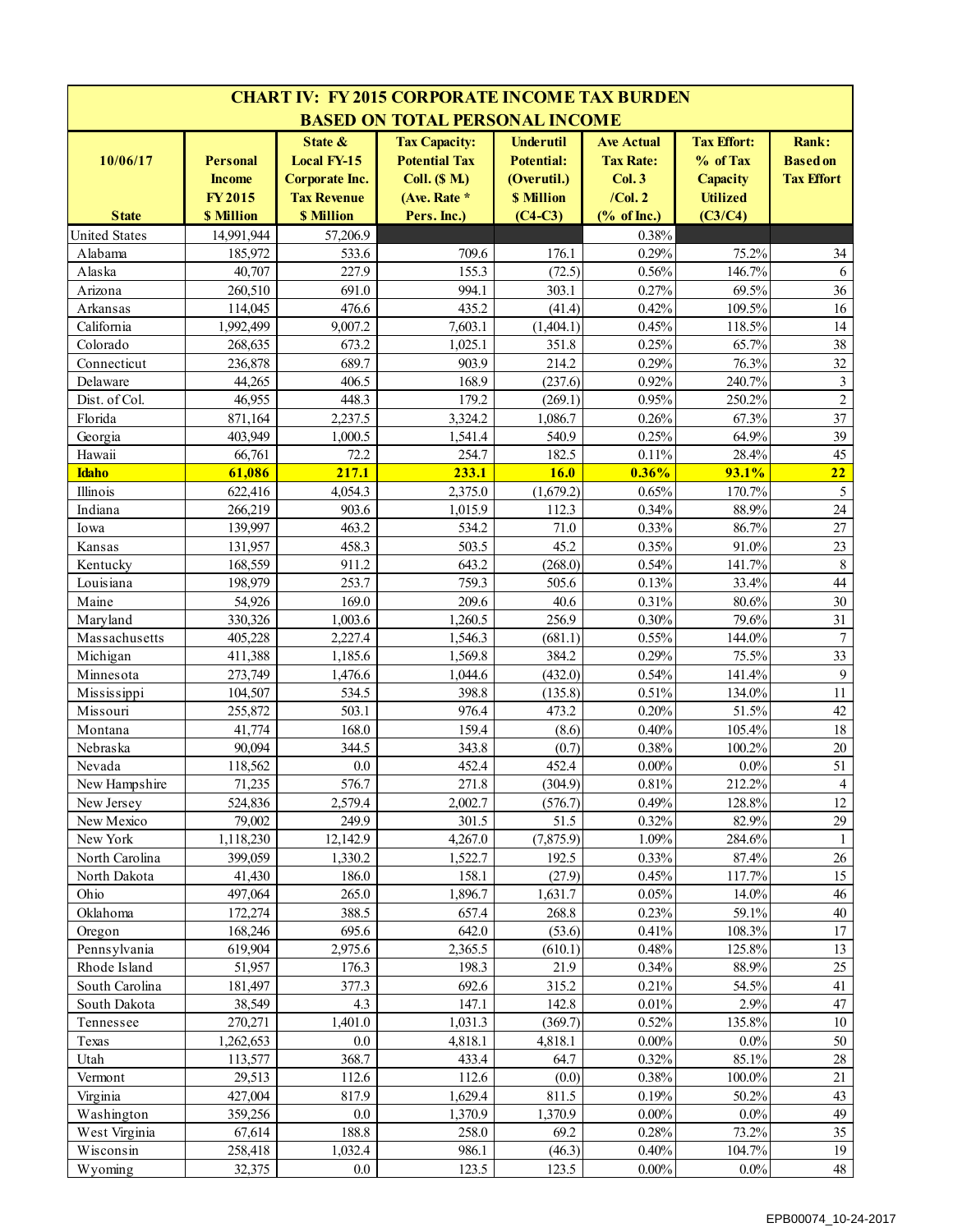# CHART IV: FY 2015 CORPORATE INCOME TAX BURDEN BASED ON TOTAL PERSONAL INCOME

| 10/06/17<br>State | Personal Income FY 2015 $ Million | State & Local FY-15 Corporate Inc. Tax Revenue $ Million | Tax Capacity: Potential Tax Coll. ($ M.) (Ave. Rate * Pers. Inc.) | Underutil Potential: (Overutil.) $ Million (C4-C3) | Ave Actual Tax Rate: Col. 3 /Col. 2 (% of Inc.) | Tax Effort: % of Tax Capacity Utilized (C3/C4) | Rank: Based on Tax Effort |
|---|---|---|---|---|---|---|---|
| United States | 14,991,944 | 57,206.9 | | | 0.38% | | |
| Alabama | 185,972 | 533.6 | 709.6 | 176.1 | 0.29% | 75.2% | 34 |
| Alaska | 40,707 | 227.9 | 155.3 | (72.5) | 0.56% | 146.7% | 6 |
| Arizona | 260,510 | 691.0 | 994.1 | 303.1 | 0.27% | 69.5% | 36 |
| Arkansas | 114,045 | 476.6 | 435.2 | (41.4) | 0.42% | 109.5% | 16 |
| California | 1,992,499 | 9,007.2 | 7,603.1 | (1,404.1) | 0.45% | 118.5% | 14 |
| Colorado | 268,635 | 673.2 | 1,025.1 | 351.8 | 0.25% | 65.7% | 38 |
| Connecticut | 236,878 | 689.7 | 903.9 | 214.2 | 0.29% | 76.3% | 32 |
| Delaware | 44,265 | 406.5 | 168.9 | (237.6) | 0.92% | 240.7% | 3 |
| Dist. of Col. | 46,955 | 448.3 | 179.2 | (269.1) | 0.95% | 250.2% | 2 |
| Florida | 871,164 | 2,237.5 | 3,324.2 | 1,086.7 | 0.26% | 67.3% | 37 |
| Georgia | 403,949 | 1,000.5 | 1,541.4 | 540.9 | 0.25% | 64.9% | 39 |
| Hawaii | 66,761 | 72.2 | 254.7 | 182.5 | 0.11% | 28.4% | 45 |
| **Idaho** | **61,086** | **217.1** | **233.1** | **16.0** | **0.36%** | **93.1%** | **22** |
| Illinois | 622,416 | 4,054.3 | 2,375.0 | (1,679.2) | 0.65% | 170.7% | 5 |
| Indiana | 266,219 | 903.6 | 1,015.9 | 112.3 | 0.34% | 88.9% | 24 |
| Iowa | 139,997 | 463.2 | 534.2 | 71.0 | 0.33% | 86.7% | 27 |
| Kansas | 131,957 | 458.3 | 503.5 | 45.2 | 0.35% | 91.0% | 23 |
| Kentucky | 168,559 | 911.2 | 643.2 | (268.0) | 0.54% | 141.7% | 8 |
| Louisiana | 198,979 | 253.7 | 759.3 | 505.6 | 0.13% | 33.4% | 44 |
| Maine | 54,926 | 169.0 | 209.6 | 40.6 | 0.31% | 80.6% | 30 |
| Maryland | 330,326 | 1,003.6 | 1,260.5 | 256.9 | 0.30% | 79.6% | 31 |
| Massachusetts | 405,228 | 2,227.4 | 1,546.3 | (681.1) | 0.55% | 144.0% | 7 |
| Michigan | 411,388 | 1,185.6 | 1,569.8 | 384.2 | 0.29% | 75.5% | 33 |
| Minnesota | 273,749 | 1,476.6 | 1,044.6 | (432.0) | 0.54% | 141.4% | 9 |
| Mississippi | 104,507 | 534.5 | 398.8 | (135.8) | 0.51% | 134.0% | 11 |
| Missouri | 255,872 | 503.1 | 976.4 | 473.2 | 0.20% | 51.5% | 42 |
| Montana | 41,774 | 168.0 | 159.4 | (8.6) | 0.40% | 105.4% | 18 |
| Nebraska | 90,094 | 344.5 | 343.8 | (0.7) | 0.38% | 100.2% | 20 |
| Nevada | 118,562 | 0.0 | 452.4 | 452.4 | 0.00% | 0.0% | 51 |
| New Hampshire | 71,235 | 576.7 | 271.8 | (304.9) | 0.81% | 212.2% | 4 |
| New Jersey | 524,836 | 2,579.4 | 2,002.7 | (576.7) | 0.49% | 128.8% | 12 |
| New Mexico | 79,002 | 249.9 | 301.5 | 51.5 | 0.32% | 82.9% | 29 |
| New York | 1,118,230 | 12,142.9 | 4,267.0 | (7,875.9) | 1.09% | 284.6% | 1 |
| North Carolina | 399,059 | 1,330.2 | 1,522.7 | 192.5 | 0.33% | 87.4% | 26 |
| North Dakota | 41,430 | 186.0 | 158.1 | (27.9) | 0.45% | 117.7% | 15 |
| Ohio | 497,064 | 265.0 | 1,896.7 | 1,631.7 | 0.05% | 14.0% | 46 |
| Oklahoma | 172,274 | 388.5 | 657.4 | 268.8 | 0.23% | 59.1% | 40 |
| Oregon | 168,246 | 695.6 | 642.0 | (53.6) | 0.41% | 108.3% | 17 |
| Pennsylvania | 619,904 | 2,975.6 | 2,365.5 | (610.1) | 0.48% | 125.8% | 13 |
| Rhode Island | 51,957 | 176.3 | 198.3 | 21.9 | 0.34% | 88.9% | 25 |
| South Carolina | 181,497 | 377.3 | 692.6 | 315.2 | 0.21% | 54.5% | 41 |
| South Dakota | 38,549 | 4.3 | 147.1 | 142.8 | 0.01% | 2.9% | 47 |
| Tennessee | 270,271 | 1,401.0 | 1,031.3 | (369.7) | 0.52% | 135.8% | 10 |
| Texas | 1,262,653 | 0.0 | 4,818.1 | 4,818.1 | 0.00% | 0.0% | 50 |
| Utah | 113,577 | 368.7 | 433.4 | 64.7 | 0.32% | 85.1% | 28 |
| Vermont | 29,513 | 112.6 | 112.6 | (0.0) | 0.38% | 100.0% | 21 |
| Virginia | 427,004 | 817.9 | 1,629.4 | 811.5 | 0.19% | 50.2% | 43 |
| Washington | 359,256 | 0.0 | 1,370.9 | 1,370.9 | 0.00% | 0.0% | 49 |
| West Virginia | 67,614 | 188.8 | 258.0 | 69.2 | 0.28% | 73.2% | 35 |
| Wisconsin | 258,418 | 1,032.4 | 986.1 | (46.3) | 0.40% | 104.7% | 19 |
| Wyoming | 32,375 | 0.0 | 123.5 | 123.5 | 0.00% | 0.0% | 48 |

EPB00074_10-24-2017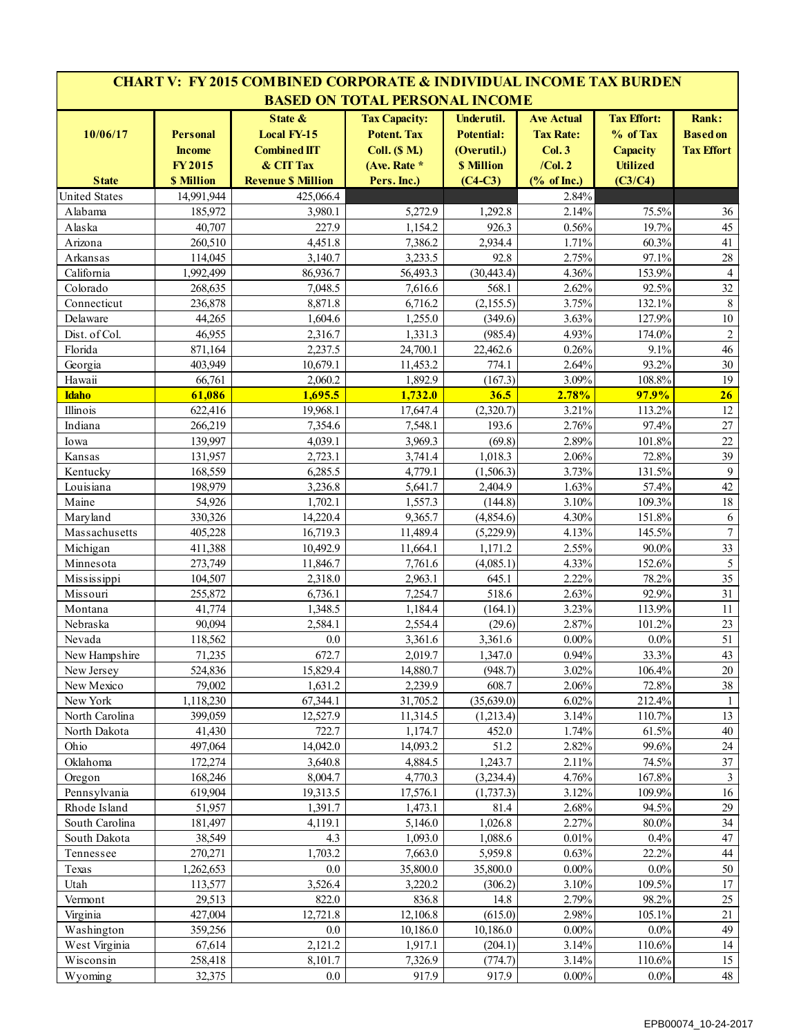# CHART V: FY 2015 COMBINED CORPORATE & INDIVIDUAL INCOME TAX BURDEN BASED ON TOTAL PERSONAL INCOME

| 10/06/17 State | Personal Income FY 2015 $ Million | State & Local FY-15 Combined IIT & CIT Tax Revenue $ Million | Tax Capacity: Potent. Tax Coll. ($ M.) (Ave. Rate * Pers. Inc.) | Underutil. Potential: (Overutil.) $ Million (C4-C3) | Ave Actual Tax Rate: Col. 3 /Col. 2 (% of Inc.) | Tax Effort: % of Tax Capacity Utilized (C3/C4) | Rank: Based on Tax Effort |
|---|---|---|---|---|---|---|---|
| United States | 14,991,944 | 425,066.4 | | | 2.84% | | |
| Alabama | 185,972 | 3,980.1 | 5,272.9 | 1,292.8 | 2.14% | 75.5% | 36 |
| Alaska | 40,707 | 227.9 | 1,154.2 | 926.3 | 0.56% | 19.7% | 45 |
| Arizona | 260,510 | 4,451.8 | 7,386.2 | 2,934.4 | 1.71% | 60.3% | 41 |
| Arkansas | 114,045 | 3,140.7 | 3,233.5 | 92.8 | 2.75% | 97.1% | 28 |
| California | 1,992,499 | 86,936.7 | 56,493.3 | (30,443.4) | 4.36% | 153.9% | 4 |
| Colorado | 268,635 | 7,048.5 | 7,616.6 | 568.1 | 2.62% | 92.5% | 32 |
| Connecticut | 236,878 | 8,871.8 | 6,716.2 | (2,155.5) | 3.75% | 132.1% | 8 |
| Delaware | 44,265 | 1,604.6 | 1,255.0 | (349.6) | 3.63% | 127.9% | 10 |
| Dist. of Col. | 46,955 | 2,316.7 | 1,331.3 | (985.4) | 4.93% | 174.0% | 2 |
| Florida | 871,164 | 2,237.5 | 24,700.1 | 22,462.6 | 0.26% | 9.1% | 46 |
| Georgia | 403,949 | 10,679.1 | 11,453.2 | 774.1 | 2.64% | 93.2% | 30 |
| Hawaii | 66,761 | 2,060.2 | 1,892.9 | (167.3) | 3.09% | 108.8% | 19 |
| **Idaho** | **61,086** | **1,695.5** | **1,732.0** | **36.5** | **2.78%** | **97.9%** | **26** |
| Illinois | 622,416 | 19,968.1 | 17,647.4 | (2,320.7) | 3.21% | 113.2% | 12 |
| Indiana | 266,219 | 7,354.6 | 7,548.1 | 193.6 | 2.76% | 97.4% | 27 |
| Iowa | 139,997 | 4,039.1 | 3,969.3 | (69.8) | 2.89% | 101.8% | 22 |
| Kansas | 131,957 | 2,723.1 | 3,741.4 | 1,018.3 | 2.06% | 72.8% | 39 |
| Kentucky | 168,559 | 6,285.5 | 4,779.1 | (1,506.3) | 3.73% | 131.5% | 9 |
| Louisiana | 198,979 | 3,236.8 | 5,641.7 | 2,404.9 | 1.63% | 57.4% | 42 |
| Maine | 54,926 | 1,702.1 | 1,557.3 | (144.8) | 3.10% | 109.3% | 18 |
| Maryland | 330,326 | 14,220.4 | 9,365.7 | (4,854.6) | 4.30% | 151.8% | 6 |
| Massachusetts | 405,228 | 16,719.3 | 11,489.4 | (5,229.9) | 4.13% | 145.5% | 7 |
| Michigan | 411,388 | 10,492.9 | 11,664.1 | 1,171.2 | 2.55% | 90.0% | 33 |
| Minnesota | 273,749 | 11,846.7 | 7,761.6 | (4,085.1) | 4.33% | 152.6% | 5 |
| Mississippi | 104,507 | 2,318.0 | 2,963.1 | 645.1 | 2.22% | 78.2% | 35 |
| Missouri | 255,872 | 6,736.1 | 7,254.7 | 518.6 | 2.63% | 92.9% | 31 |
| Montana | 41,774 | 1,348.5 | 1,184.4 | (164.1) | 3.23% | 113.9% | 11 |
| Nebraska | 90,094 | 2,584.1 | 2,554.4 | (29.6) | 2.87% | 101.2% | 23 |
| Nevada | 118,562 | 0.0 | 3,361.6 | 3,361.6 | 0.00% | 0.0% | 51 |
| New Hampshire | 71,235 | 672.7 | 2,019.7 | 1,347.0 | 0.94% | 33.3% | 43 |
| New Jersey | 524,836 | 15,829.4 | 14,880.7 | (948.7) | 3.02% | 106.4% | 20 |
| New Mexico | 79,002 | 1,631.2 | 2,239.9 | 608.7 | 2.06% | 72.8% | 38 |
| New York | 1,118,230 | 67,344.1 | 31,705.2 | (35,639.0) | 6.02% | 212.4% | 1 |
| North Carolina | 399,059 | 12,527.9 | 11,314.5 | (1,213.4) | 3.14% | 110.7% | 13 |
| North Dakota | 41,430 | 722.7 | 1,174.7 | 452.0 | 1.74% | 61.5% | 40 |
| Ohio | 497,064 | 14,042.0 | 14,093.2 | 51.2 | 2.82% | 99.6% | 24 |
| Oklahoma | 172,274 | 3,640.8 | 4,884.5 | 1,243.7 | 2.11% | 74.5% | 37 |
| Oregon | 168,246 | 8,004.7 | 4,770.3 | (3,234.4) | 4.76% | 167.8% | 3 |
| Pennsylvania | 619,904 | 19,313.5 | 17,576.1 | (1,737.3) | 3.12% | 109.9% | 16 |
| Rhode Island | 51,957 | 1,391.7 | 1,473.1 | 81.4 | 2.68% | 94.5% | 29 |
| South Carolina | 181,497 | 4,119.1 | 5,146.0 | 1,026.8 | 2.27% | 80.0% | 34 |
| South Dakota | 38,549 | 4.3 | 1,093.0 | 1,088.6 | 0.01% | 0.4% | 47 |
| Tennessee | 270,271 | 1,703.2 | 7,663.0 | 5,959.8 | 0.63% | 22.2% | 44 |
| Texas | 1,262,653 | 0.0 | 35,800.0 | 35,800.0 | 0.00% | 0.0% | 50 |
| Utah | 113,577 | 3,526.4 | 3,220.2 | (306.2) | 3.10% | 109.5% | 17 |
| Vermont | 29,513 | 822.0 | 836.8 | 14.8 | 2.79% | 98.2% | 25 |
| Virginia | 427,004 | 12,721.8 | 12,106.8 | (615.0) | 2.98% | 105.1% | 21 |
| Washington | 359,256 | 0.0 | 10,186.0 | 10,186.0 | 0.00% | 0.0% | 49 |
| West Virginia | 67,614 | 2,121.2 | 1,917.1 | (204.1) | 3.14% | 110.6% | 14 |
| Wisconsin | 258,418 | 8,101.7 | 7,326.9 | (774.7) | 3.14% | 110.6% | 15 |
| Wyoming | 32,375 | 0.0 | 917.9 | 917.9 | 0.00% | 0.0% | 48 |

EPB00074_10-24-2017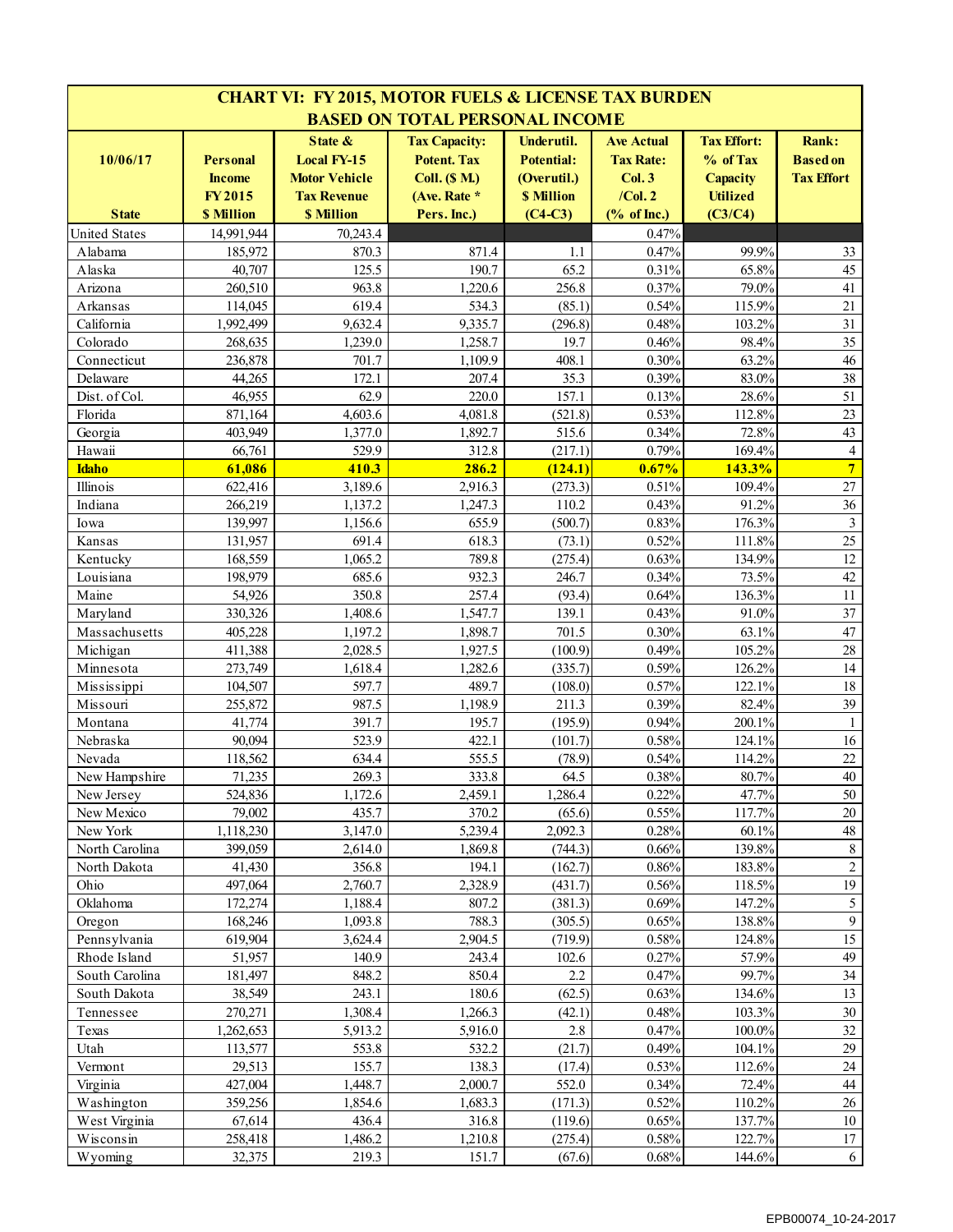# CHART VI: FY 2015, MOTOR FUELS & LICENSE TAX BURDEN BASED ON TOTAL PERSONAL INCOME

| 10/06/17<br><br>State | Personal Income FY 2015 $ Million | State & Local FY-15 Motor Vehicle Tax Revenue $ Million | Tax Capacity: Potent. Tax Coll. ($ M.) (Ave. Rate * Pers. Inc.) | Underutil. Potential: (Overutil.) $ Million (C4-C3) | Ave Actual Tax Rate: Col. 3 /Col. 2 (% of Inc.) | Tax Effort: % of Tax Capacity Utilized (C3/C4) | Rank: Based on Tax Effort |
|---|---|---|---|---|---|---|---|
| United States | 14,991,944 | 70,243.4 | | | 0.47% | | |
| Alabama | 185,972 | 870.3 | 871.4 | 1.1 | 0.47% | 99.9% | 33 |
| Alaska | 40,707 | 125.5 | 190.7 | 65.2 | 0.31% | 65.8% | 45 |
| Arizona | 260,510 | 963.8 | 1,220.6 | 256.8 | 0.37% | 79.0% | 41 |
| Arkansas | 114,045 | 619.4 | 534.3 | (85.1) | 0.54% | 115.9% | 21 |
| California | 1,992,499 | 9,632.4 | 9,335.7 | (296.8) | 0.48% | 103.2% | 31 |
| Colorado | 268,635 | 1,239.0 | 1,258.7 | 19.7 | 0.46% | 98.4% | 35 |
| Connecticut | 236,878 | 701.7 | 1,109.9 | 408.1 | 0.30% | 63.2% | 46 |
| Delaware | 44,265 | 172.1 | 207.4 | 35.3 | 0.39% | 83.0% | 38 |
| Dist. of Col. | 46,955 | 62.9 | 220.0 | 157.1 | 0.13% | 28.6% | 51 |
| Florida | 871,164 | 4,603.6 | 4,081.8 | (521.8) | 0.53% | 112.8% | 23 |
| Georgia | 403,949 | 1,377.0 | 1,892.7 | 515.6 | 0.34% | 72.8% | 43 |
| Hawaii | 66,761 | 529.9 | 312.8 | (217.1) | 0.79% | 169.4% | 4 |
| **Idaho** | **61,086** | **410.3** | **286.2** | **(124.1)** | **0.67%** | **143.3%** | **7** |
| Illinois | 622,416 | 3,189.6 | 2,916.3 | (273.3) | 0.51% | 109.4% | 27 |
| Indiana | 266,219 | 1,137.2 | 1,247.3 | 110.2 | 0.43% | 91.2% | 36 |
| Iowa | 139,997 | 1,156.6 | 655.9 | (500.7) | 0.83% | 176.3% | 3 |
| Kansas | 131,957 | 691.4 | 618.3 | (73.1) | 0.52% | 111.8% | 25 |
| Kentucky | 168,559 | 1,065.2 | 789.8 | (275.4) | 0.63% | 134.9% | 12 |
| Louisiana | 198,979 | 685.6 | 932.3 | 246.7 | 0.34% | 73.5% | 42 |
| Maine | 54,926 | 350.8 | 257.4 | (93.4) | 0.64% | 136.3% | 11 |
| Maryland | 330,326 | 1,408.6 | 1,547.7 | 139.1 | 0.43% | 91.0% | 37 |
| Massachusetts | 405,228 | 1,197.2 | 1,898.7 | 701.5 | 0.30% | 63.1% | 47 |
| Michigan | 411,388 | 2,028.5 | 1,927.5 | (100.9) | 0.49% | 105.2% | 28 |
| Minnesota | 273,749 | 1,618.4 | 1,282.6 | (335.7) | 0.59% | 126.2% | 14 |
| Mississippi | 104,507 | 597.7 | 489.7 | (108.0) | 0.57% | 122.1% | 18 |
| Missouri | 255,872 | 987.5 | 1,198.9 | 211.3 | 0.39% | 82.4% | 39 |
| Montana | 41,774 | 391.7 | 195.7 | (195.9) | 0.94% | 200.1% | 1 |
| Nebraska | 90,094 | 523.9 | 422.1 | (101.7) | 0.58% | 124.1% | 16 |
| Nevada | 118,562 | 634.4 | 555.5 | (78.9) | 0.54% | 114.2% | 22 |
| New Hampshire | 71,235 | 269.3 | 333.8 | 64.5 | 0.38% | 80.7% | 40 |
| New Jersey | 524,836 | 1,172.6 | 2,459.1 | 1,286.4 | 0.22% | 47.7% | 50 |
| New Mexico | 79,002 | 435.7 | 370.2 | (65.6) | 0.55% | 117.7% | 20 |
| New York | 1,118,230 | 3,147.0 | 5,239.4 | 2,092.3 | 0.28% | 60.1% | 48 |
| North Carolina | 399,059 | 2,614.0 | 1,869.8 | (744.3) | 0.66% | 139.8% | 8 |
| North Dakota | 41,430 | 356.8 | 194.1 | (162.7) | 0.86% | 183.8% | 2 |
| Ohio | 497,064 | 2,760.7 | 2,328.9 | (431.7) | 0.56% | 118.5% | 19 |
| Oklahoma | 172,274 | 1,188.4 | 807.2 | (381.3) | 0.69% | 147.2% | 5 |
| Oregon | 168,246 | 1,093.8 | 788.3 | (305.5) | 0.65% | 138.8% | 9 |
| Pennsylvania | 619,904 | 3,624.4 | 2,904.5 | (719.9) | 0.58% | 124.8% | 15 |
| Rhode Island | 51,957 | 140.9 | 243.4 | 102.6 | 0.27% | 57.9% | 49 |
| South Carolina | 181,497 | 848.2 | 850.4 | 2.2 | 0.47% | 99.7% | 34 |
| South Dakota | 38,549 | 243.1 | 180.6 | (62.5) | 0.63% | 134.6% | 13 |
| Tennessee | 270,271 | 1,308.4 | 1,266.3 | (42.1) | 0.48% | 103.3% | 30 |
| Texas | 1,262,653 | 5,913.2 | 5,916.0 | 2.8 | 0.47% | 100.0% | 32 |
| Utah | 113,577 | 553.8 | 532.2 | (21.7) | 0.49% | 104.1% | 29 |
| Vermont | 29,513 | 155.7 | 138.3 | (17.4) | 0.53% | 112.6% | 24 |
| Virginia | 427,004 | 1,448.7 | 2,000.7 | 552.0 | 0.34% | 72.4% | 44 |
| Washington | 359,256 | 1,854.6 | 1,683.3 | (171.3) | 0.52% | 110.2% | 26 |
| West Virginia | 67,614 | 436.4 | 316.8 | (119.6) | 0.65% | 137.7% | 10 |
| Wisconsin | 258,418 | 1,486.2 | 1,210.8 | (275.4) | 0.58% | 122.7% | 17 |
| Wyoming | 32,375 | 219.3 | 151.7 | (67.6) | 0.68% | 144.6% | 6 |

EPB00074_10-24-2017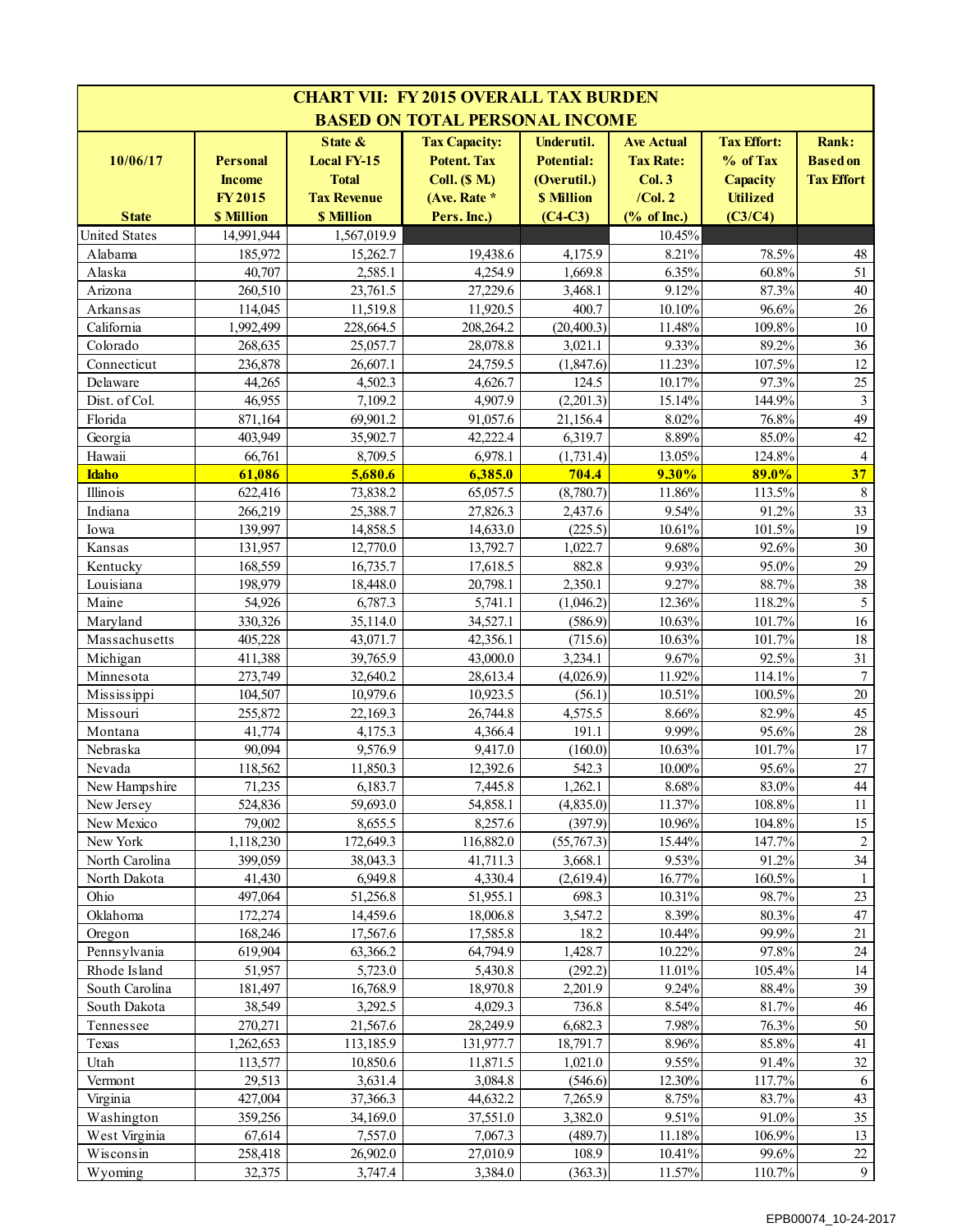# CHART VII: FY 2015 OVERALL TAX BURDEN BASED ON TOTAL PERSONAL INCOME

| 10/06/17<br><br>State | Personal Income FY 2015 $ Million | State & Local FY-15 Total Tax Revenue $ Million | Tax Capacity: Potent. Tax Coll. ($ M.) (Ave. Rate * Pers. Inc.) | Underutil. Potential: (Overutil.) $ Million (C4-C3) | Ave Actual Tax Rate: Col. 3 /Col. 2 (% of Inc.) | Tax Effort: % of Tax Capacity Utilized (C3/C4) | Rank: Based on Tax Effort |
|---|---|---|---|---|---|---|---|
| United States | 14,991,944 | 1,567,019.9 | | | 10.45% | | |
| Alabama | 185,972 | 15,262.7 | 19,438.6 | 4,175.9 | 8.21% | 78.5% | 48 |
| Alaska | 40,707 | 2,585.1 | 4,254.9 | 1,669.8 | 6.35% | 60.8% | 51 |
| Arizona | 260,510 | 23,761.5 | 27,229.6 | 3,468.1 | 9.12% | 87.3% | 40 |
| Arkansas | 114,045 | 11,519.8 | 11,920.5 | 400.7 | 10.10% | 96.6% | 26 |
| California | 1,992,499 | 228,664.5 | 208,264.2 | (20,400.3) | 11.48% | 109.8% | 10 |
| Colorado | 268,635 | 25,057.7 | 28,078.8 | 3,021.1 | 9.33% | 89.2% | 36 |
| Connecticut | 236,878 | 26,607.1 | 24,759.5 | (1,847.6) | 11.23% | 107.5% | 12 |
| Delaware | 44,265 | 4,502.3 | 4,626.7 | 124.5 | 10.17% | 97.3% | 25 |
| Dist. of Col. | 46,955 | 7,109.2 | 4,907.9 | (2,201.3) | 15.14% | 144.9% | 3 |
| Florida | 871,164 | 69,901.2 | 91,057.6 | 21,156.4 | 8.02% | 76.8% | 49 |
| Georgia | 403,949 | 35,902.7 | 42,222.4 | 6,319.7 | 8.89% | 85.0% | 42 |
| Hawaii | 66,761 | 8,709.5 | 6,978.1 | (1,731.4) | 13.05% | 124.8% | 4 |
| **Idaho** | **61,086** | **5,680.6** | **6,385.0** | **704.4** | **9.30%** | **89.0%** | **37** |
| Illinois | 622,416 | 73,838.2 | 65,057.5 | (8,780.7) | 11.86% | 113.5% | 8 |
| Indiana | 266,219 | 25,388.7 | 27,826.3 | 2,437.6 | 9.54% | 91.2% | 33 |
| Iowa | 139,997 | 14,858.5 | 14,633.0 | (225.5) | 10.61% | 101.5% | 19 |
| Kansas | 131,957 | 12,770.0 | 13,792.7 | 1,022.7 | 9.68% | 92.6% | 30 |
| Kentucky | 168,559 | 16,735.7 | 17,618.5 | 882.8 | 9.93% | 95.0% | 29 |
| Louisiana | 198,979 | 18,448.0 | 20,798.1 | 2,350.1 | 9.27% | 88.7% | 38 |
| Maine | 54,926 | 6,787.3 | 5,741.1 | (1,046.2) | 12.36% | 118.2% | 5 |
| Maryland | 330,326 | 35,114.0 | 34,527.1 | (586.9) | 10.63% | 101.7% | 16 |
| Massachusetts | 405,228 | 43,071.7 | 42,356.1 | (715.6) | 10.63% | 101.7% | 18 |
| Michigan | 411,388 | 39,765.9 | 43,000.0 | 3,234.1 | 9.67% | 92.5% | 31 |
| Minnesota | 273,749 | 32,640.2 | 28,613.4 | (4,026.9) | 11.92% | 114.1% | 7 |
| Mississippi | 104,507 | 10,979.6 | 10,923.5 | (56.1) | 10.51% | 100.5% | 20 |
| Missouri | 255,872 | 22,169.3 | 26,744.8 | 4,575.5 | 8.66% | 82.9% | 45 |
| Montana | 41,774 | 4,175.3 | 4,366.4 | 191.1 | 9.99% | 95.6% | 28 |
| Nebraska | 90,094 | 9,576.9 | 9,417.0 | (160.0) | 10.63% | 101.7% | 17 |
| Nevada | 118,562 | 11,850.3 | 12,392.6 | 542.3 | 10.00% | 95.6% | 27 |
| New Hampshire | 71,235 | 6,183.7 | 7,445.8 | 1,262.1 | 8.68% | 83.0% | 44 |
| New Jersey | 524,836 | 59,693.0 | 54,858.1 | (4,835.0) | 11.37% | 108.8% | 11 |
| New Mexico | 79,002 | 8,655.5 | 8,257.6 | (397.9) | 10.96% | 104.8% | 15 |
| New York | 1,118,230 | 172,649.3 | 116,882.0 | (55,767.3) | 15.44% | 147.7% | 2 |
| North Carolina | 399,059 | 38,043.3 | 41,711.3 | 3,668.1 | 9.53% | 91.2% | 34 |
| North Dakota | 41,430 | 6,949.8 | 4,330.4 | (2,619.4) | 16.77% | 160.5% | 1 |
| Ohio | 497,064 | 51,256.8 | 51,955.1 | 698.3 | 10.31% | 98.7% | 23 |
| Oklahoma | 172,274 | 14,459.6 | 18,006.8 | 3,547.2 | 8.39% | 80.3% | 47 |
| Oregon | 168,246 | 17,567.6 | 17,585.8 | 18.2 | 10.44% | 99.9% | 21 |
| Pennsylvania | 619,904 | 63,366.2 | 64,794.9 | 1,428.7 | 10.22% | 97.8% | 24 |
| Rhode Island | 51,957 | 5,723.0 | 5,430.8 | (292.2) | 11.01% | 105.4% | 14 |
| South Carolina | 181,497 | 16,768.9 | 18,970.8 | 2,201.9 | 9.24% | 88.4% | 39 |
| South Dakota | 38,549 | 3,292.5 | 4,029.3 | 736.8 | 8.54% | 81.7% | 46 |
| Tennessee | 270,271 | 21,567.6 | 28,249.9 | 6,682.3 | 7.98% | 76.3% | 50 |
| Texas | 1,262,653 | 113,185.9 | 131,977.7 | 18,791.7 | 8.96% | 85.8% | 41 |
| Utah | 113,577 | 10,850.6 | 11,871.5 | 1,021.0 | 9.55% | 91.4% | 32 |
| Vermont | 29,513 | 3,631.4 | 3,084.8 | (546.6) | 12.30% | 117.7% | 6 |
| Virginia | 427,004 | 37,366.3 | 44,632.2 | 7,265.9 | 8.75% | 83.7% | 43 |
| Washington | 359,256 | 34,169.0 | 37,551.0 | 3,382.0 | 9.51% | 91.0% | 35 |
| West Virginia | 67,614 | 7,557.0 | 7,067.3 | (489.7) | 11.18% | 106.9% | 13 |
| Wisconsin | 258,418 | 26,902.0 | 27,010.9 | 108.9 | 10.41% | 99.6% | 22 |
| Wyoming | 32,375 | 3,747.4 | 3,384.0 | (363.3) | 11.57% | 110.7% | 9 |

EPB00074_10-24-2017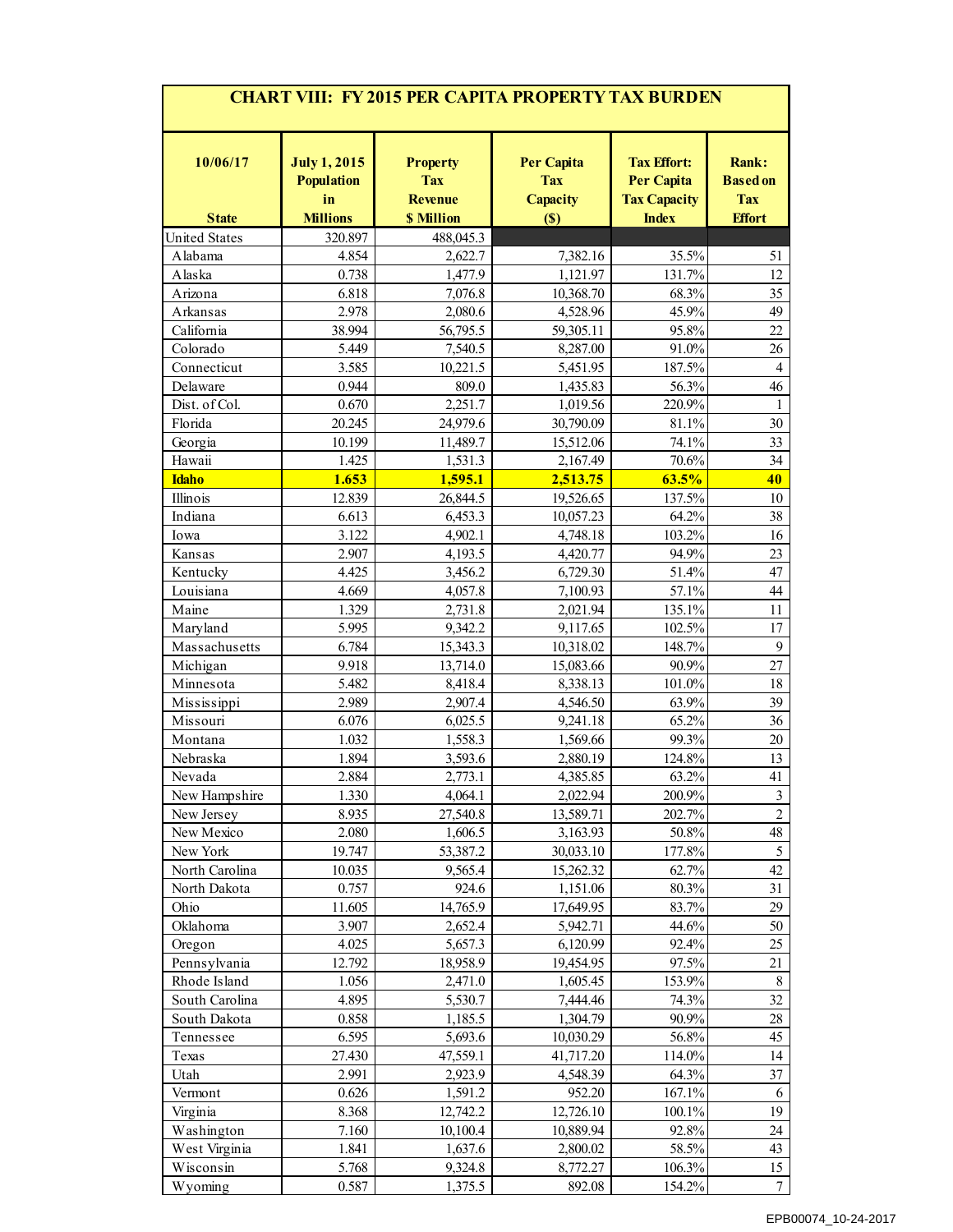# CHART VIII: FY 2015 PER CAPITA PROPERTY TAX BURDEN

| 10/06/17 State | July 1, 2015 Population in Millions | Property Tax Revenue $ Million | Per Capita Tax Capacity ($) | Tax Effort: Per Capita Tax Capacity Index | Rank: Based on Tax Effort |
|---|---|---|---|---|---|
| United States | 320.897 | 488,045.3 | | | |
| Alabama | 4.854 | 2,622.7 | 7,382.16 | 35.5% | 51 |
| Alaska | 0.738 | 1,477.9 | 1,121.97 | 131.7% | 12 |
| Arizona | 6.818 | 7,076.8 | 10,368.70 | 68.3% | 35 |
| Arkansas | 2.978 | 2,080.6 | 4,528.96 | 45.9% | 49 |
| California | 38.994 | 56,795.5 | 59,305.11 | 95.8% | 22 |
| Colorado | 5.449 | 7,540.5 | 8,287.00 | 91.0% | 26 |
| Connecticut | 3.585 | 10,221.5 | 5,451.95 | 187.5% | 4 |
| Delaware | 0.944 | 809.0 | 1,435.83 | 56.3% | 46 |
| Dist. of Col. | 0.670 | 2,251.7 | 1,019.56 | 220.9% | 1 |
| Florida | 20.245 | 24,979.6 | 30,790.09 | 81.1% | 30 |
| Georgia | 10.199 | 11,489.7 | 15,512.06 | 74.1% | 33 |
| Hawaii | 1.425 | 1,531.3 | 2,167.49 | 70.6% | 34 |
| **Idaho** | **1.653** | **1,595.1** | **2,513.75** | **63.5%** | **40** |
| Illinois | 12.839 | 26,844.5 | 19,526.65 | 137.5% | 10 |
| Indiana | 6.613 | 6,453.3 | 10,057.23 | 64.2% | 38 |
| Iowa | 3.122 | 4,902.1 | 4,748.18 | 103.2% | 16 |
| Kansas | 2.907 | 4,193.5 | 4,420.77 | 94.9% | 23 |
| Kentucky | 4.425 | 3,456.2 | 6,729.30 | 51.4% | 47 |
| Louisiana | 4.669 | 4,057.8 | 7,100.93 | 57.1% | 44 |
| Maine | 1.329 | 2,731.8 | 2,021.94 | 135.1% | 11 |
| Maryland | 5.995 | 9,342.2 | 9,117.65 | 102.5% | 17 |
| Massachusetts | 6.784 | 15,343.3 | 10,318.02 | 148.7% | 9 |
| Michigan | 9.918 | 13,714.0 | 15,083.66 | 90.9% | 27 |
| Minnesota | 5.482 | 8,418.4 | 8,338.13 | 101.0% | 18 |
| Mississippi | 2.989 | 2,907.4 | 4,546.50 | 63.9% | 39 |
| Missouri | 6.076 | 6,025.5 | 9,241.18 | 65.2% | 36 |
| Montana | 1.032 | 1,558.3 | 1,569.66 | 99.3% | 20 |
| Nebraska | 1.894 | 3,593.6 | 2,880.19 | 124.8% | 13 |
| Nevada | 2.884 | 2,773.1 | 4,385.85 | 63.2% | 41 |
| New Hampshire | 1.330 | 4,064.1 | 2,022.94 | 200.9% | 3 |
| New Jersey | 8.935 | 27,540.8 | 13,589.71 | 202.7% | 2 |
| New Mexico | 2.080 | 1,606.5 | 3,163.93 | 50.8% | 48 |
| New York | 19.747 | 53,387.2 | 30,033.10 | 177.8% | 5 |
| North Carolina | 10.035 | 9,565.4 | 15,262.32 | 62.7% | 42 |
| North Dakota | 0.757 | 924.6 | 1,151.06 | 80.3% | 31 |
| Ohio | 11.605 | 14,765.9 | 17,649.95 | 83.7% | 29 |
| Oklahoma | 3.907 | 2,652.4 | 5,942.71 | 44.6% | 50 |
| Oregon | 4.025 | 5,657.3 | 6,120.99 | 92.4% | 25 |
| Pennsylvania | 12.792 | 18,958.9 | 19,454.95 | 97.5% | 21 |
| Rhode Island | 1.056 | 2,471.0 | 1,605.45 | 153.9% | 8 |
| South Carolina | 4.895 | 5,530.7 | 7,444.46 | 74.3% | 32 |
| South Dakota | 0.858 | 1,185.5 | 1,304.79 | 90.9% | 28 |
| Tennessee | 6.595 | 5,693.6 | 10,030.29 | 56.8% | 45 |
| Texas | 27.430 | 47,559.1 | 41,717.20 | 114.0% | 14 |
| Utah | 2.991 | 2,923.9 | 4,548.39 | 64.3% | 37 |
| Vermont | 0.626 | 1,591.2 | 952.20 | 167.1% | 6 |
| Virginia | 8.368 | 12,742.2 | 12,726.10 | 100.1% | 19 |
| Washington | 7.160 | 10,100.4 | 10,889.94 | 92.8% | 24 |
| West Virginia | 1.841 | 1,637.6 | 2,800.02 | 58.5% | 43 |
| Wisconsin | 5.768 | 9,324.8 | 8,772.27 | 106.3% | 15 |
| Wyoming | 0.587 | 1,375.5 | 892.08 | 154.2% | 7 |

EPB00074_10-24-2017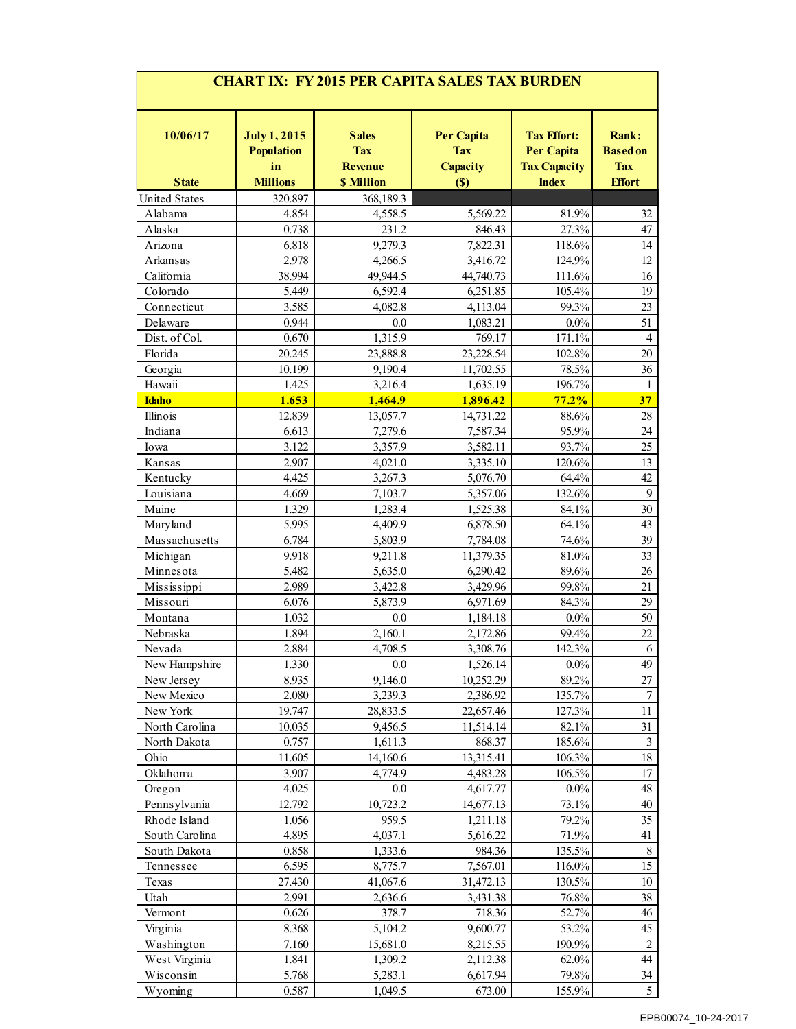# CHART IX: FY 2015 PER CAPITA SALES TAX BURDEN

| 10/06/17<br>State | July 1, 2015 Population in Millions | Sales Tax Revenue $ Million | Per Capita Tax Capacity ($) | Tax Effort: Per Capita Tax Capacity Index | Rank: Based on Tax Effort |
|---|---|---|---|---|---|
| United States | 320.897 | 368,189.3 | | | |
| Alabama | 4.854 | 4,558.5 | 5,569.22 | 81.9% | 32 |
| Alaska | 0.738 | 231.2 | 846.43 | 27.3% | 47 |
| Arizona | 6.818 | 9,279.3 | 7,822.31 | 118.6% | 14 |
| Arkansas | 2.978 | 4,266.5 | 3,416.72 | 124.9% | 12 |
| California | 38.994 | 49,944.5 | 44,740.73 | 111.6% | 16 |
| Colorado | 5.449 | 6,592.4 | 6,251.85 | 105.4% | 19 |
| Connecticut | 3.585 | 4,082.8 | 4,113.04 | 99.3% | 23 |
| Delaware | 0.944 | 0.0 | 1,083.21 | 0.0% | 51 |
| Dist. of Col. | 0.670 | 1,315.9 | 769.17 | 171.1% | 4 |
| Florida | 20.245 | 23,888.8 | 23,228.54 | 102.8% | 20 |
| Georgia | 10.199 | 9,190.4 | 11,702.55 | 78.5% | 36 |
| Hawaii | 1.425 | 3,216.4 | 1,635.19 | 196.7% | 1 |
| **Idaho** | **1.653** | **1,464.9** | **1,896.42** | **77.2%** | **37** |
| Illinois | 12.839 | 13,057.7 | 14,731.22 | 88.6% | 28 |
| Indiana | 6.613 | 7,279.6 | 7,587.34 | 95.9% | 24 |
| Iowa | 3.122 | 3,357.9 | 3,582.11 | 93.7% | 25 |
| Kansas | 2.907 | 4,021.0 | 3,335.10 | 120.6% | 13 |
| Kentucky | 4.425 | 3,267.3 | 5,076.70 | 64.4% | 42 |
| Louisiana | 4.669 | 7,103.7 | 5,357.06 | 132.6% | 9 |
| Maine | 1.329 | 1,283.4 | 1,525.38 | 84.1% | 30 |
| Maryland | 5.995 | 4,409.9 | 6,878.50 | 64.1% | 43 |
| Massachusetts | 6.784 | 5,803.9 | 7,784.08 | 74.6% | 39 |
| Michigan | 9.918 | 9,211.8 | 11,379.35 | 81.0% | 33 |
| Minnesota | 5.482 | 5,635.0 | 6,290.42 | 89.6% | 26 |
| Mississippi | 2.989 | 3,422.8 | 3,429.96 | 99.8% | 21 |
| Missouri | 6.076 | 5,873.9 | 6,971.69 | 84.3% | 29 |
| Montana | 1.032 | 0.0 | 1,184.18 | 0.0% | 50 |
| Nebraska | 1.894 | 2,160.1 | 2,172.86 | 99.4% | 22 |
| Nevada | 2.884 | 4,708.5 | 3,308.76 | 142.3% | 6 |
| New Hampshire | 1.330 | 0.0 | 1,526.14 | 0.0% | 49 |
| New Jersey | 8.935 | 9,146.0 | 10,252.29 | 89.2% | 27 |
| New Mexico | 2.080 | 3,239.3 | 2,386.92 | 135.7% | 7 |
| New York | 19.747 | 28,833.5 | 22,657.46 | 127.3% | 11 |
| North Carolina | 10.035 | 9,456.5 | 11,514.14 | 82.1% | 31 |
| North Dakota | 0.757 | 1,611.3 | 868.37 | 185.6% | 3 |
| Ohio | 11.605 | 14,160.6 | 13,315.41 | 106.3% | 18 |
| Oklahoma | 3.907 | 4,774.9 | 4,483.28 | 106.5% | 17 |
| Oregon | 4.025 | 0.0 | 4,617.77 | 0.0% | 48 |
| Pennsylvania | 12.792 | 10,723.2 | 14,677.13 | 73.1% | 40 |
| Rhode Island | 1.056 | 959.5 | 1,211.18 | 79.2% | 35 |
| South Carolina | 4.895 | 4,037.1 | 5,616.22 | 71.9% | 41 |
| South Dakota | 0.858 | 1,333.6 | 984.36 | 135.5% | 8 |
| Tennessee | 6.595 | 8,775.7 | 7,567.01 | 116.0% | 15 |
| Texas | 27.430 | 41,067.6 | 31,472.13 | 130.5% | 10 |
| Utah | 2.991 | 2,636.6 | 3,431.38 | 76.8% | 38 |
| Vermont | 0.626 | 378.7 | 718.36 | 52.7% | 46 |
| Virginia | 8.368 | 5,104.2 | 9,600.77 | 53.2% | 45 |
| Washington | 7.160 | 15,681.0 | 8,215.55 | 190.9% | 2 |
| West Virginia | 1.841 | 1,309.2 | 2,112.38 | 62.0% | 44 |
| Wisconsin | 5.768 | 5,283.1 | 6,617.94 | 79.8% | 34 |
| Wyoming | 0.587 | 1,049.5 | 673.00 | 155.9% | 5 |

EPB00074_10-24-2017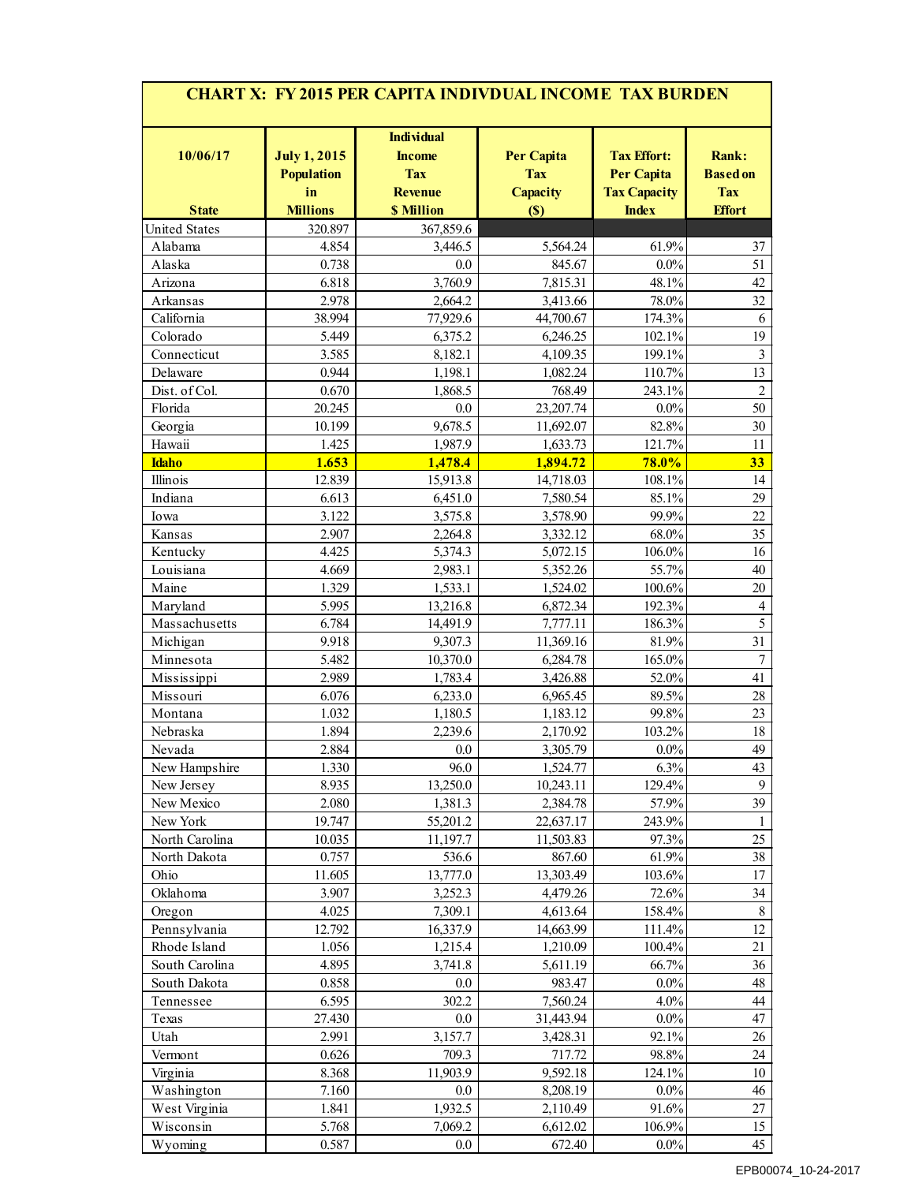| CHART X: FY 2015 PER CAPITA INDIVDUAL INCOME TAX BURDEN | | | | | |
|---|---|---|---|---|---|
| 10/06/17<br><br>State | July 1, 2015 Population in Millions | Individual Income Tax Revenue $ Million | Per Capita Tax Capacity ($) | Tax Effort: Per Capita Tax Capacity Index | Rank: Based on Tax Effort |
| United States | 320.897 | 367,859.6 | | | |
| Alabama | 4.854 | 3,446.5 | 5,564.24 | 61.9% | 37 |
| Alaska | 0.738 | 0.0 | 845.67 | 0.0% | 51 |
| Arizona | 6.818 | 3,760.9 | 7,815.31 | 48.1% | 42 |
| Arkansas | 2.978 | 2,664.2 | 3,413.66 | 78.0% | 32 |
| California | 38.994 | 77,929.6 | 44,700.67 | 174.3% | 6 |
| Colorado | 5.449 | 6,375.2 | 6,246.25 | 102.1% | 19 |
| Connecticut | 3.585 | 8,182.1 | 4,109.35 | 199.1% | 3 |
| Delaware | 0.944 | 1,198.1 | 1,082.24 | 110.7% | 13 |
| Dist. of Col. | 0.670 | 1,868.5 | 768.49 | 243.1% | 2 |
| Florida | 20.245 | 0.0 | 23,207.74 | 0.0% | 50 |
| Georgia | 10.199 | 9,678.5 | 11,692.07 | 82.8% | 30 |
| Hawaii | 1.425 | 1,987.9 | 1,633.73 | 121.7% | 11 |
| **Idaho** | **1.653** | **1,478.4** | **1,894.72** | **78.0%** | **33** |
| Illinois | 12.839 | 15,913.8 | 14,718.03 | 108.1% | 14 |
| Indiana | 6.613 | 6,451.0 | 7,580.54 | 85.1% | 29 |
| Iowa | 3.122 | 3,575.8 | 3,578.90 | 99.9% | 22 |
| Kansas | 2.907 | 2,264.8 | 3,332.12 | 68.0% | 35 |
| Kentucky | 4.425 | 5,374.3 | 5,072.15 | 106.0% | 16 |
| Louisiana | 4.669 | 2,983.1 | 5,352.26 | 55.7% | 40 |
| Maine | 1.329 | 1,533.1 | 1,524.02 | 100.6% | 20 |
| Maryland | 5.995 | 13,216.8 | 6,872.34 | 192.3% | 4 |
| Massachusetts | 6.784 | 14,491.9 | 7,777.11 | 186.3% | 5 |
| Michigan | 9.918 | 9,307.3 | 11,369.16 | 81.9% | 31 |
| Minnesota | 5.482 | 10,370.0 | 6,284.78 | 165.0% | 7 |
| Mississippi | 2.989 | 1,783.4 | 3,426.88 | 52.0% | 41 |
| Missouri | 6.076 | 6,233.0 | 6,965.45 | 89.5% | 28 |
| Montana | 1.032 | 1,180.5 | 1,183.12 | 99.8% | 23 |
| Nebraska | 1.894 | 2,239.6 | 2,170.92 | 103.2% | 18 |
| Nevada | 2.884 | 0.0 | 3,305.79 | 0.0% | 49 |
| New Hampshire | 1.330 | 96.0 | 1,524.77 | 6.3% | 43 |
| New Jersey | 8.935 | 13,250.0 | 10,243.11 | 129.4% | 9 |
| New Mexico | 2.080 | 1,381.3 | 2,384.78 | 57.9% | 39 |
| New York | 19.747 | 55,201.2 | 22,637.17 | 243.9% | 1 |
| North Carolina | 10.035 | 11,197.7 | 11,503.83 | 97.3% | 25 |
| North Dakota | 0.757 | 536.6 | 867.60 | 61.9% | 38 |
| Ohio | 11.605 | 13,777.0 | 13,303.49 | 103.6% | 17 |
| Oklahoma | 3.907 | 3,252.3 | 4,479.26 | 72.6% | 34 |
| Oregon | 4.025 | 7,309.1 | 4,613.64 | 158.4% | 8 |
| Pennsylvania | 12.792 | 16,337.9 | 14,663.99 | 111.4% | 12 |
| Rhode Island | 1.056 | 1,215.4 | 1,210.09 | 100.4% | 21 |
| South Carolina | 4.895 | 3,741.8 | 5,611.19 | 66.7% | 36 |
| South Dakota | 0.858 | 0.0 | 983.47 | 0.0% | 48 |
| Tennessee | 6.595 | 302.2 | 7,560.24 | 4.0% | 44 |
| Texas | 27.430 | 0.0 | 31,443.94 | 0.0% | 47 |
| Utah | 2.991 | 3,157.7 | 3,428.31 | 92.1% | 26 |
| Vermont | 0.626 | 709.3 | 717.72 | 98.8% | 24 |
| Virginia | 8.368 | 11,903.9 | 9,592.18 | 124.1% | 10 |
| Washington | 7.160 | 0.0 | 8,208.19 | 0.0% | 46 |
| West Virginia | 1.841 | 1,932.5 | 2,110.49 | 91.6% | 27 |
| Wisconsin | 5.768 | 7,069.2 | 6,612.02 | 106.9% | 15 |
| Wyoming | 0.587 | 0.0 | 672.40 | 0.0% | 45 |

EPB00074_10-24-2017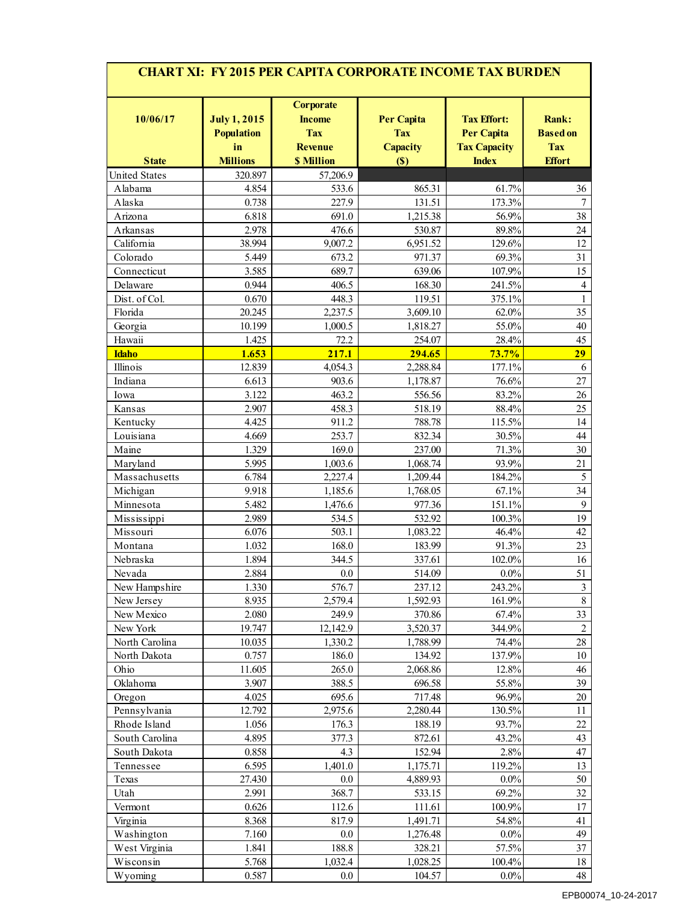## CHART XI: FY 2015 PER CAPITA CORPORATE INCOME TAX BURDEN

| 10/06/17<br>State | July 1, 2015 Population in Millions | Corporate Income Tax Revenue $ Million | Per Capita Tax Capacity ($) | Tax Effort: Per Capita Tax Capacity Index | Rank: Based on Tax Effort |
|---|---|---|---|---|---|
| United States | 320.897 | 57,206.9 | | | |
| Alabama | 4.854 | 533.6 | 865.31 | 61.7% | 36 |
| Alaska | 0.738 | 227.9 | 131.51 | 173.3% | 7 |
| Arizona | 6.818 | 691.0 | 1,215.38 | 56.9% | 38 |
| Arkansas | 2.978 | 476.6 | 530.87 | 89.8% | 24 |
| California | 38.994 | 9,007.2 | 6,951.52 | 129.6% | 12 |
| Colorado | 5.449 | 673.2 | 971.37 | 69.3% | 31 |
| Connecticut | 3.585 | 689.7 | 639.06 | 107.9% | 15 |
| Delaware | 0.944 | 406.5 | 168.30 | 241.5% | 4 |
| Dist. of Col. | 0.670 | 448.3 | 119.51 | 375.1% | 1 |
| Florida | 20.245 | 2,237.5 | 3,609.10 | 62.0% | 35 |
| Georgia | 10.199 | 1,000.5 | 1,818.27 | 55.0% | 40 |
| Hawaii | 1.425 | 72.2 | 254.07 | 28.4% | 45 |
| **Idaho** | **1.653** | **217.1** | **294.65** | **73.7%** | **29** |
| Illinois | 12.839 | 4,054.3 | 2,288.84 | 177.1% | 6 |
| Indiana | 6.613 | 903.6 | 1,178.87 | 76.6% | 27 |
| Iowa | 3.122 | 463.2 | 556.56 | 83.2% | 26 |
| Kansas | 2.907 | 458.3 | 518.19 | 88.4% | 25 |
| Kentucky | 4.425 | 911.2 | 788.78 | 115.5% | 14 |
| Louisiana | 4.669 | 253.7 | 832.34 | 30.5% | 44 |
| Maine | 1.329 | 169.0 | 237.00 | 71.3% | 30 |
| Maryland | 5.995 | 1,003.6 | 1,068.74 | 93.9% | 21 |
| Massachusetts | 6.784 | 2,227.4 | 1,209.44 | 184.2% | 5 |
| Michigan | 9.918 | 1,185.6 | 1,768.05 | 67.1% | 34 |
| Minnesota | 5.482 | 1,476.6 | 977.36 | 151.1% | 9 |
| Mississippi | 2.989 | 534.5 | 532.92 | 100.3% | 19 |
| Missouri | 6.076 | 503.1 | 1,083.22 | 46.4% | 42 |
| Montana | 1.032 | 168.0 | 183.99 | 91.3% | 23 |
| Nebraska | 1.894 | 344.5 | 337.61 | 102.0% | 16 |
| Nevada | 2.884 | 0.0 | 514.09 | 0.0% | 51 |
| New Hampshire | 1.330 | 576.7 | 237.12 | 243.2% | 3 |
| New Jersey | 8.935 | 2,579.4 | 1,592.93 | 161.9% | 8 |
| New Mexico | 2.080 | 249.9 | 370.86 | 67.4% | 33 |
| New York | 19.747 | 12,142.9 | 3,520.37 | 344.9% | 2 |
| North Carolina | 10.035 | 1,330.2 | 1,788.99 | 74.4% | 28 |
| North Dakota | 0.757 | 186.0 | 134.92 | 137.9% | 10 |
| Ohio | 11.605 | 265.0 | 2,068.86 | 12.8% | 46 |
| Oklahoma | 3.907 | 388.5 | 696.58 | 55.8% | 39 |
| Oregon | 4.025 | 695.6 | 717.48 | 96.9% | 20 |
| Pennsylvania | 12.792 | 2,975.6 | 2,280.44 | 130.5% | 11 |
| Rhode Island | 1.056 | 176.3 | 188.19 | 93.7% | 22 |
| South Carolina | 4.895 | 377.3 | 872.61 | 43.2% | 43 |
| South Dakota | 0.858 | 4.3 | 152.94 | 2.8% | 47 |
| Tennessee | 6.595 | 1,401.0 | 1,175.71 | 119.2% | 13 |
| Texas | 27.430 | 0.0 | 4,889.93 | 0.0% | 50 |
| Utah | 2.991 | 368.7 | 533.15 | 69.2% | 32 |
| Vermont | 0.626 | 112.6 | 111.61 | 100.9% | 17 |
| Virginia | 8.368 | 817.9 | 1,491.71 | 54.8% | 41 |
| Washington | 7.160 | 0.0 | 1,276.48 | 0.0% | 49 |
| West Virginia | 1.841 | 188.8 | 328.21 | 57.5% | 37 |
| Wisconsin | 5.768 | 1,032.4 | 1,028.25 | 100.4% | 18 |
| Wyoming | 0.587 | 0.0 | 104.57 | 0.0% | 48 |

EPB00074_10-24-2017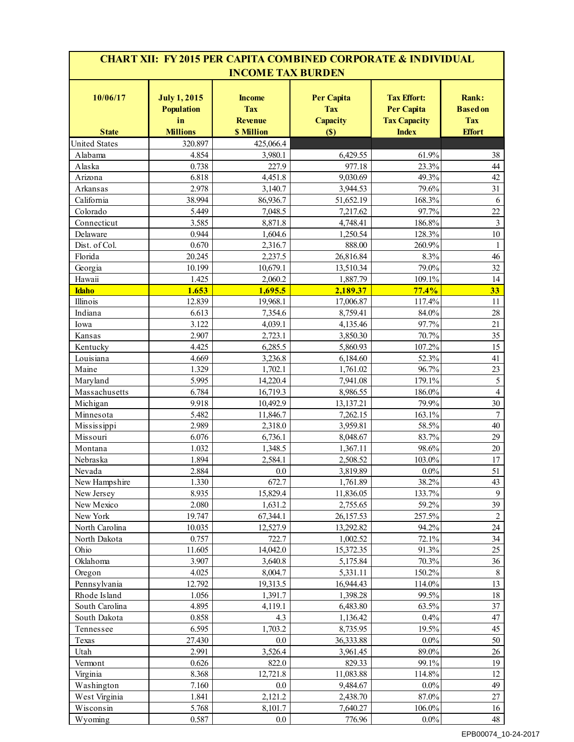# CHART XII: FY 2015 PER CAPITA COMBINED CORPORATE & INDIVIDUAL INCOME TAX BURDEN

| 10/06/17 State | July 1, 2015 Population in Millions | Income Tax Revenue $ Million | Per Capita Tax Capacity ($) | Tax Effort: Per Capita Tax Capacity Index | Rank: Based on Tax Effort |
|---|---|---|---|---|---|
| United States | 320.897 | 425,066.4 | | | |
| Alabama | 4.854 | 3,980.1 | 6,429.55 | 61.9% | 38 |
| Alaska | 0.738 | 227.9 | 977.18 | 23.3% | 44 |
| Arizona | 6.818 | 4,451.8 | 9,030.69 | 49.3% | 42 |
| Arkansas | 2.978 | 3,140.7 | 3,944.53 | 79.6% | 31 |
| California | 38.994 | 86,936.7 | 51,652.19 | 168.3% | 6 |
| Colorado | 5.449 | 7,048.5 | 7,217.62 | 97.7% | 22 |
| Connecticut | 3.585 | 8,871.8 | 4,748.41 | 186.8% | 3 |
| Delaware | 0.944 | 1,604.6 | 1,250.54 | 128.3% | 10 |
| Dist. of Col. | 0.670 | 2,316.7 | 888.00 | 260.9% | 1 |
| Florida | 20.245 | 2,237.5 | 26,816.84 | 8.3% | 46 |
| Georgia | 10.199 | 10,679.1 | 13,510.34 | 79.0% | 32 |
| Hawaii | 1.425 | 2,060.2 | 1,887.79 | 109.1% | 14 |
| **Idaho** | **1.653** | **1,695.5** | **2,189.37** | **77.4%** | **33** |
| Illinois | 12.839 | 19,968.1 | 17,006.87 | 117.4% | 11 |
| Indiana | 6.613 | 7,354.6 | 8,759.41 | 84.0% | 28 |
| Iowa | 3.122 | 4,039.1 | 4,135.46 | 97.7% | 21 |
| Kansas | 2.907 | 2,723.1 | 3,850.30 | 70.7% | 35 |
| Kentucky | 4.425 | 6,285.5 | 5,860.93 | 107.2% | 15 |
| Louisiana | 4.669 | 3,236.8 | 6,184.60 | 52.3% | 41 |
| Maine | 1.329 | 1,702.1 | 1,761.02 | 96.7% | 23 |
| Maryland | 5.995 | 14,220.4 | 7,941.08 | 179.1% | 5 |
| Massachusetts | 6.784 | 16,719.3 | 8,986.55 | 186.0% | 4 |
| Michigan | 9.918 | 10,492.9 | 13,137.21 | 79.9% | 30 |
| Minnesota | 5.482 | 11,846.7 | 7,262.15 | 163.1% | 7 |
| Mississippi | 2.989 | 2,318.0 | 3,959.81 | 58.5% | 40 |
| Missouri | 6.076 | 6,736.1 | 8,048.67 | 83.7% | 29 |
| Montana | 1.032 | 1,348.5 | 1,367.11 | 98.6% | 20 |
| Nebraska | 1.894 | 2,584.1 | 2,508.52 | 103.0% | 17 |
| Nevada | 2.884 | 0.0 | 3,819.89 | 0.0% | 51 |
| New Hampshire | 1.330 | 672.7 | 1,761.89 | 38.2% | 43 |
| New Jersey | 8.935 | 15,829.4 | 11,836.05 | 133.7% | 9 |
| New Mexico | 2.080 | 1,631.2 | 2,755.65 | 59.2% | 39 |
| New York | 19.747 | 67,344.1 | 26,157.53 | 257.5% | 2 |
| North Carolina | 10.035 | 12,527.9 | 13,292.82 | 94.2% | 24 |
| North Dakota | 0.757 | 722.7 | 1,002.52 | 72.1% | 34 |
| Ohio | 11.605 | 14,042.0 | 15,372.35 | 91.3% | 25 |
| Oklahoma | 3.907 | 3,640.8 | 5,175.84 | 70.3% | 36 |
| Oregon | 4.025 | 8,004.7 | 5,331.11 | 150.2% | 8 |
| Pennsylvania | 12.792 | 19,313.5 | 16,944.43 | 114.0% | 13 |
| Rhode Island | 1.056 | 1,391.7 | 1,398.28 | 99.5% | 18 |
| South Carolina | 4.895 | 4,119.1 | 6,483.80 | 63.5% | 37 |
| South Dakota | 0.858 | 4.3 | 1,136.42 | 0.4% | 47 |
| Tennessee | 6.595 | 1,703.2 | 8,735.95 | 19.5% | 45 |
| Texas | 27.430 | 0.0 | 36,333.88 | 0.0% | 50 |
| Utah | 2.991 | 3,526.4 | 3,961.45 | 89.0% | 26 |
| Vermont | 0.626 | 822.0 | 829.33 | 99.1% | 19 |
| Virginia | 8.368 | 12,721.8 | 11,083.88 | 114.8% | 12 |
| Washington | 7.160 | 0.0 | 9,484.67 | 0.0% | 49 |
| West Virginia | 1.841 | 2,121.2 | 2,438.70 | 87.0% | 27 |
| Wisconsin | 5.768 | 8,101.7 | 7,640.27 | 106.0% | 16 |
| Wyoming | 0.587 | 0.0 | 776.96 | 0.0% | 48 |

EPB00074_10-24-2017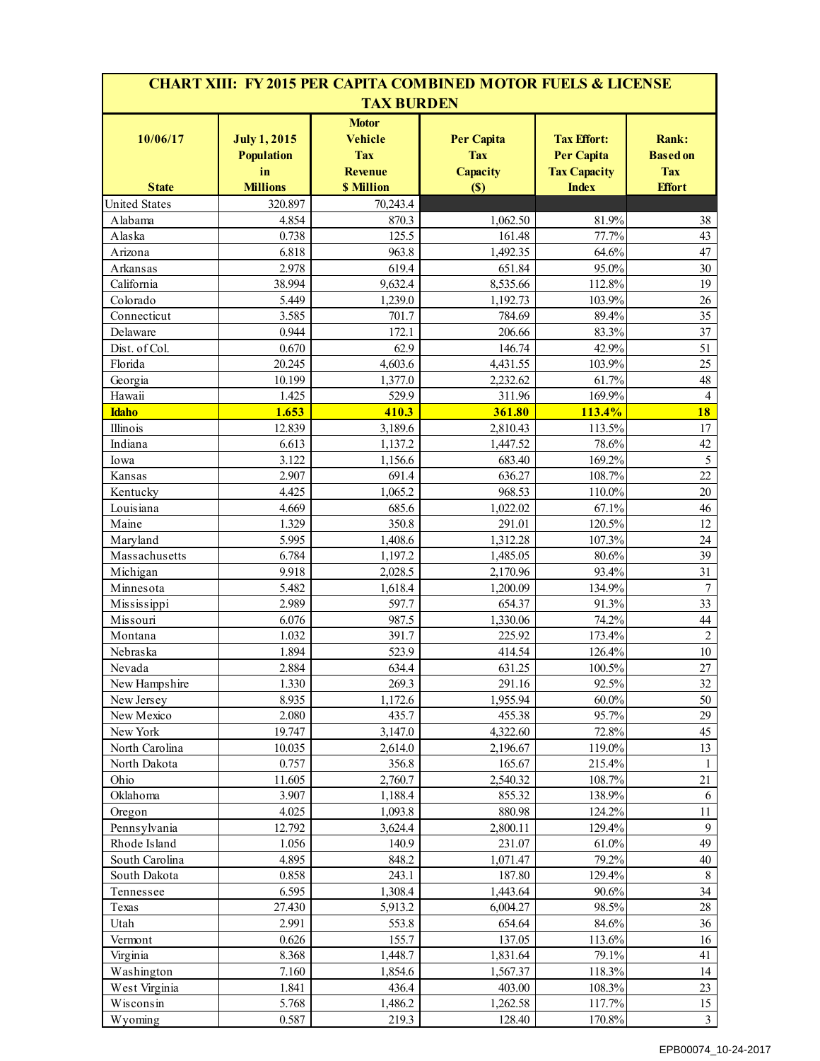## CHART XIII: FY 2015 PER CAPITA COMBINED MOTOR FUELS & LICENSE TAX BURDEN

| 10/06/17 State | July 1, 2015 Population in Millions | Motor Vehicle Tax Revenue $ Million | Per Capita Tax Capacity ($) | Tax Effort: Per Capita Tax Capacity Index | Rank: Based on Tax Effort |
|---|---|---|---|---|---|
| United States | 320.897 | 70,243.4 | | | |
| Alabama | 4.854 | 870.3 | 1,062.50 | 81.9% | 38 |
| Alaska | 0.738 | 125.5 | 161.48 | 77.7% | 43 |
| Arizona | 6.818 | 963.8 | 1,492.35 | 64.6% | 47 |
| Arkansas | 2.978 | 619.4 | 651.84 | 95.0% | 30 |
| California | 38.994 | 9,632.4 | 8,535.66 | 112.8% | 19 |
| Colorado | 5.449 | 1,239.0 | 1,192.73 | 103.9% | 26 |
| Connecticut | 3.585 | 701.7 | 784.69 | 89.4% | 35 |
| Delaware | 0.944 | 172.1 | 206.66 | 83.3% | 37 |
| Dist. of Col. | 0.670 | 62.9 | 146.74 | 42.9% | 51 |
| Florida | 20.245 | 4,603.6 | 4,431.55 | 103.9% | 25 |
| Georgia | 10.199 | 1,377.0 | 2,232.62 | 61.7% | 48 |
| Hawaii | 1.425 | 529.9 | 311.96 | 169.9% | 4 |
| **Idaho** | **1.653** | **410.3** | **361.80** | **113.4%** | **18** |
| Illinois | 12.839 | 3,189.6 | 2,810.43 | 113.5% | 17 |
| Indiana | 6.613 | 1,137.2 | 1,447.52 | 78.6% | 42 |
| Iowa | 3.122 | 1,156.6 | 683.40 | 169.2% | 5 |
| Kansas | 2.907 | 691.4 | 636.27 | 108.7% | 22 |
| Kentucky | 4.425 | 1,065.2 | 968.53 | 110.0% | 20 |
| Louisiana | 4.669 | 685.6 | 1,022.02 | 67.1% | 46 |
| Maine | 1.329 | 350.8 | 291.01 | 120.5% | 12 |
| Maryland | 5.995 | 1,408.6 | 1,312.28 | 107.3% | 24 |
| Massachusetts | 6.784 | 1,197.2 | 1,485.05 | 80.6% | 39 |
| Michigan | 9.918 | 2,028.5 | 2,170.96 | 93.4% | 31 |
| Minnesota | 5.482 | 1,618.4 | 1,200.09 | 134.9% | 7 |
| Mississippi | 2.989 | 597.7 | 654.37 | 91.3% | 33 |
| Missouri | 6.076 | 987.5 | 1,330.06 | 74.2% | 44 |
| Montana | 1.032 | 391.7 | 225.92 | 173.4% | 2 |
| Nebraska | 1.894 | 523.9 | 414.54 | 126.4% | 10 |
| Nevada | 2.884 | 634.4 | 631.25 | 100.5% | 27 |
| New Hampshire | 1.330 | 269.3 | 291.16 | 92.5% | 32 |
| New Jersey | 8.935 | 1,172.6 | 1,955.94 | 60.0% | 50 |
| New Mexico | 2.080 | 435.7 | 455.38 | 95.7% | 29 |
| New York | 19.747 | 3,147.0 | 4,322.60 | 72.8% | 45 |
| North Carolina | 10.035 | 2,614.0 | 2,196.67 | 119.0% | 13 |
| North Dakota | 0.757 | 356.8 | 165.67 | 215.4% | 1 |
| Ohio | 11.605 | 2,760.7 | 2,540.32 | 108.7% | 21 |
| Oklahoma | 3.907 | 1,188.4 | 855.32 | 138.9% | 6 |
| Oregon | 4.025 | 1,093.8 | 880.98 | 124.2% | 11 |
| Pennsylvania | 12.792 | 3,624.4 | 2,800.11 | 129.4% | 9 |
| Rhode Island | 1.056 | 140.9 | 231.07 | 61.0% | 49 |
| South Carolina | 4.895 | 848.2 | 1,071.47 | 79.2% | 40 |
| South Dakota | 0.858 | 243.1 | 187.80 | 129.4% | 8 |
| Tennessee | 6.595 | 1,308.4 | 1,443.64 | 90.6% | 34 |
| Texas | 27.430 | 5,913.2 | 6,004.27 | 98.5% | 28 |
| Utah | 2.991 | 553.8 | 654.64 | 84.6% | 36 |
| Vermont | 0.626 | 155.7 | 137.05 | 113.6% | 16 |
| Virginia | 8.368 | 1,448.7 | 1,831.64 | 79.1% | 41 |
| Washington | 7.160 | 1,854.6 | 1,567.37 | 118.3% | 14 |
| West Virginia | 1.841 | 436.4 | 403.00 | 108.3% | 23 |
| Wisconsin | 5.768 | 1,486.2 | 1,262.58 | 117.7% | 15 |
| Wyoming | 0.587 | 219.3 | 128.40 | 170.8% | 3 |

EPB00074_10-24-2017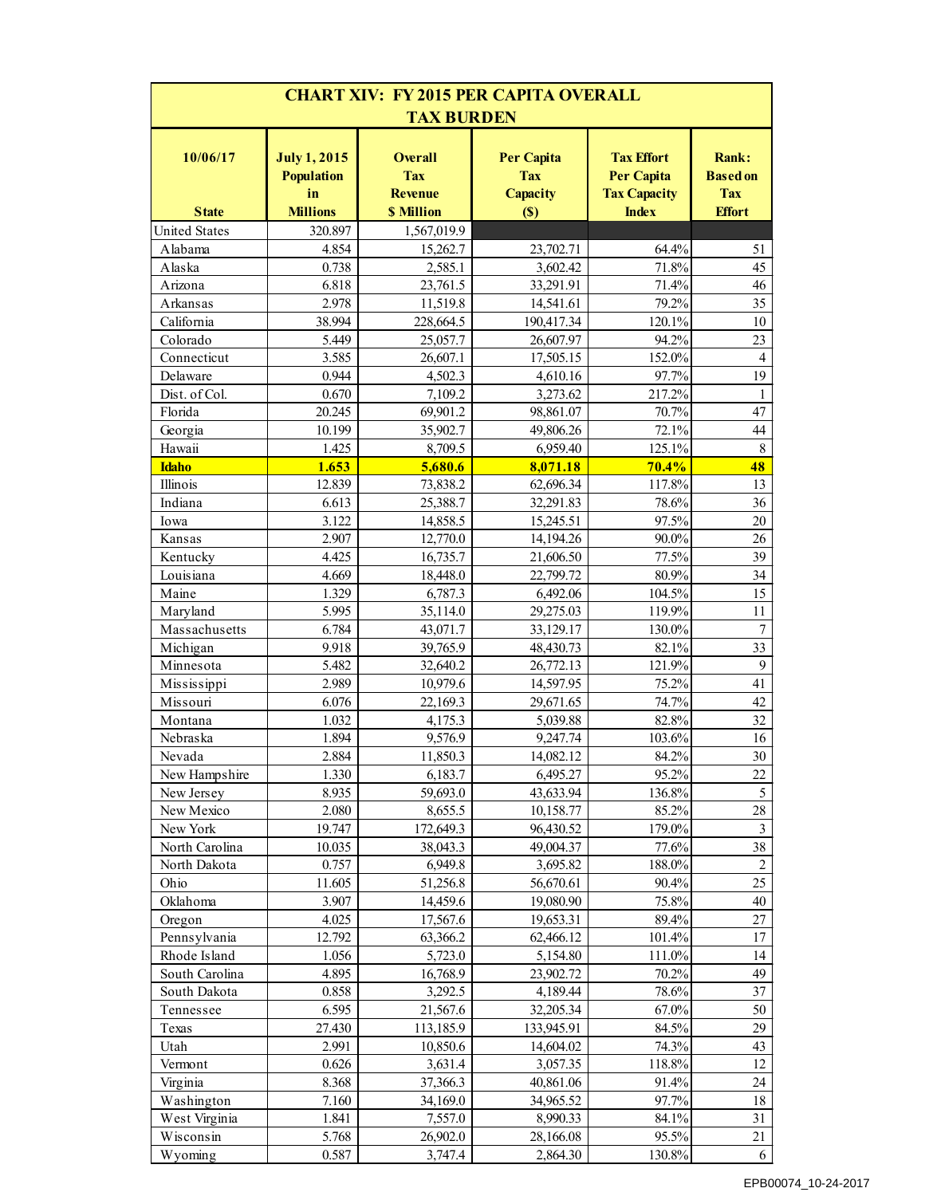## CHART XIV: FY 2015 PER CAPITA OVERALL TAX BURDEN

| 10/06/17<br>State | July 1, 2015 Population in Millions | Overall Tax Revenue $ Million | Per Capita Tax Capacity ($) | Tax Effort Per Capita Tax Capacity Index | Rank: Based on Tax Effort |
|---|---|---|---|---|---|
| United States | 320.897 | 1,567,019.9 | | | |
| Alabama | 4.854 | 15,262.7 | 23,702.71 | 64.4% | 51 |
| Alaska | 0.738 | 2,585.1 | 3,602.42 | 71.8% | 45 |
| Arizona | 6.818 | 23,761.5 | 33,291.91 | 71.4% | 46 |
| Arkansas | 2.978 | 11,519.8 | 14,541.61 | 79.2% | 35 |
| California | 38.994 | 228,664.5 | 190,417.34 | 120.1% | 10 |
| Colorado | 5.449 | 25,057.7 | 26,607.97 | 94.2% | 23 |
| Connecticut | 3.585 | 26,607.1 | 17,505.15 | 152.0% | 4 |
| Delaware | 0.944 | 4,502.3 | 4,610.16 | 97.7% | 19 |
| Dist. of Col. | 0.670 | 7,109.2 | 3,273.62 | 217.2% | 1 |
| Florida | 20.245 | 69,901.2 | 98,861.07 | 70.7% | 47 |
| Georgia | 10.199 | 35,902.7 | 49,806.26 | 72.1% | 44 |
| Hawaii | 1.425 | 8,709.5 | 6,959.40 | 125.1% | 8 |
| **Idaho** | **1.653** | **5,680.6** | **8,071.18** | **70.4%** | **48** |
| Illinois | 12.839 | 73,838.2 | 62,696.34 | 117.8% | 13 |
| Indiana | 6.613 | 25,388.7 | 32,291.83 | 78.6% | 36 |
| Iowa | 3.122 | 14,858.5 | 15,245.51 | 97.5% | 20 |
| Kansas | 2.907 | 12,770.0 | 14,194.26 | 90.0% | 26 |
| Kentucky | 4.425 | 16,735.7 | 21,606.50 | 77.5% | 39 |
| Louisiana | 4.669 | 18,448.0 | 22,799.72 | 80.9% | 34 |
| Maine | 1.329 | 6,787.3 | 6,492.06 | 104.5% | 15 |
| Maryland | 5.995 | 35,114.0 | 29,275.03 | 119.9% | 11 |
| Massachusetts | 6.784 | 43,071.7 | 33,129.17 | 130.0% | 7 |
| Michigan | 9.918 | 39,765.9 | 48,430.73 | 82.1% | 33 |
| Minnesota | 5.482 | 32,640.2 | 26,772.13 | 121.9% | 9 |
| Mississippi | 2.989 | 10,979.6 | 14,597.95 | 75.2% | 41 |
| Missouri | 6.076 | 22,169.3 | 29,671.65 | 74.7% | 42 |
| Montana | 1.032 | 4,175.3 | 5,039.88 | 82.8% | 32 |
| Nebraska | 1.894 | 9,576.9 | 9,247.74 | 103.6% | 16 |
| Nevada | 2.884 | 11,850.3 | 14,082.12 | 84.2% | 30 |
| New Hampshire | 1.330 | 6,183.7 | 6,495.27 | 95.2% | 22 |
| New Jersey | 8.935 | 59,693.0 | 43,633.94 | 136.8% | 5 |
| New Mexico | 2.080 | 8,655.5 | 10,158.77 | 85.2% | 28 |
| New York | 19.747 | 172,649.3 | 96,430.52 | 179.0% | 3 |
| North Carolina | 10.035 | 38,043.3 | 49,004.37 | 77.6% | 38 |
| North Dakota | 0.757 | 6,949.8 | 3,695.82 | 188.0% | 2 |
| Ohio | 11.605 | 51,256.8 | 56,670.61 | 90.4% | 25 |
| Oklahoma | 3.907 | 14,459.6 | 19,080.90 | 75.8% | 40 |
| Oregon | 4.025 | 17,567.6 | 19,653.31 | 89.4% | 27 |
| Pennsylvania | 12.792 | 63,366.2 | 62,466.12 | 101.4% | 17 |
| Rhode Island | 1.056 | 5,723.0 | 5,154.80 | 111.0% | 14 |
| South Carolina | 4.895 | 16,768.9 | 23,902.72 | 70.2% | 49 |
| South Dakota | 0.858 | 3,292.5 | 4,189.44 | 78.6% | 37 |
| Tennessee | 6.595 | 21,567.6 | 32,205.34 | 67.0% | 50 |
| Texas | 27.430 | 113,185.9 | 133,945.91 | 84.5% | 29 |
| Utah | 2.991 | 10,850.6 | 14,604.02 | 74.3% | 43 |
| Vermont | 0.626 | 3,631.4 | 3,057.35 | 118.8% | 12 |
| Virginia | 8.368 | 37,366.3 | 40,861.06 | 91.4% | 24 |
| Washington | 7.160 | 34,169.0 | 34,965.52 | 97.7% | 18 |
| West Virginia | 1.841 | 7,557.0 | 8,990.33 | 84.1% | 31 |
| Wisconsin | 5.768 | 26,902.0 | 28,166.08 | 95.5% | 21 |
| Wyoming | 0.587 | 3,747.4 | 2,864.30 | 130.8% | 6 |

EPB00074_10-24-2017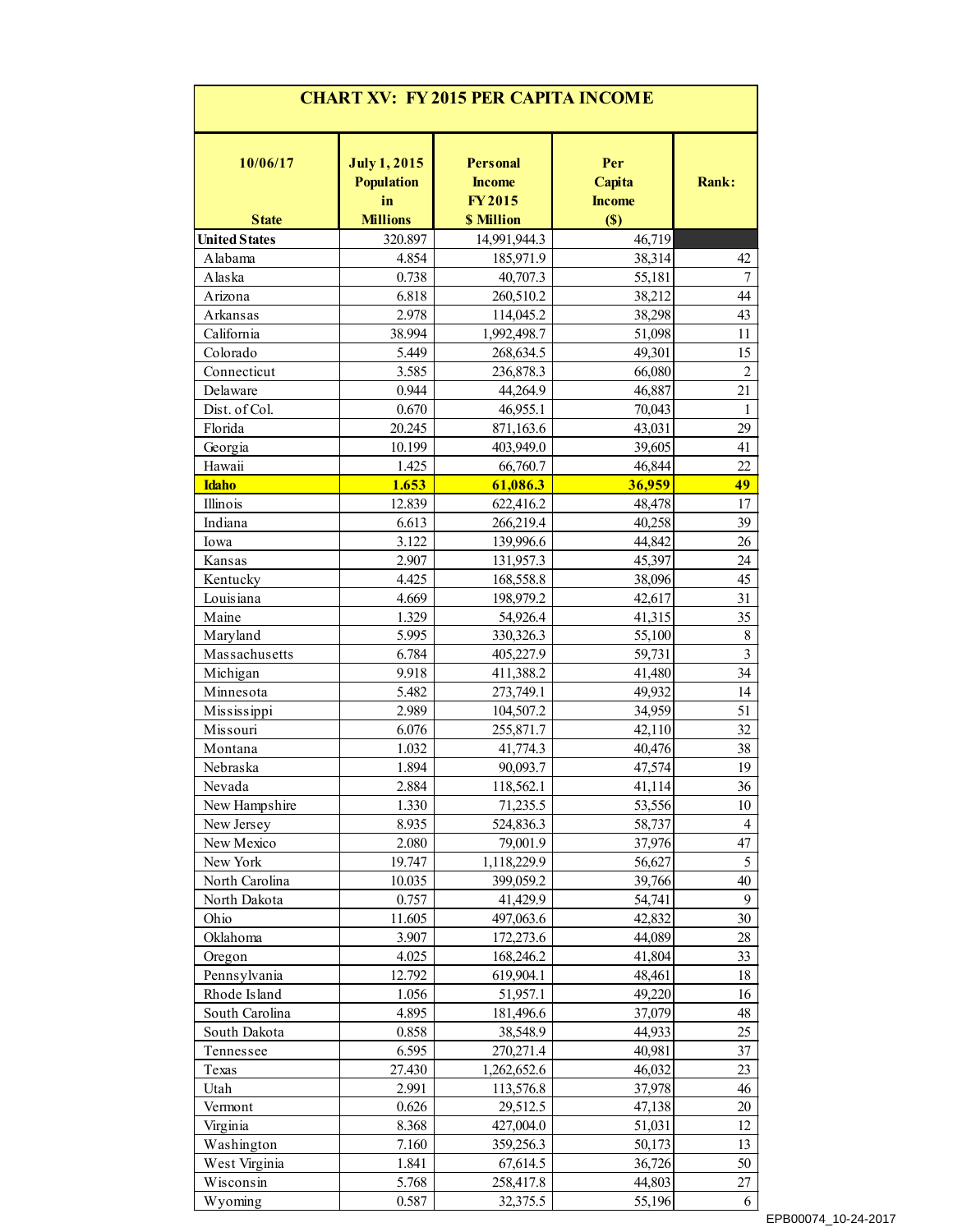# CHART XV: FY 2015 PER CAPITA INCOME

| 10/06/17<br>State | July 1, 2015 Population in Millions | Personal Income FY 2015 $ Million | Per Capita Income ($) | Rank: |
|---|---|---|---|---|
| **United States** | 320.897 | 14,991,944.3 | 46,719 | |
| Alabama | 4.854 | 185,971.9 | 38,314 | 42 |
| Alaska | 0.738 | 40,707.3 | 55,181 | 7 |
| Arizona | 6.818 | 260,510.2 | 38,212 | 44 |
| Arkansas | 2.978 | 114,045.2 | 38,298 | 43 |
| California | 38.994 | 1,992,498.7 | 51,098 | 11 |
| Colorado | 5.449 | 268,634.5 | 49,301 | 15 |
| Connecticut | 3.585 | 236,878.3 | 66,080 | 2 |
| Delaware | 0.944 | 44,264.9 | 46,887 | 21 |
| Dist. of Col. | 0.670 | 46,955.1 | 70,043 | 1 |
| Florida | 20.245 | 871,163.6 | 43,031 | 29 |
| Georgia | 10.199 | 403,949.0 | 39,605 | 41 |
| Hawaii | 1.425 | 66,760.7 | 46,844 | 22 |
| **Idaho** | **1.653** | **61,086.3** | **36,959** | **49** |
| Illinois | 12.839 | 622,416.2 | 48,478 | 17 |
| Indiana | 6.613 | 266,219.4 | 40,258 | 39 |
| Iowa | 3.122 | 139,996.6 | 44,842 | 26 |
| Kansas | 2.907 | 131,957.3 | 45,397 | 24 |
| Kentucky | 4.425 | 168,558.8 | 38,096 | 45 |
| Louisiana | 4.669 | 198,979.2 | 42,617 | 31 |
| Maine | 1.329 | 54,926.4 | 41,315 | 35 |
| Maryland | 5.995 | 330,326.3 | 55,100 | 8 |
| Massachusetts | 6.784 | 405,227.9 | 59,731 | 3 |
| Michigan | 9.918 | 411,388.2 | 41,480 | 34 |
| Minnesota | 5.482 | 273,749.1 | 49,932 | 14 |
| Mississippi | 2.989 | 104,507.2 | 34,959 | 51 |
| Missouri | 6.076 | 255,871.7 | 42,110 | 32 |
| Montana | 1.032 | 41,774.3 | 40,476 | 38 |
| Nebraska | 1.894 | 90,093.7 | 47,574 | 19 |
| Nevada | 2.884 | 118,562.1 | 41,114 | 36 |
| New Hampshire | 1.330 | 71,235.5 | 53,556 | 10 |
| New Jersey | 8.935 | 524,836.3 | 58,737 | 4 |
| New Mexico | 2.080 | 79,001.9 | 37,976 | 47 |
| New York | 19.747 | 1,118,229.9 | 56,627 | 5 |
| North Carolina | 10.035 | 399,059.2 | 39,766 | 40 |
| North Dakota | 0.757 | 41,429.9 | 54,741 | 9 |
| Ohio | 11.605 | 497,063.6 | 42,832 | 30 |
| Oklahoma | 3.907 | 172,273.6 | 44,089 | 28 |
| Oregon | 4.025 | 168,246.2 | 41,804 | 33 |
| Pennsylvania | 12.792 | 619,904.1 | 48,461 | 18 |
| Rhode Island | 1.056 | 51,957.1 | 49,220 | 16 |
| South Carolina | 4.895 | 181,496.6 | 37,079 | 48 |
| South Dakota | 0.858 | 38,548.9 | 44,933 | 25 |
| Tennessee | 6.595 | 270,271.4 | 40,981 | 37 |
| Texas | 27.430 | 1,262,652.6 | 46,032 | 23 |
| Utah | 2.991 | 113,576.8 | 37,978 | 46 |
| Vermont | 0.626 | 29,512.5 | 47,138 | 20 |
| Virginia | 8.368 | 427,004.0 | 51,031 | 12 |
| Washington | 7.160 | 359,256.3 | 50,173 | 13 |
| West Virginia | 1.841 | 67,614.5 | 36,726 | 50 |
| Wisconsin | 5.768 | 258,417.8 | 44,803 | 27 |
| Wyoming | 0.587 | 32,375.5 | 55,196 | 6 |

EPB00074_10-24-2017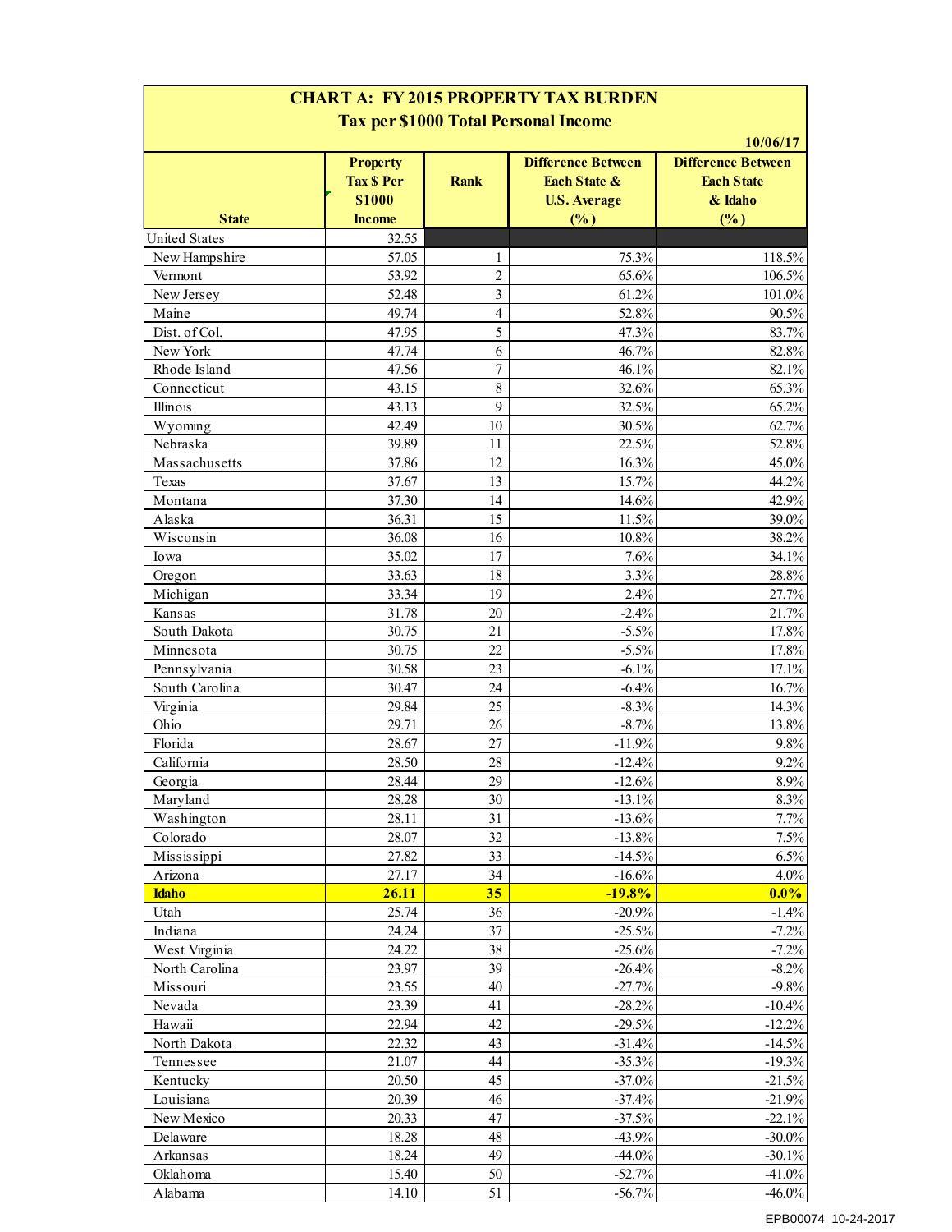# CHART A: FY 2015 PROPERTY TAX BURDEN

## Tax per $1000 Total Personal Income

10/06/17

| State | Property Tax $ Per $1000 Income | Rank | Difference Between Each State & U.S. Average (%) | Difference Between Each State & Idaho (%) |
|---|---|---|---|---|
| United States | 32.55 | | | |
| New Hampshire | 57.05 | 1 | 75.3% | 118.5% |
| Vermont | 53.92 | 2 | 65.6% | 106.5% |
| New Jersey | 52.48 | 3 | 61.2% | 101.0% |
| Maine | 49.74 | 4 | 52.8% | 90.5% |
| Dist. of Col. | 47.95 | 5 | 47.3% | 83.7% |
| New York | 47.74 | 6 | 46.7% | 82.8% |
| Rhode Island | 47.56 | 7 | 46.1% | 82.1% |
| Connecticut | 43.15 | 8 | 32.6% | 65.3% |
| Illinois | 43.13 | 9 | 32.5% | 65.2% |
| Wyoming | 42.49 | 10 | 30.5% | 62.7% |
| Nebraska | 39.89 | 11 | 22.5% | 52.8% |
| Massachusetts | 37.86 | 12 | 16.3% | 45.0% |
| Texas | 37.67 | 13 | 15.7% | 44.2% |
| Montana | 37.30 | 14 | 14.6% | 42.9% |
| Alaska | 36.31 | 15 | 11.5% | 39.0% |
| Wisconsin | 36.08 | 16 | 10.8% | 38.2% |
| Iowa | 35.02 | 17 | 7.6% | 34.1% |
| Oregon | 33.63 | 18 | 3.3% | 28.8% |
| Michigan | 33.34 | 19 | 2.4% | 27.7% |
| Kansas | 31.78 | 20 | -2.4% | 21.7% |
| South Dakota | 30.75 | 21 | -5.5% | 17.8% |
| Minnesota | 30.75 | 22 | -5.5% | 17.8% |
| Pennsylvania | 30.58 | 23 | -6.1% | 17.1% |
| South Carolina | 30.47 | 24 | -6.4% | 16.7% |
| Virginia | 29.84 | 25 | -8.3% | 14.3% |
| Ohio | 29.71 | 26 | -8.7% | 13.8% |
| Florida | 28.67 | 27 | -11.9% | 9.8% |
| California | 28.50 | 28 | -12.4% | 9.2% |
| Georgia | 28.44 | 29 | -12.6% | 8.9% |
| Maryland | 28.28 | 30 | -13.1% | 8.3% |
| Washington | 28.11 | 31 | -13.6% | 7.7% |
| Colorado | 28.07 | 32 | -13.8% | 7.5% |
| Mississippi | 27.82 | 33 | -14.5% | 6.5% |
| Arizona | 27.17 | 34 | -16.6% | 4.0% |
| **Idaho** | **26.11** | **35** | **-19.8%** | **0.0%** |
| Utah | 25.74 | 36 | -20.9% | -1.4% |
| Indiana | 24.24 | 37 | -25.5% | -7.2% |
| West Virginia | 24.22 | 38 | -25.6% | -7.2% |
| North Carolina | 23.97 | 39 | -26.4% | -8.2% |
| Missouri | 23.55 | 40 | -27.7% | -9.8% |
| Nevada | 23.39 | 41 | -28.2% | -10.4% |
| Hawaii | 22.94 | 42 | -29.5% | -12.2% |
| North Dakota | 22.32 | 43 | -31.4% | -14.5% |
| Tennessee | 21.07 | 44 | -35.3% | -19.3% |
| Kentucky | 20.50 | 45 | -37.0% | -21.5% |
| Louisiana | 20.39 | 46 | -37.4% | -21.9% |
| New Mexico | 20.33 | 47 | -37.5% | -22.1% |
| Delaware | 18.28 | 48 | -43.9% | -30.0% |
| Arkansas | 18.24 | 49 | -44.0% | -30.1% |
| Oklahoma | 15.40 | 50 | -52.7% | -41.0% |
| Alabama | 14.10 | 51 | -56.7% | -46.0% |

EPB00074_10-24-2017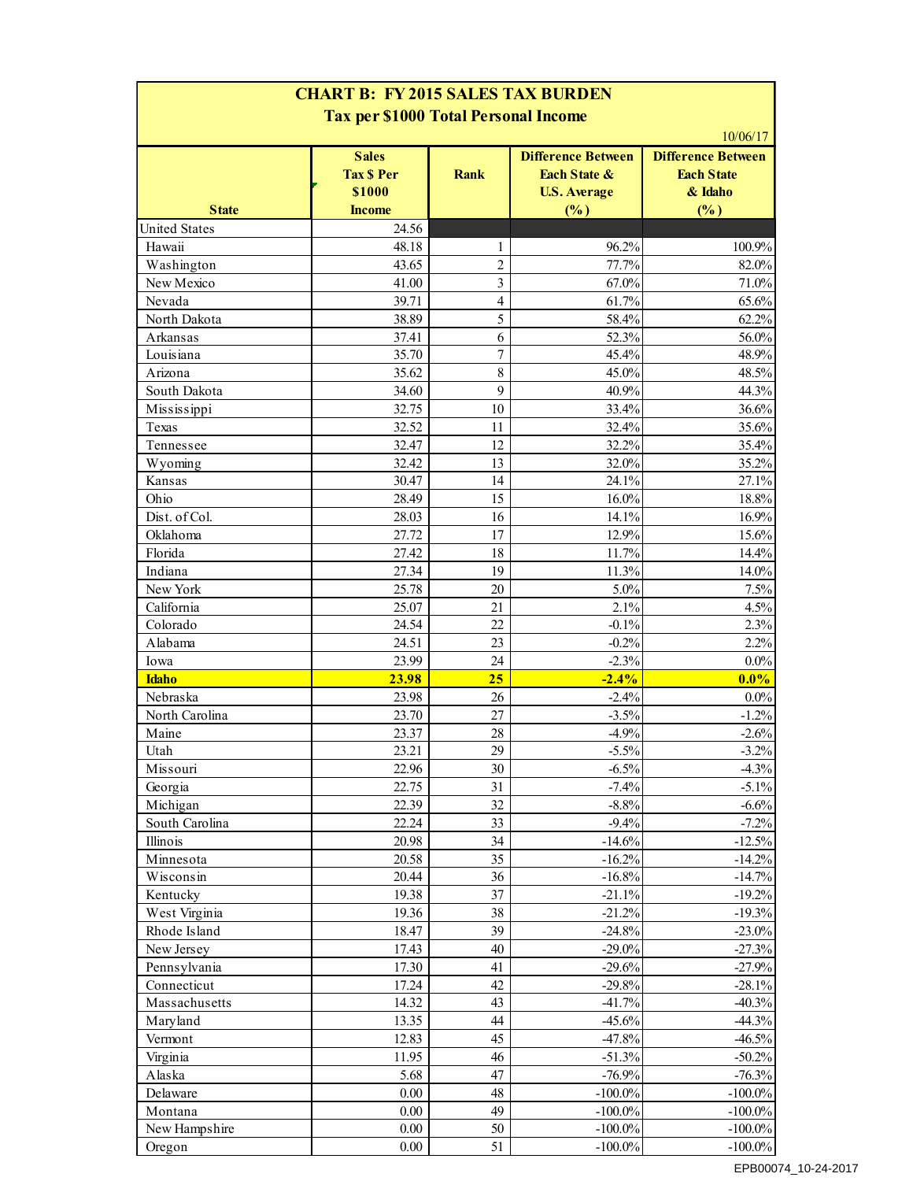# CHART B: FY 2015 SALES TAX BURDEN

## Tax per $1000 Total Personal Income

10/06/17

| State | Sales Tax $ Per $1000 Income | Rank | Difference Between Each State & U.S. Average (%) | Difference Between Each State & Idaho (%) |
|---|---|---|---|---|
| United States | 24.56 | | | |
| Hawaii | 48.18 | 1 | 96.2% | 100.9% |
| Washington | 43.65 | 2 | 77.7% | 82.0% |
| New Mexico | 41.00 | 3 | 67.0% | 71.0% |
| Nevada | 39.71 | 4 | 61.7% | 65.6% |
| North Dakota | 38.89 | 5 | 58.4% | 62.2% |
| Arkansas | 37.41 | 6 | 52.3% | 56.0% |
| Louisiana | 35.70 | 7 | 45.4% | 48.9% |
| Arizona | 35.62 | 8 | 45.0% | 48.5% |
| South Dakota | 34.60 | 9 | 40.9% | 44.3% |
| Mississippi | 32.75 | 10 | 33.4% | 36.6% |
| Texas | 32.52 | 11 | 32.4% | 35.6% |
| Tennessee | 32.47 | 12 | 32.2% | 35.4% |
| Wyoming | 32.42 | 13 | 32.0% | 35.2% |
| Kansas | 30.47 | 14 | 24.1% | 27.1% |
| Ohio | 28.49 | 15 | 16.0% | 18.8% |
| Dist. of Col. | 28.03 | 16 | 14.1% | 16.9% |
| Oklahoma | 27.72 | 17 | 12.9% | 15.6% |
| Florida | 27.42 | 18 | 11.7% | 14.4% |
| Indiana | 27.34 | 19 | 11.3% | 14.0% |
| New York | 25.78 | 20 | 5.0% | 7.5% |
| California | 25.07 | 21 | 2.1% | 4.5% |
| Colorado | 24.54 | 22 | -0.1% | 2.3% |
| Alabama | 24.51 | 23 | -0.2% | 2.2% |
| Iowa | 23.99 | 24 | -2.3% | 0.0% |
| **Idaho** | **23.98** | **25** | **-2.4%** | **0.0%** |
| Nebraska | 23.98 | 26 | -2.4% | 0.0% |
| North Carolina | 23.70 | 27 | -3.5% | -1.2% |
| Maine | 23.37 | 28 | -4.9% | -2.6% |
| Utah | 23.21 | 29 | -5.5% | -3.2% |
| Missouri | 22.96 | 30 | -6.5% | -4.3% |
| Georgia | 22.75 | 31 | -7.4% | -5.1% |
| Michigan | 22.39 | 32 | -8.8% | -6.6% |
| South Carolina | 22.24 | 33 | -9.4% | -7.2% |
| Illinois | 20.98 | 34 | -14.6% | -12.5% |
| Minnesota | 20.58 | 35 | -16.2% | -14.2% |
| Wisconsin | 20.44 | 36 | -16.8% | -14.7% |
| Kentucky | 19.38 | 37 | -21.1% | -19.2% |
| West Virginia | 19.36 | 38 | -21.2% | -19.3% |
| Rhode Island | 18.47 | 39 | -24.8% | -23.0% |
| New Jersey | 17.43 | 40 | -29.0% | -27.3% |
| Pennsylvania | 17.30 | 41 | -29.6% | -27.9% |
| Connecticut | 17.24 | 42 | -29.8% | -28.1% |
| Massachusetts | 14.32 | 43 | -41.7% | -40.3% |
| Maryland | 13.35 | 44 | -45.6% | -44.3% |
| Vermont | 12.83 | 45 | -47.8% | -46.5% |
| Virginia | 11.95 | 46 | -51.3% | -50.2% |
| Alaska | 5.68 | 47 | -76.9% | -76.3% |
| Delaware | 0.00 | 48 | -100.0% | -100.0% |
| Montana | 0.00 | 49 | -100.0% | -100.0% |
| New Hampshire | 0.00 | 50 | -100.0% | -100.0% |
| Oregon | 0.00 | 51 | -100.0% | -100.0% |

EPB00074_10-24-2017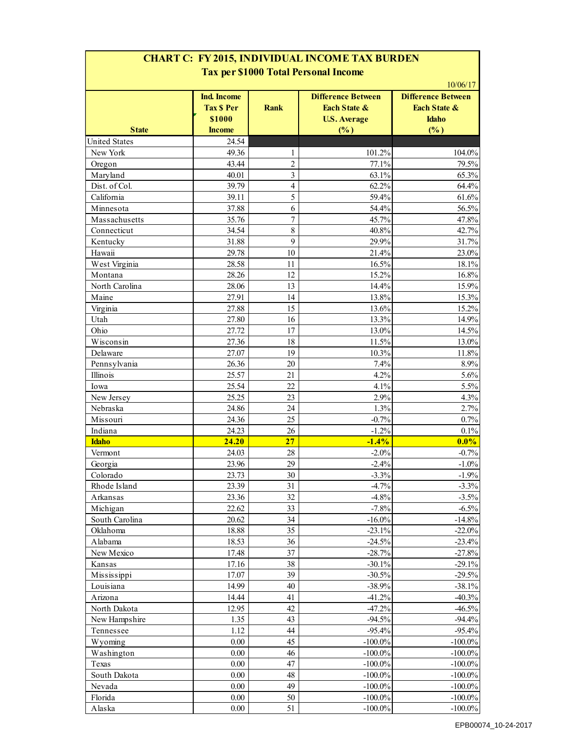## CHART C: FY 2015, INDIVIDUAL INCOME TAX BURDEN

### Tax per $1000 Total Personal Income

10/06/17

| State | Ind. Income Tax $ Per $1000 Income | Rank | Difference Between Each State & U.S. Average (%) | Difference Between Each State & Idaho (%) |
|---|---|---|---|---|
| United States | 24.54 | | | |
| New York | 49.36 | 1 | 101.2% | 104.0% |
| Oregon | 43.44 | 2 | 77.1% | 79.5% |
| Maryland | 40.01 | 3 | 63.1% | 65.3% |
| Dist. of Col. | 39.79 | 4 | 62.2% | 64.4% |
| California | 39.11 | 5 | 59.4% | 61.6% |
| Minnesota | 37.88 | 6 | 54.4% | 56.5% |
| Massachusetts | 35.76 | 7 | 45.7% | 47.8% |
| Connecticut | 34.54 | 8 | 40.8% | 42.7% |
| Kentucky | 31.88 | 9 | 29.9% | 31.7% |
| Hawaii | 29.78 | 10 | 21.4% | 23.0% |
| West Virginia | 28.58 | 11 | 16.5% | 18.1% |
| Montana | 28.26 | 12 | 15.2% | 16.8% |
| North Carolina | 28.06 | 13 | 14.4% | 15.9% |
| Maine | 27.91 | 14 | 13.8% | 15.3% |
| Virginia | 27.88 | 15 | 13.6% | 15.2% |
| Utah | 27.80 | 16 | 13.3% | 14.9% |
| Ohio | 27.72 | 17 | 13.0% | 14.5% |
| Wisconsin | 27.36 | 18 | 11.5% | 13.0% |
| Delaware | 27.07 | 19 | 10.3% | 11.8% |
| Pennsylvania | 26.36 | 20 | 7.4% | 8.9% |
| Illinois | 25.57 | 21 | 4.2% | 5.6% |
| Iowa | 25.54 | 22 | 4.1% | 5.5% |
| New Jersey | 25.25 | 23 | 2.9% | 4.3% |
| Nebraska | 24.86 | 24 | 1.3% | 2.7% |
| Missouri | 24.36 | 25 | -0.7% | 0.7% |
| Indiana | 24.23 | 26 | -1.2% | 0.1% |
| **Idaho** | **24.20** | **27** | **-1.4%** | **0.0%** |
| Vermont | 24.03 | 28 | -2.0% | -0.7% |
| Georgia | 23.96 | 29 | -2.4% | -1.0% |
| Colorado | 23.73 | 30 | -3.3% | -1.9% |
| Rhode Island | 23.39 | 31 | -4.7% | -3.3% |
| Arkansas | 23.36 | 32 | -4.8% | -3.5% |
| Michigan | 22.62 | 33 | -7.8% | -6.5% |
| South Carolina | 20.62 | 34 | -16.0% | -14.8% |
| Oklahoma | 18.88 | 35 | -23.1% | -22.0% |
| Alabama | 18.53 | 36 | -24.5% | -23.4% |
| New Mexico | 17.48 | 37 | -28.7% | -27.8% |
| Kansas | 17.16 | 38 | -30.1% | -29.1% |
| Mississippi | 17.07 | 39 | -30.5% | -29.5% |
| Louisiana | 14.99 | 40 | -38.9% | -38.1% |
| Arizona | 14.44 | 41 | -41.2% | -40.3% |
| North Dakota | 12.95 | 42 | -47.2% | -46.5% |
| New Hampshire | 1.35 | 43 | -94.5% | -94.4% |
| Tennessee | 1.12 | 44 | -95.4% | -95.4% |
| Wyoming | 0.00 | 45 | -100.0% | -100.0% |
| Washington | 0.00 | 46 | -100.0% | -100.0% |
| Texas | 0.00 | 47 | -100.0% | -100.0% |
| South Dakota | 0.00 | 48 | -100.0% | -100.0% |
| Nevada | 0.00 | 49 | -100.0% | -100.0% |
| Florida | 0.00 | 50 | -100.0% | -100.0% |
| Alaska | 0.00 | 51 | -100.0% | -100.0% |

EPB00074_10-24-2017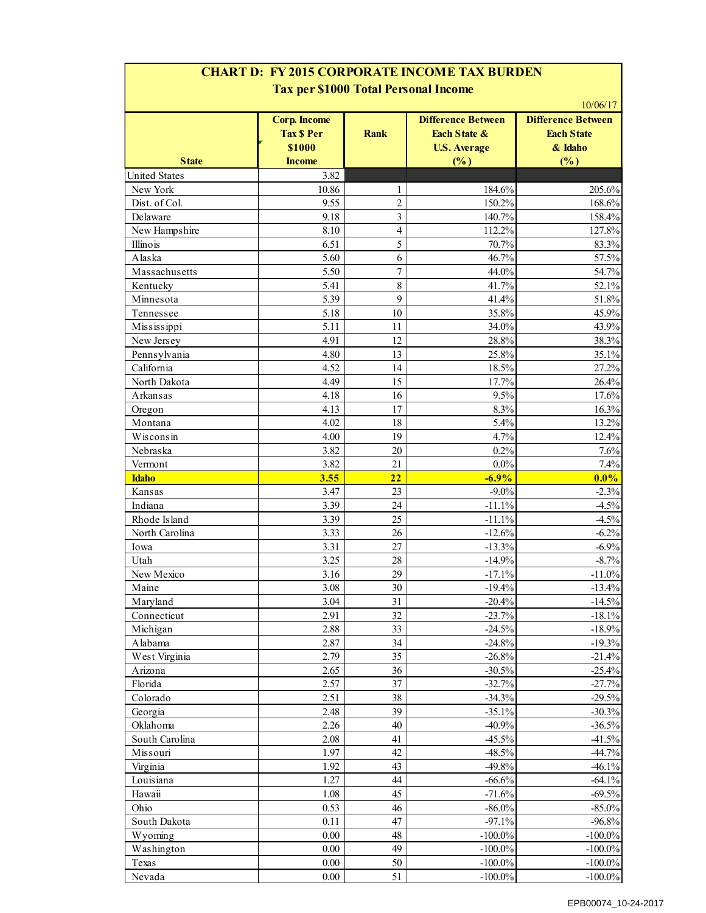## CHART D: FY 2015 CORPORATE INCOME TAX BURDEN

### Tax per $1000 Total Personal Income

10/06/17

| State | Corp. Income Tax $ Per $1000 Income | Rank | Difference Between Each State & U.S. Average (%) | Difference Between Each State & Idaho (%) |
|---|---|---|---|---|
| United States | 3.82 | | | |
| New York | 10.86 | 1 | 184.6% | 205.6% |
| Dist. of Col. | 9.55 | 2 | 150.2% | 168.6% |
| Delaware | 9.18 | 3 | 140.7% | 158.4% |
| New Hampshire | 8.10 | 4 | 112.2% | 127.8% |
| Illinois | 6.51 | 5 | 70.7% | 83.3% |
| Alaska | 5.60 | 6 | 46.7% | 57.5% |
| Massachusetts | 5.50 | 7 | 44.0% | 54.7% |
| Kentucky | 5.41 | 8 | 41.7% | 52.1% |
| Minnesota | 5.39 | 9 | 41.4% | 51.8% |
| Tennessee | 5.18 | 10 | 35.8% | 45.9% |
| Mississippi | 5.11 | 11 | 34.0% | 43.9% |
| New Jersey | 4.91 | 12 | 28.8% | 38.3% |
| Pennsylvania | 4.80 | 13 | 25.8% | 35.1% |
| California | 4.52 | 14 | 18.5% | 27.2% |
| North Dakota | 4.49 | 15 | 17.7% | 26.4% |
| Arkansas | 4.18 | 16 | 9.5% | 17.6% |
| Oregon | 4.13 | 17 | 8.3% | 16.3% |
| Montana | 4.02 | 18 | 5.4% | 13.2% |
| Wisconsin | 4.00 | 19 | 4.7% | 12.4% |
| Nebraska | 3.82 | 20 | 0.2% | 7.6% |
| Vermont | 3.82 | 21 | 0.0% | 7.4% |
| **Idaho** | **3.55** | **22** | **-6.9%** | **0.0%** |
| Kansas | 3.47 | 23 | -9.0% | -2.3% |
| Indiana | 3.39 | 24 | -11.1% | -4.5% |
| Rhode Island | 3.39 | 25 | -11.1% | -4.5% |
| North Carolina | 3.33 | 26 | -12.6% | -6.2% |
| Iowa | 3.31 | 27 | -13.3% | -6.9% |
| Utah | 3.25 | 28 | -14.9% | -8.7% |
| New Mexico | 3.16 | 29 | -17.1% | -11.0% |
| Maine | 3.08 | 30 | -19.4% | -13.4% |
| Maryland | 3.04 | 31 | -20.4% | -14.5% |
| Connecticut | 2.91 | 32 | -23.7% | -18.1% |
| Michigan | 2.88 | 33 | -24.5% | -18.9% |
| Alabama | 2.87 | 34 | -24.8% | -19.3% |
| West Virginia | 2.79 | 35 | -26.8% | -21.4% |
| Arizona | 2.65 | 36 | -30.5% | -25.4% |
| Florida | 2.57 | 37 | -32.7% | -27.7% |
| Colorado | 2.51 | 38 | -34.3% | -29.5% |
| Georgia | 2.48 | 39 | -35.1% | -30.3% |
| Oklahoma | 2.26 | 40 | -40.9% | -36.5% |
| South Carolina | 2.08 | 41 | -45.5% | -41.5% |
| Missouri | 1.97 | 42 | -48.5% | -44.7% |
| Virginia | 1.92 | 43 | -49.8% | -46.1% |
| Louisiana | 1.27 | 44 | -66.6% | -64.1% |
| Hawaii | 1.08 | 45 | -71.6% | -69.5% |
| Ohio | 0.53 | 46 | -86.0% | -85.0% |
| South Dakota | 0.11 | 47 | -97.1% | -96.8% |
| Wyoming | 0.00 | 48 | -100.0% | -100.0% |
| Washington | 0.00 | 49 | -100.0% | -100.0% |
| Texas | 0.00 | 50 | -100.0% | -100.0% |
| Nevada | 0.00 | 51 | -100.0% | -100.0% |

EPB00074_10-24-2017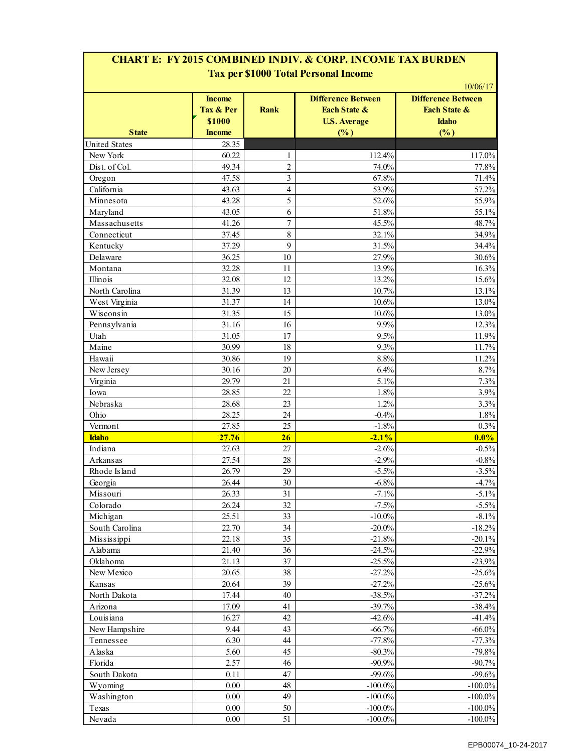# CHART E: FY 2015 COMBINED INDIV. & CORP. INCOME TAX BURDEN

## Tax per $1000 Total Personal Income

10/06/17

| State | Income Tax & Per $1000 Income | Rank | Difference Between Each State & U.S. Average (%) | Difference Between Each State & Idaho (%) |
|---|---|---|---|---|
| United States | 28.35 | | | |
| New York | 60.22 | 1 | 112.4% | 117.0% |
| Dist. of Col. | 49.34 | 2 | 74.0% | 77.8% |
| Oregon | 47.58 | 3 | 67.8% | 71.4% |
| California | 43.63 | 4 | 53.9% | 57.2% |
| Minnesota | 43.28 | 5 | 52.6% | 55.9% |
| Maryland | 43.05 | 6 | 51.8% | 55.1% |
| Massachusetts | 41.26 | 7 | 45.5% | 48.7% |
| Connecticut | 37.45 | 8 | 32.1% | 34.9% |
| Kentucky | 37.29 | 9 | 31.5% | 34.4% |
| Delaware | 36.25 | 10 | 27.9% | 30.6% |
| Montana | 32.28 | 11 | 13.9% | 16.3% |
| Illinois | 32.08 | 12 | 13.2% | 15.6% |
| North Carolina | 31.39 | 13 | 10.7% | 13.1% |
| West Virginia | 31.37 | 14 | 10.6% | 13.0% |
| Wisconsin | 31.35 | 15 | 10.6% | 13.0% |
| Pennsylvania | 31.16 | 16 | 9.9% | 12.3% |
| Utah | 31.05 | 17 | 9.5% | 11.9% |
| Maine | 30.99 | 18 | 9.3% | 11.7% |
| Hawaii | 30.86 | 19 | 8.8% | 11.2% |
| New Jersey | 30.16 | 20 | 6.4% | 8.7% |
| Virginia | 29.79 | 21 | 5.1% | 7.3% |
| Iowa | 28.85 | 22 | 1.8% | 3.9% |
| Nebraska | 28.68 | 23 | 1.2% | 3.3% |
| Ohio | 28.25 | 24 | -0.4% | 1.8% |
| Vermont | 27.85 | 25 | -1.8% | 0.3% |
| **Idaho** | **27.76** | **26** | **-2.1%** | **0.0%** |
| Indiana | 27.63 | 27 | -2.6% | -0.5% |
| Arkansas | 27.54 | 28 | -2.9% | -0.8% |
| Rhode Island | 26.79 | 29 | -5.5% | -3.5% |
| Georgia | 26.44 | 30 | -6.8% | -4.7% |
| Missouri | 26.33 | 31 | -7.1% | -5.1% |
| Colorado | 26.24 | 32 | -7.5% | -5.5% |
| Michigan | 25.51 | 33 | -10.0% | -8.1% |
| South Carolina | 22.70 | 34 | -20.0% | -18.2% |
| Mississippi | 22.18 | 35 | -21.8% | -20.1% |
| Alabama | 21.40 | 36 | -24.5% | -22.9% |
| Oklahoma | 21.13 | 37 | -25.5% | -23.9% |
| New Mexico | 20.65 | 38 | -27.2% | -25.6% |
| Kansas | 20.64 | 39 | -27.2% | -25.6% |
| North Dakota | 17.44 | 40 | -38.5% | -37.2% |
| Arizona | 17.09 | 41 | -39.7% | -38.4% |
| Louisiana | 16.27 | 42 | -42.6% | -41.4% |
| New Hampshire | 9.44 | 43 | -66.7% | -66.0% |
| Tennessee | 6.30 | 44 | -77.8% | -77.3% |
| Alaska | 5.60 | 45 | -80.3% | -79.8% |
| Florida | 2.57 | 46 | -90.9% | -90.7% |
| South Dakota | 0.11 | 47 | -99.6% | -99.6% |
| Wyoming | 0.00 | 48 | -100.0% | -100.0% |
| Washington | 0.00 | 49 | -100.0% | -100.0% |
| Texas | 0.00 | 50 | -100.0% | -100.0% |
| Nevada | 0.00 | 51 | -100.0% | -100.0% |

EPB00074_10-24-2017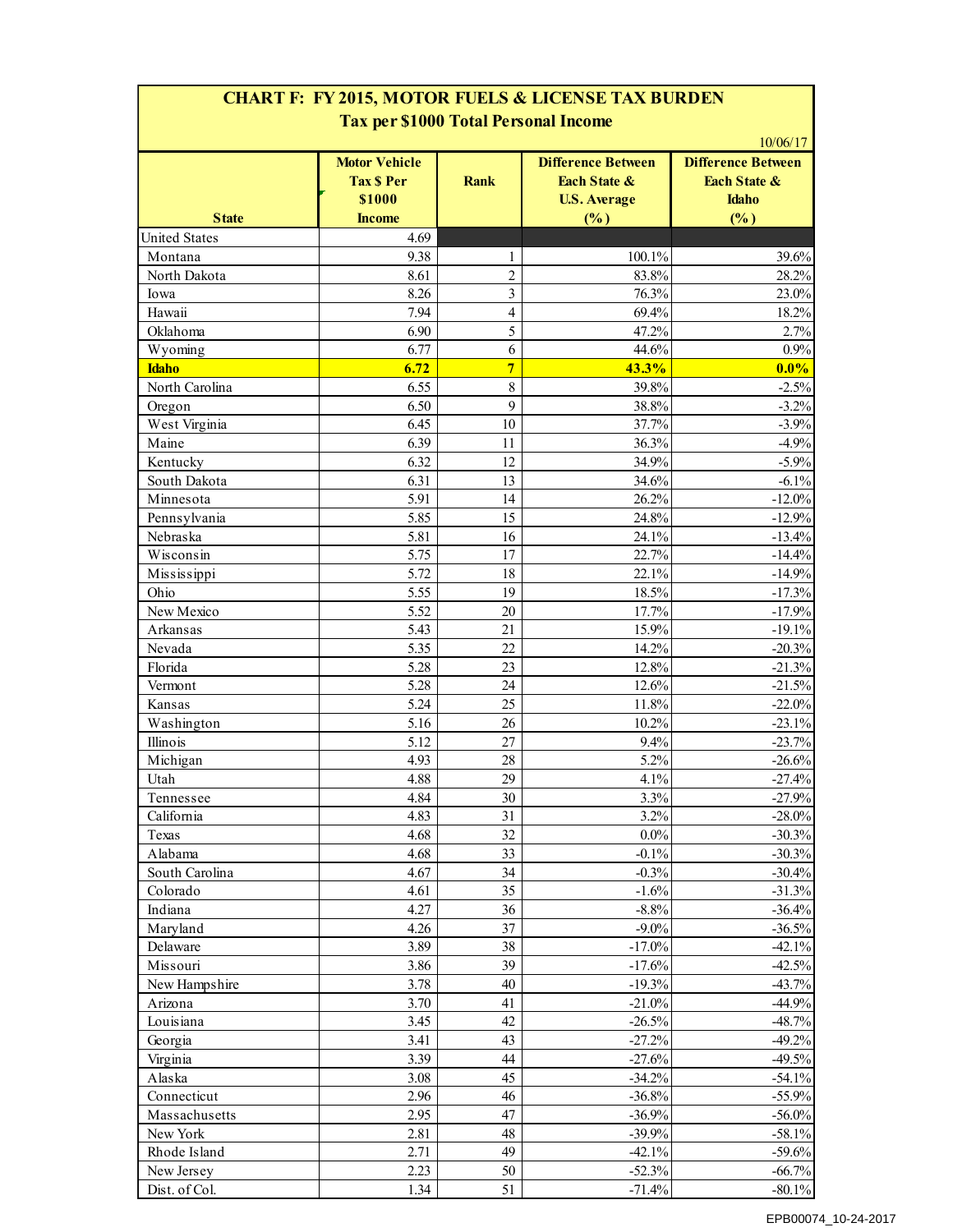## CHART F: FY 2015, MOTOR FUELS & LICENSE TAX BURDEN

### Tax per $1000 Total Personal Income

10/06/17

| State | Motor Vehicle Tax $ Per $1000 Income | Rank | Difference Between Each State & U.S. Average (%) | Difference Between Each State & Idaho (%) |
|---|---|---|---|---|
| United States | 4.69 | | | |
| Montana | 9.38 | 1 | 100.1% | 39.6% |
| North Dakota | 8.61 | 2 | 83.8% | 28.2% |
| Iowa | 8.26 | 3 | 76.3% | 23.0% |
| Hawaii | 7.94 | 4 | 69.4% | 18.2% |
| Oklahoma | 6.90 | 5 | 47.2% | 2.7% |
| Wyoming | 6.77 | 6 | 44.6% | 0.9% |
| **Idaho** | **6.72** | **7** | **43.3%** | **0.0%** |
| North Carolina | 6.55 | 8 | 39.8% | -2.5% |
| Oregon | 6.50 | 9 | 38.8% | -3.2% |
| West Virginia | 6.45 | 10 | 37.7% | -3.9% |
| Maine | 6.39 | 11 | 36.3% | -4.9% |
| Kentucky | 6.32 | 12 | 34.9% | -5.9% |
| South Dakota | 6.31 | 13 | 34.6% | -6.1% |
| Minnesota | 5.91 | 14 | 26.2% | -12.0% |
| Pennsylvania | 5.85 | 15 | 24.8% | -12.9% |
| Nebraska | 5.81 | 16 | 24.1% | -13.4% |
| Wisconsin | 5.75 | 17 | 22.7% | -14.4% |
| Mississippi | 5.72 | 18 | 22.1% | -14.9% |
| Ohio | 5.55 | 19 | 18.5% | -17.3% |
| New Mexico | 5.52 | 20 | 17.7% | -17.9% |
| Arkansas | 5.43 | 21 | 15.9% | -19.1% |
| Nevada | 5.35 | 22 | 14.2% | -20.3% |
| Florida | 5.28 | 23 | 12.8% | -21.3% |
| Vermont | 5.28 | 24 | 12.6% | -21.5% |
| Kansas | 5.24 | 25 | 11.8% | -22.0% |
| Washington | 5.16 | 26 | 10.2% | -23.1% |
| Illinois | 5.12 | 27 | 9.4% | -23.7% |
| Michigan | 4.93 | 28 | 5.2% | -26.6% |
| Utah | 4.88 | 29 | 4.1% | -27.4% |
| Tennessee | 4.84 | 30 | 3.3% | -27.9% |
| California | 4.83 | 31 | 3.2% | -28.0% |
| Texas | 4.68 | 32 | 0.0% | -30.3% |
| Alabama | 4.68 | 33 | -0.1% | -30.3% |
| South Carolina | 4.67 | 34 | -0.3% | -30.4% |
| Colorado | 4.61 | 35 | -1.6% | -31.3% |
| Indiana | 4.27 | 36 | -8.8% | -36.4% |
| Maryland | 4.26 | 37 | -9.0% | -36.5% |
| Delaware | 3.89 | 38 | -17.0% | -42.1% |
| Missouri | 3.86 | 39 | -17.6% | -42.5% |
| New Hampshire | 3.78 | 40 | -19.3% | -43.7% |
| Arizona | 3.70 | 41 | -21.0% | -44.9% |
| Louisiana | 3.45 | 42 | -26.5% | -48.7% |
| Georgia | 3.41 | 43 | -27.2% | -49.2% |
| Virginia | 3.39 | 44 | -27.6% | -49.5% |
| Alaska | 3.08 | 45 | -34.2% | -54.1% |
| Connecticut | 2.96 | 46 | -36.8% | -55.9% |
| Massachusetts | 2.95 | 47 | -36.9% | -56.0% |
| New York | 2.81 | 48 | -39.9% | -58.1% |
| Rhode Island | 2.71 | 49 | -42.1% | -59.6% |
| New Jersey | 2.23 | 50 | -52.3% | -66.7% |
| Dist. of Col. | 1.34 | 51 | -71.4% | -80.1% |

EPB00074_10-24-2017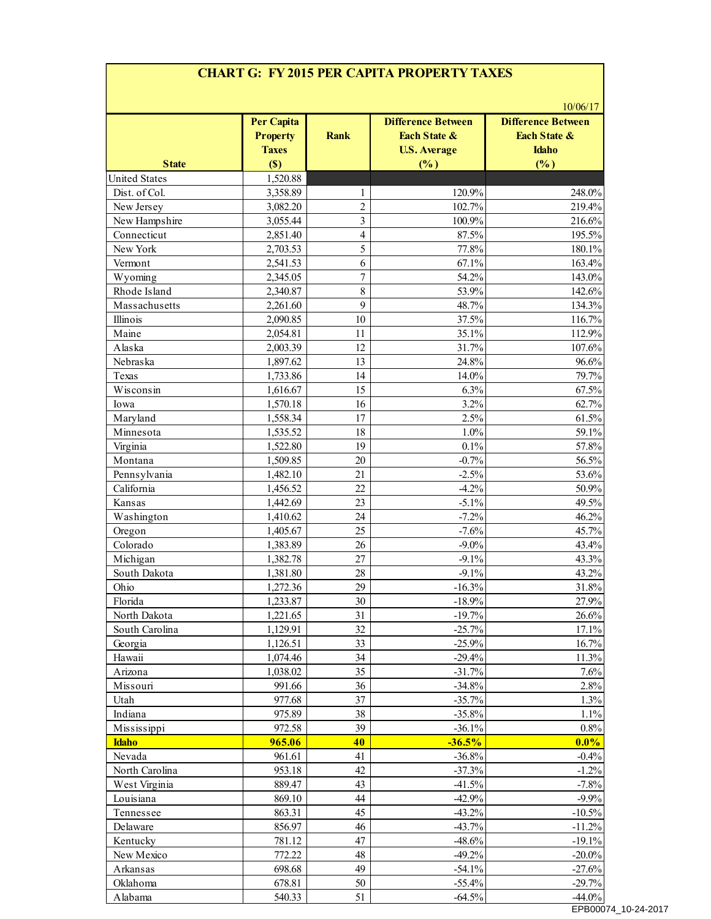## CHART G: FY 2015 PER CAPITA PROPERTY TAXES

10/06/17

| State | Per Capita Property Taxes ($) | Rank | Difference Between Each State & U.S. Average (%) | Difference Between Each State & Idaho (%) |
|---|---|---|---|---|
| United States | 1,520.88 | | | |
| Dist. of Col. | 3,358.89 | 1 | 120.9% | 248.0% |
| New Jersey | 3,082.20 | 2 | 102.7% | 219.4% |
| New Hampshire | 3,055.44 | 3 | 100.9% | 216.6% |
| Connecticut | 2,851.40 | 4 | 87.5% | 195.5% |
| New York | 2,703.53 | 5 | 77.8% | 180.1% |
| Vermont | 2,541.53 | 6 | 67.1% | 163.4% |
| Wyoming | 2,345.05 | 7 | 54.2% | 143.0% |
| Rhode Island | 2,340.87 | 8 | 53.9% | 142.6% |
| Massachusetts | 2,261.60 | 9 | 48.7% | 134.3% |
| Illinois | 2,090.85 | 10 | 37.5% | 116.7% |
| Maine | 2,054.81 | 11 | 35.1% | 112.9% |
| Alaska | 2,003.39 | 12 | 31.7% | 107.6% |
| Nebraska | 1,897.62 | 13 | 24.8% | 96.6% |
| Texas | 1,733.86 | 14 | 14.0% | 79.7% |
| Wisconsin | 1,616.67 | 15 | 6.3% | 67.5% |
| Iowa | 1,570.18 | 16 | 3.2% | 62.7% |
| Maryland | 1,558.34 | 17 | 2.5% | 61.5% |
| Minnesota | 1,535.52 | 18 | 1.0% | 59.1% |
| Virginia | 1,522.80 | 19 | 0.1% | 57.8% |
| Montana | 1,509.85 | 20 | -0.7% | 56.5% |
| Pennsylvania | 1,482.10 | 21 | -2.5% | 53.6% |
| California | 1,456.52 | 22 | -4.2% | 50.9% |
| Kansas | 1,442.69 | 23 | -5.1% | 49.5% |
| Washington | 1,410.62 | 24 | -7.2% | 46.2% |
| Oregon | 1,405.67 | 25 | -7.6% | 45.7% |
| Colorado | 1,383.89 | 26 | -9.0% | 43.4% |
| Michigan | 1,382.78 | 27 | -9.1% | 43.3% |
| South Dakota | 1,381.80 | 28 | -9.1% | 43.2% |
| Ohio | 1,272.36 | 29 | -16.3% | 31.8% |
| Florida | 1,233.87 | 30 | -18.9% | 27.9% |
| North Dakota | 1,221.65 | 31 | -19.7% | 26.6% |
| South Carolina | 1,129.91 | 32 | -25.7% | 17.1% |
| Georgia | 1,126.51 | 33 | -25.9% | 16.7% |
| Hawaii | 1,074.46 | 34 | -29.4% | 11.3% |
| Arizona | 1,038.02 | 35 | -31.7% | 7.6% |
| Missouri | 991.66 | 36 | -34.8% | 2.8% |
| Utah | 977.68 | 37 | -35.7% | 1.3% |
| Indiana | 975.89 | 38 | -35.8% | 1.1% |
| Mississippi | 972.58 | 39 | -36.1% | 0.8% |
| **Idaho** | **965.06** | **40** | **-36.5%** | **0.0%** |
| Nevada | 961.61 | 41 | -36.8% | -0.4% |
| North Carolina | 953.18 | 42 | -37.3% | -1.2% |
| West Virginia | 889.47 | 43 | -41.5% | -7.8% |
| Louisiana | 869.10 | 44 | -42.9% | -9.9% |
| Tennessee | 863.31 | 45 | -43.2% | -10.5% |
| Delaware | 856.97 | 46 | -43.7% | -11.2% |
| Kentucky | 781.12 | 47 | -48.6% | -19.1% |
| New Mexico | 772.22 | 48 | -49.2% | -20.0% |
| Arkansas | 698.68 | 49 | -54.1% | -27.6% |
| Oklahoma | 678.81 | 50 | -55.4% | -29.7% |
| Alabama | 540.33 | 51 | -64.5% | -44.0% |

EPB00074_10-24-2017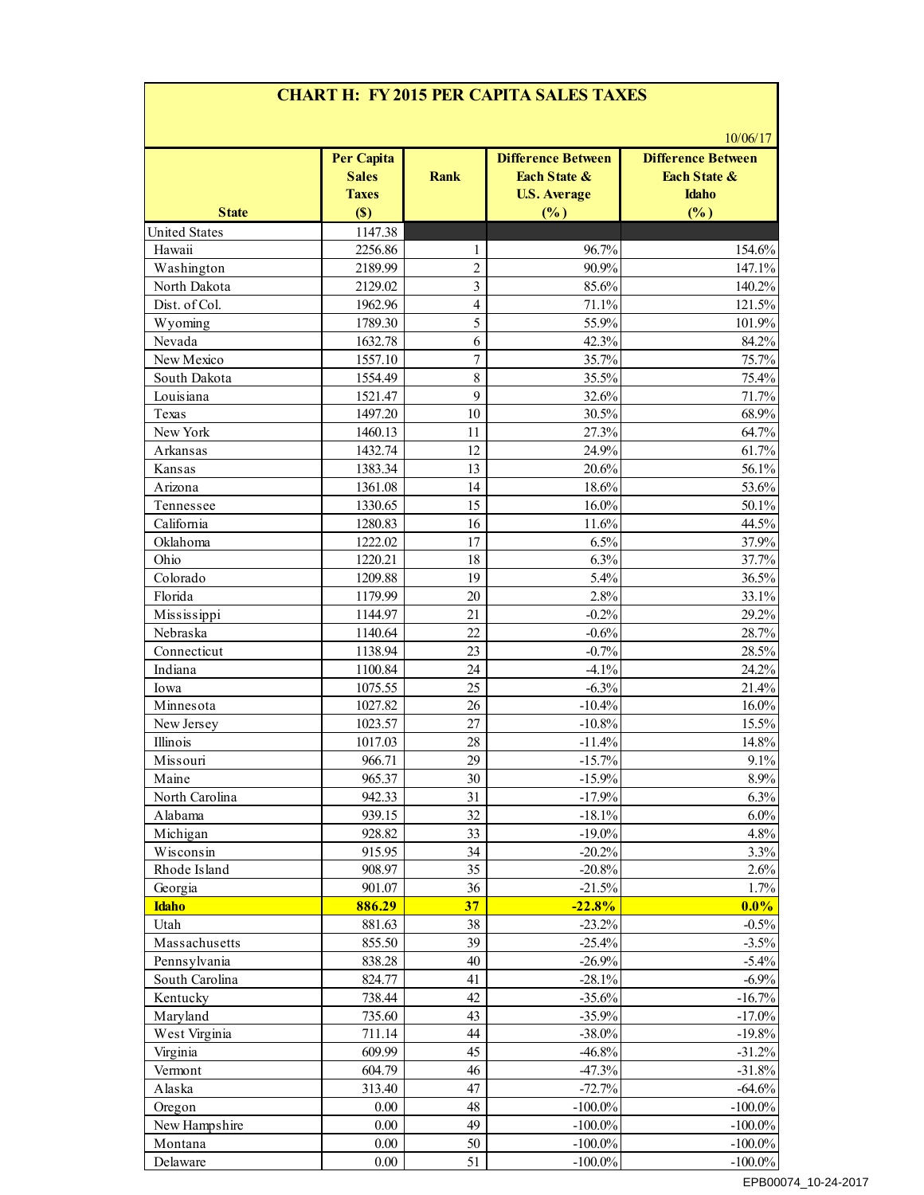## CHART H: FY 2015 PER CAPITA SALES TAXES

10/06/17

| State | Per Capita Sales Taxes ($) | Rank | Difference Between Each State & U.S. Average (%) | Difference Between Each State & Idaho (%) |
|---|---|---|---|---|
| United States | 1147.38 | | | |
| Hawaii | 2256.86 | 1 | 96.7% | 154.6% |
| Washington | 2189.99 | 2 | 90.9% | 147.1% |
| North Dakota | 2129.02 | 3 | 85.6% | 140.2% |
| Dist. of Col. | 1962.96 | 4 | 71.1% | 121.5% |
| Wyoming | 1789.30 | 5 | 55.9% | 101.9% |
| Nevada | 1632.78 | 6 | 42.3% | 84.2% |
| New Mexico | 1557.10 | 7 | 35.7% | 75.7% |
| South Dakota | 1554.49 | 8 | 35.5% | 75.4% |
| Louisiana | 1521.47 | 9 | 32.6% | 71.7% |
| Texas | 1497.20 | 10 | 30.5% | 68.9% |
| New York | 1460.13 | 11 | 27.3% | 64.7% |
| Arkansas | 1432.74 | 12 | 24.9% | 61.7% |
| Kansas | 1383.34 | 13 | 20.6% | 56.1% |
| Arizona | 1361.08 | 14 | 18.6% | 53.6% |
| Tennessee | 1330.65 | 15 | 16.0% | 50.1% |
| California | 1280.83 | 16 | 11.6% | 44.5% |
| Oklahoma | 1222.02 | 17 | 6.5% | 37.9% |
| Ohio | 1220.21 | 18 | 6.3% | 37.7% |
| Colorado | 1209.88 | 19 | 5.4% | 36.5% |
| Florida | 1179.99 | 20 | 2.8% | 33.1% |
| Mississippi | 1144.97 | 21 | -0.2% | 29.2% |
| Nebraska | 1140.64 | 22 | -0.6% | 28.7% |
| Connecticut | 1138.94 | 23 | -0.7% | 28.5% |
| Indiana | 1100.84 | 24 | -4.1% | 24.2% |
| Iowa | 1075.55 | 25 | -6.3% | 21.4% |
| Minnesota | 1027.82 | 26 | -10.4% | 16.0% |
| New Jersey | 1023.57 | 27 | -10.8% | 15.5% |
| Illinois | 1017.03 | 28 | -11.4% | 14.8% |
| Missouri | 966.71 | 29 | -15.7% | 9.1% |
| Maine | 965.37 | 30 | -15.9% | 8.9% |
| North Carolina | 942.33 | 31 | -17.9% | 6.3% |
| Alabama | 939.15 | 32 | -18.1% | 6.0% |
| Michigan | 928.82 | 33 | -19.0% | 4.8% |
| Wisconsin | 915.95 | 34 | -20.2% | 3.3% |
| Rhode Island | 908.97 | 35 | -20.8% | 2.6% |
| Georgia | 901.07 | 36 | -21.5% | 1.7% |
| **Idaho** | **886.29** | **37** | **-22.8%** | **0.0%** |
| Utah | 881.63 | 38 | -23.2% | -0.5% |
| Massachusetts | 855.50 | 39 | -25.4% | -3.5% |
| Pennsylvania | 838.28 | 40 | -26.9% | -5.4% |
| South Carolina | 824.77 | 41 | -28.1% | -6.9% |
| Kentucky | 738.44 | 42 | -35.6% | -16.7% |
| Maryland | 735.60 | 43 | -35.9% | -17.0% |
| West Virginia | 711.14 | 44 | -38.0% | -19.8% |
| Virginia | 609.99 | 45 | -46.8% | -31.2% |
| Vermont | 604.79 | 46 | -47.3% | -31.8% |
| Alaska | 313.40 | 47 | -72.7% | -64.6% |
| Oregon | 0.00 | 48 | -100.0% | -100.0% |
| New Hampshire | 0.00 | 49 | -100.0% | -100.0% |
| Montana | 0.00 | 50 | -100.0% | -100.0% |
| Delaware | 0.00 | 51 | -100.0% | -100.0% |

EPB00074_10-24-2017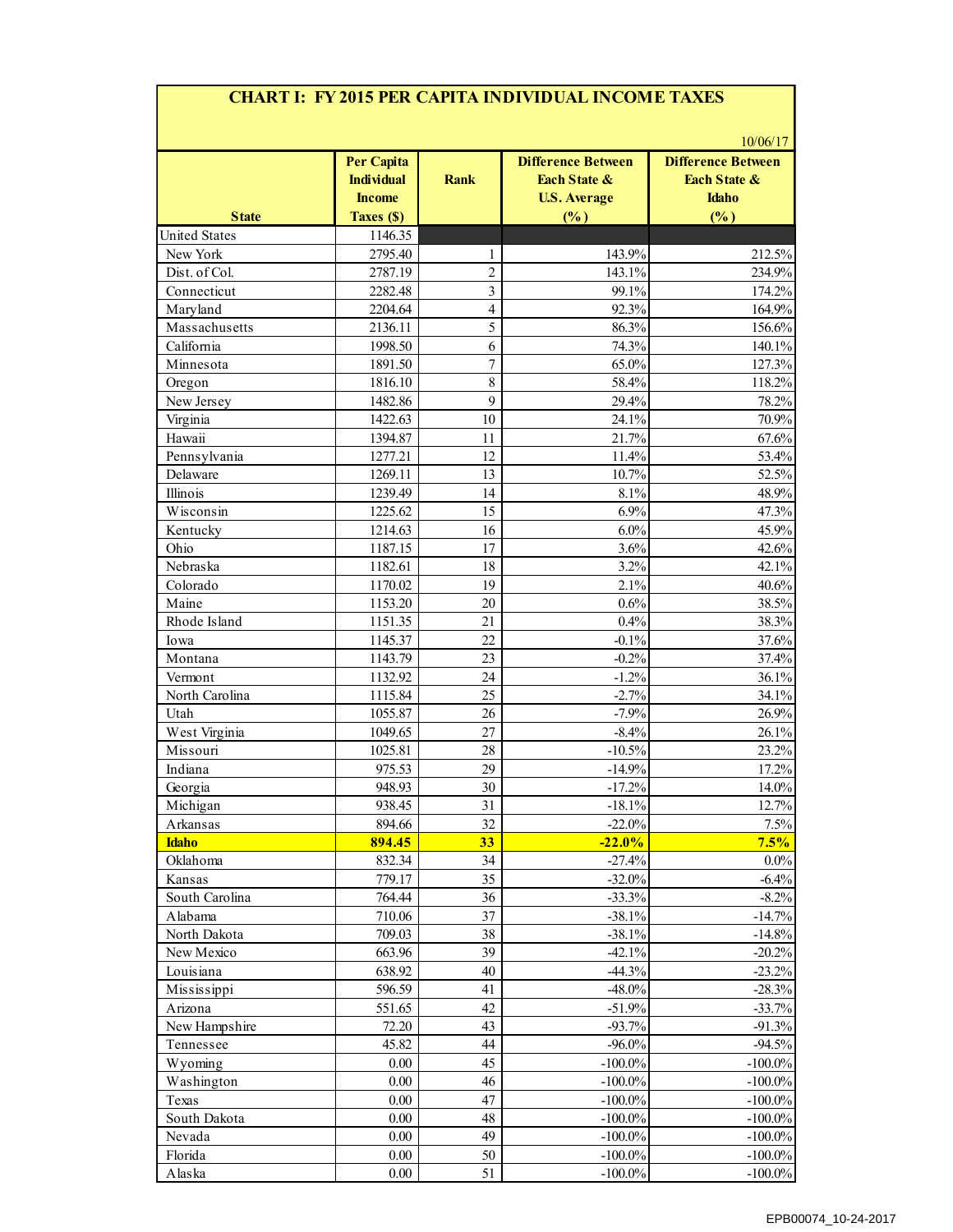## CHART I: FY 2015 PER CAPITA INDIVIDUAL INCOME TAXES

10/06/17

| State | Per Capita Individual Income Taxes ($) | Rank | Difference Between Each State & U.S. Average (%) | Difference Between Each State & Idaho (%) |
|---|---|---|---|---|
| United States | 1146.35 | | | |
| New York | 2795.40 | 1 | 143.9% | 212.5% |
| Dist. of Col. | 2787.19 | 2 | 143.1% | 234.9% |
| Connecticut | 2282.48 | 3 | 99.1% | 174.2% |
| Maryland | 2204.64 | 4 | 92.3% | 164.9% |
| Massachusetts | 2136.11 | 5 | 86.3% | 156.6% |
| California | 1998.50 | 6 | 74.3% | 140.1% |
| Minnesota | 1891.50 | 7 | 65.0% | 127.3% |
| Oregon | 1816.10 | 8 | 58.4% | 118.2% |
| New Jersey | 1482.86 | 9 | 29.4% | 78.2% |
| Virginia | 1422.63 | 10 | 24.1% | 70.9% |
| Hawaii | 1394.87 | 11 | 21.7% | 67.6% |
| Pennsylvania | 1277.21 | 12 | 11.4% | 53.4% |
| Delaware | 1269.11 | 13 | 10.7% | 52.5% |
| Illinois | 1239.49 | 14 | 8.1% | 48.9% |
| Wisconsin | 1225.62 | 15 | 6.9% | 47.3% |
| Kentucky | 1214.63 | 16 | 6.0% | 45.9% |
| Ohio | 1187.15 | 17 | 3.6% | 42.6% |
| Nebraska | 1182.61 | 18 | 3.2% | 42.1% |
| Colorado | 1170.02 | 19 | 2.1% | 40.6% |
| Maine | 1153.20 | 20 | 0.6% | 38.5% |
| Rhode Island | 1151.35 | 21 | 0.4% | 38.3% |
| Iowa | 1145.37 | 22 | -0.1% | 37.6% |
| Montana | 1143.79 | 23 | -0.2% | 37.4% |
| Vermont | 1132.92 | 24 | -1.2% | 36.1% |
| North Carolina | 1115.84 | 25 | -2.7% | 34.1% |
| Utah | 1055.87 | 26 | -7.9% | 26.9% |
| West Virginia | 1049.65 | 27 | -8.4% | 26.1% |
| Missouri | 1025.81 | 28 | -10.5% | 23.2% |
| Indiana | 975.53 | 29 | -14.9% | 17.2% |
| Georgia | 948.93 | 30 | -17.2% | 14.0% |
| Michigan | 938.45 | 31 | -18.1% | 12.7% |
| Arkansas | 894.66 | 32 | -22.0% | 7.5% |
| **Idaho** | **894.45** | **33** | **-22.0%** | **7.5%** |
| Oklahoma | 832.34 | 34 | -27.4% | 0.0% |
| Kansas | 779.17 | 35 | -32.0% | -6.4% |
| South Carolina | 764.44 | 36 | -33.3% | -8.2% |
| Alabama | 710.06 | 37 | -38.1% | -14.7% |
| North Dakota | 709.03 | 38 | -38.1% | -14.8% |
| New Mexico | 663.96 | 39 | -42.1% | -20.2% |
| Louisiana | 638.92 | 40 | -44.3% | -23.2% |
| Mississippi | 596.59 | 41 | -48.0% | -28.3% |
| Arizona | 551.65 | 42 | -51.9% | -33.7% |
| New Hampshire | 72.20 | 43 | -93.7% | -91.3% |
| Tennessee | 45.82 | 44 | -96.0% | -94.5% |
| Wyoming | 0.00 | 45 | -100.0% | -100.0% |
| Washington | 0.00 | 46 | -100.0% | -100.0% |
| Texas | 0.00 | 47 | -100.0% | -100.0% |
| South Dakota | 0.00 | 48 | -100.0% | -100.0% |
| Nevada | 0.00 | 49 | -100.0% | -100.0% |
| Florida | 0.00 | 50 | -100.0% | -100.0% |
| Alaska | 0.00 | 51 | -100.0% | -100.0% |

EPB00074_10-24-2017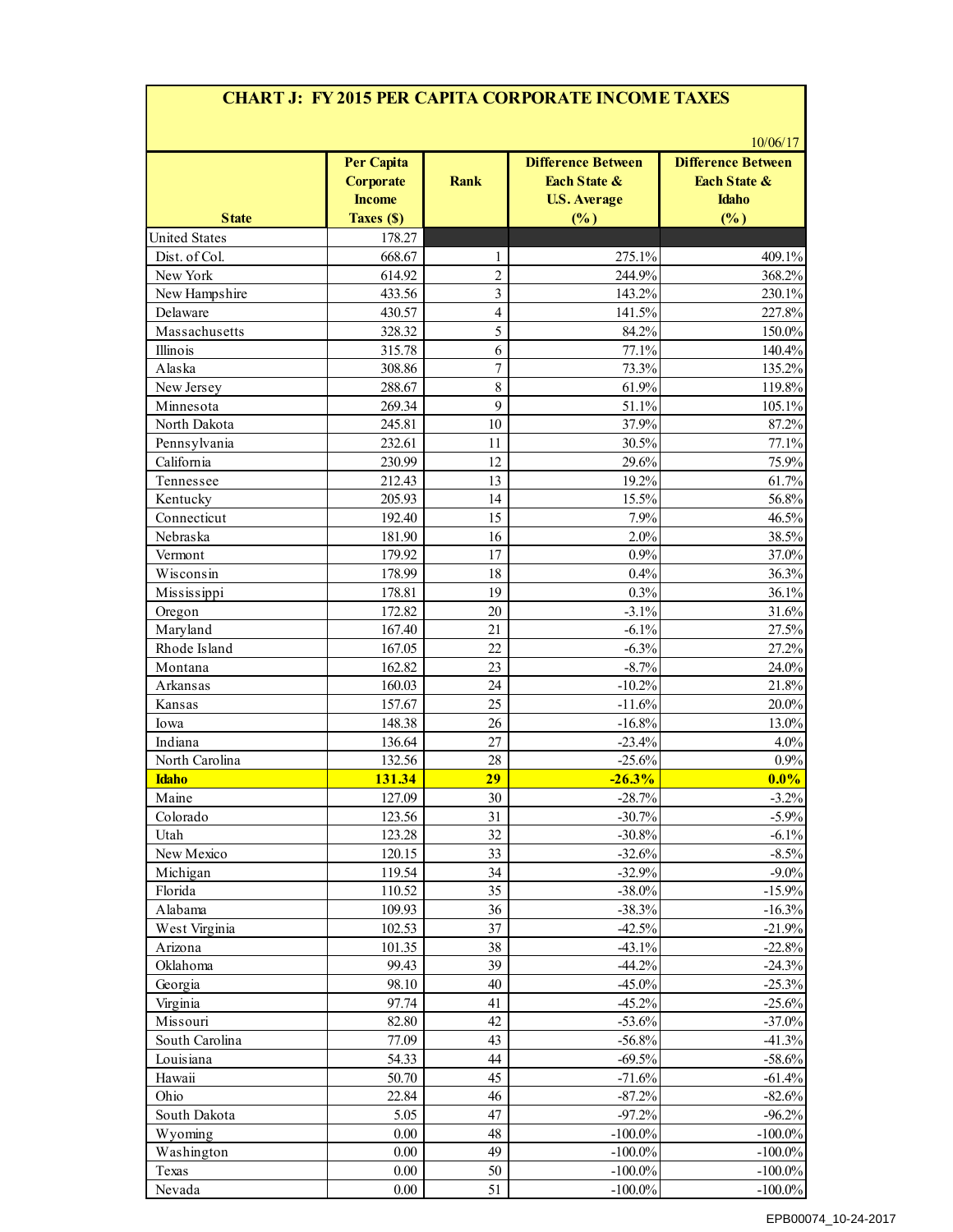# CHART J: FY 2015 PER CAPITA CORPORATE INCOME TAXES

10/06/17

| State | Per Capita Corporate Income Taxes ($) | Rank | Difference Between Each State & U.S. Average (%) | Difference Between Each State & Idaho (%) |
|---|---|---|---|---|
| United States | 178.27 | | | |
| Dist. of Col. | 668.67 | 1 | 275.1% | 409.1% |
| New York | 614.92 | 2 | 244.9% | 368.2% |
| New Hampshire | 433.56 | 3 | 143.2% | 230.1% |
| Delaware | 430.57 | 4 | 141.5% | 227.8% |
| Massachusetts | 328.32 | 5 | 84.2% | 150.0% |
| Illinois | 315.78 | 6 | 77.1% | 140.4% |
| Alaska | 308.86 | 7 | 73.3% | 135.2% |
| New Jersey | 288.67 | 8 | 61.9% | 119.8% |
| Minnesota | 269.34 | 9 | 51.1% | 105.1% |
| North Dakota | 245.81 | 10 | 37.9% | 87.2% |
| Pennsylvania | 232.61 | 11 | 30.5% | 77.1% |
| California | 230.99 | 12 | 29.6% | 75.9% |
| Tennessee | 212.43 | 13 | 19.2% | 61.7% |
| Kentucky | 205.93 | 14 | 15.5% | 56.8% |
| Connecticut | 192.40 | 15 | 7.9% | 46.5% |
| Nebraska | 181.90 | 16 | 2.0% | 38.5% |
| Vermont | 179.92 | 17 | 0.9% | 37.0% |
| Wisconsin | 178.99 | 18 | 0.4% | 36.3% |
| Mississippi | 178.81 | 19 | 0.3% | 36.1% |
| Oregon | 172.82 | 20 | -3.1% | 31.6% |
| Maryland | 167.40 | 21 | -6.1% | 27.5% |
| Rhode Island | 167.05 | 22 | -6.3% | 27.2% |
| Montana | 162.82 | 23 | -8.7% | 24.0% |
| Arkansas | 160.03 | 24 | -10.2% | 21.8% |
| Kansas | 157.67 | 25 | -11.6% | 20.0% |
| Iowa | 148.38 | 26 | -16.8% | 13.0% |
| Indiana | 136.64 | 27 | -23.4% | 4.0% |
| North Carolina | 132.56 | 28 | -25.6% | 0.9% |
| **Idaho** | **131.34** | **29** | **-26.3%** | **0.0%** |
| Maine | 127.09 | 30 | -28.7% | -3.2% |
| Colorado | 123.56 | 31 | -30.7% | -5.9% |
| Utah | 123.28 | 32 | -30.8% | -6.1% |
| New Mexico | 120.15 | 33 | -32.6% | -8.5% |
| Michigan | 119.54 | 34 | -32.9% | -9.0% |
| Florida | 110.52 | 35 | -38.0% | -15.9% |
| Alabama | 109.93 | 36 | -38.3% | -16.3% |
| West Virginia | 102.53 | 37 | -42.5% | -21.9% |
| Arizona | 101.35 | 38 | -43.1% | -22.8% |
| Oklahoma | 99.43 | 39 | -44.2% | -24.3% |
| Georgia | 98.10 | 40 | -45.0% | -25.3% |
| Virginia | 97.74 | 41 | -45.2% | -25.6% |
| Missouri | 82.80 | 42 | -53.6% | -37.0% |
| South Carolina | 77.09 | 43 | -56.8% | -41.3% |
| Louisiana | 54.33 | 44 | -69.5% | -58.6% |
| Hawaii | 50.70 | 45 | -71.6% | -61.4% |
| Ohio | 22.84 | 46 | -87.2% | -82.6% |
| South Dakota | 5.05 | 47 | -97.2% | -96.2% |
| Wyoming | 0.00 | 48 | -100.0% | -100.0% |
| Washington | 0.00 | 49 | -100.0% | -100.0% |
| Texas | 0.00 | 50 | -100.0% | -100.0% |
| Nevada | 0.00 | 51 | -100.0% | -100.0% |

EPB00074_10-24-2017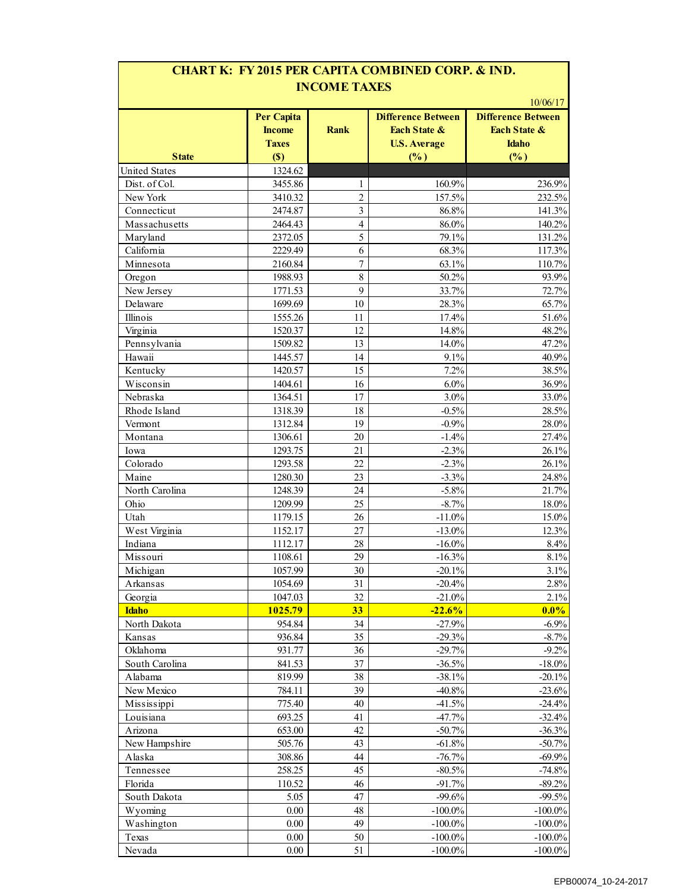# CHART K: FY 2015 PER CAPITA COMBINED CORP. & IND. INCOME TAXES

10/06/17

| State | Per Capita Income Taxes ($) | Rank | Difference Between Each State & U.S. Average (%) | Difference Between Each State & Idaho (%) |
|---|---|---|---|---|
| United States | 1324.62 | | | |
| Dist. of Col. | 3455.86 | 1 | 160.9% | 236.9% |
| New York | 3410.32 | 2 | 157.5% | 232.5% |
| Connecticut | 2474.87 | 3 | 86.8% | 141.3% |
| Massachusetts | 2464.43 | 4 | 86.0% | 140.2% |
| Maryland | 2372.05 | 5 | 79.1% | 131.2% |
| California | 2229.49 | 6 | 68.3% | 117.3% |
| Minnesota | 2160.84 | 7 | 63.1% | 110.7% |
| Oregon | 1988.93 | 8 | 50.2% | 93.9% |
| New Jersey | 1771.53 | 9 | 33.7% | 72.7% |
| Delaware | 1699.69 | 10 | 28.3% | 65.7% |
| Illinois | 1555.26 | 11 | 17.4% | 51.6% |
| Virginia | 1520.37 | 12 | 14.8% | 48.2% |
| Pennsylvania | 1509.82 | 13 | 14.0% | 47.2% |
| Hawaii | 1445.57 | 14 | 9.1% | 40.9% |
| Kentucky | 1420.57 | 15 | 7.2% | 38.5% |
| Wisconsin | 1404.61 | 16 | 6.0% | 36.9% |
| Nebraska | 1364.51 | 17 | 3.0% | 33.0% |
| Rhode Island | 1318.39 | 18 | -0.5% | 28.5% |
| Vermont | 1312.84 | 19 | -0.9% | 28.0% |
| Montana | 1306.61 | 20 | -1.4% | 27.4% |
| Iowa | 1293.75 | 21 | -2.3% | 26.1% |
| Colorado | 1293.58 | 22 | -2.3% | 26.1% |
| Maine | 1280.30 | 23 | -3.3% | 24.8% |
| North Carolina | 1248.39 | 24 | -5.8% | 21.7% |
| Ohio | 1209.99 | 25 | -8.7% | 18.0% |
| Utah | 1179.15 | 26 | -11.0% | 15.0% |
| West Virginia | 1152.17 | 27 | -13.0% | 12.3% |
| Indiana | 1112.17 | 28 | -16.0% | 8.4% |
| Missouri | 1108.61 | 29 | -16.3% | 8.1% |
| Michigan | 1057.99 | 30 | -20.1% | 3.1% |
| Arkansas | 1054.69 | 31 | -20.4% | 2.8% |
| Georgia | 1047.03 | 32 | -21.0% | 2.1% |
| **Idaho** | **1025.79** | **33** | **-22.6%** | **0.0%** |
| North Dakota | 954.84 | 34 | -27.9% | -6.9% |
| Kansas | 936.84 | 35 | -29.3% | -8.7% |
| Oklahoma | 931.77 | 36 | -29.7% | -9.2% |
| South Carolina | 841.53 | 37 | -36.5% | -18.0% |
| Alabama | 819.99 | 38 | -38.1% | -20.1% |
| New Mexico | 784.11 | 39 | -40.8% | -23.6% |
| Mississippi | 775.40 | 40 | -41.5% | -24.4% |
| Louisiana | 693.25 | 41 | -47.7% | -32.4% |
| Arizona | 653.00 | 42 | -50.7% | -36.3% |
| New Hampshire | 505.76 | 43 | -61.8% | -50.7% |
| Alaska | 308.86 | 44 | -76.7% | -69.9% |
| Tennessee | 258.25 | 45 | -80.5% | -74.8% |
| Florida | 110.52 | 46 | -91.7% | -89.2% |
| South Dakota | 5.05 | 47 | -99.6% | -99.5% |
| Wyoming | 0.00 | 48 | -100.0% | -100.0% |
| Washington | 0.00 | 49 | -100.0% | -100.0% |
| Texas | 0.00 | 50 | -100.0% | -100.0% |
| Nevada | 0.00 | 51 | -100.0% | -100.0% |

EPB00074_10-24-2017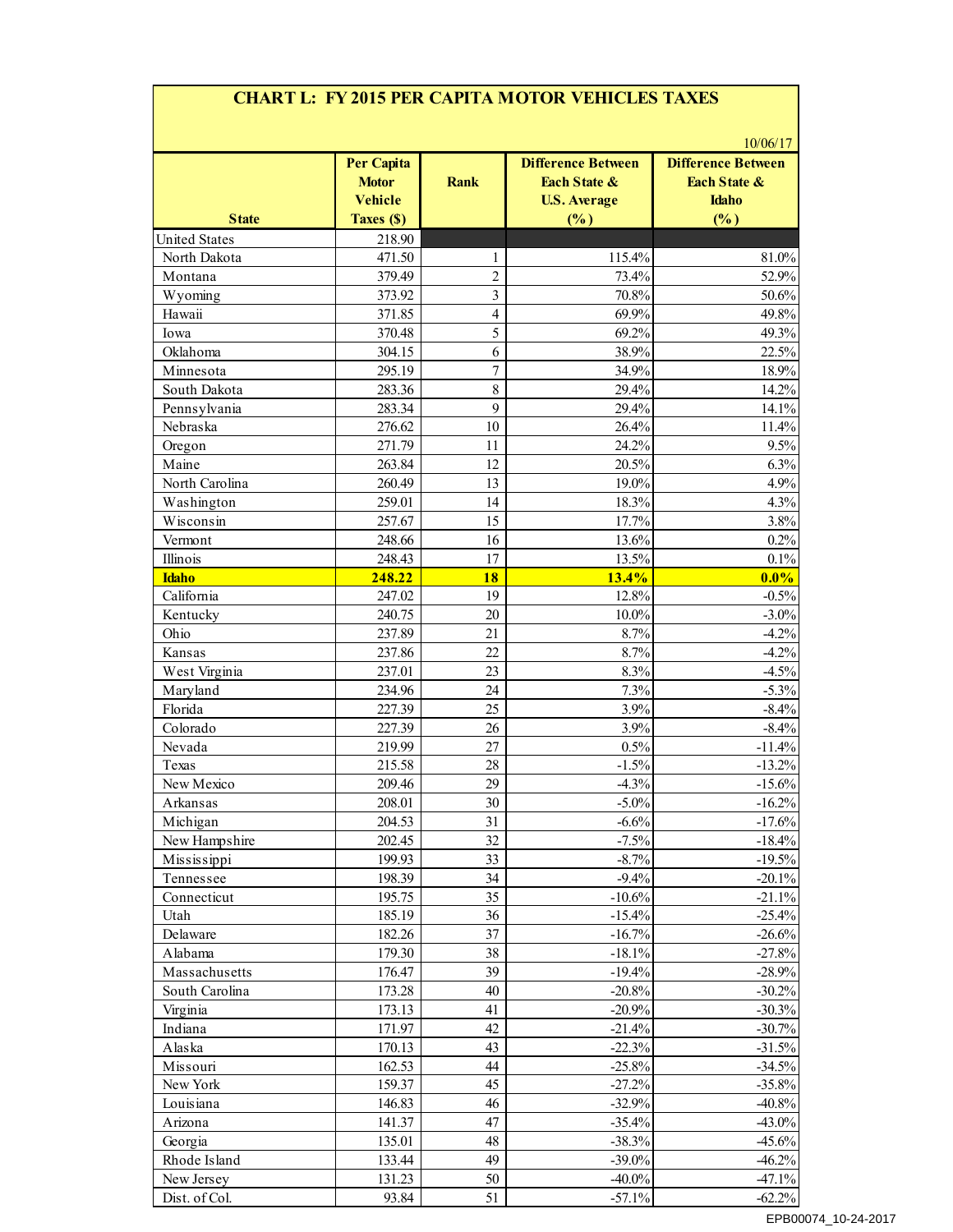## CHART L: FY 2015 PER CAPITA MOTOR VEHICLES TAXES

10/06/17

| State | Per Capita Motor Vehicle Taxes ($) | Rank | Difference Between Each State & U.S. Average (%) | Difference Between Each State & Idaho (%) |
|---|---|---|---|---|
| United States | 218.90 | | | |
| North Dakota | 471.50 | 1 | 115.4% | 81.0% |
| Montana | 379.49 | 2 | 73.4% | 52.9% |
| Wyoming | 373.92 | 3 | 70.8% | 50.6% |
| Hawaii | 371.85 | 4 | 69.9% | 49.8% |
| Iowa | 370.48 | 5 | 69.2% | 49.3% |
| Oklahoma | 304.15 | 6 | 38.9% | 22.5% |
| Minnesota | 295.19 | 7 | 34.9% | 18.9% |
| South Dakota | 283.36 | 8 | 29.4% | 14.2% |
| Pennsylvania | 283.34 | 9 | 29.4% | 14.1% |
| Nebraska | 276.62 | 10 | 26.4% | 11.4% |
| Oregon | 271.79 | 11 | 24.2% | 9.5% |
| Maine | 263.84 | 12 | 20.5% | 6.3% |
| North Carolina | 260.49 | 13 | 19.0% | 4.9% |
| Washington | 259.01 | 14 | 18.3% | 4.3% |
| Wisconsin | 257.67 | 15 | 17.7% | 3.8% |
| Vermont | 248.66 | 16 | 13.6% | 0.2% |
| Illinois | 248.43 | 17 | 13.5% | 0.1% |
| **Idaho** | **248.22** | **18** | **13.4%** | **0.0%** |
| California | 247.02 | 19 | 12.8% | -0.5% |
| Kentucky | 240.75 | 20 | 10.0% | -3.0% |
| Ohio | 237.89 | 21 | 8.7% | -4.2% |
| Kansas | 237.86 | 22 | 8.7% | -4.2% |
| West Virginia | 237.01 | 23 | 8.3% | -4.5% |
| Maryland | 234.96 | 24 | 7.3% | -5.3% |
| Florida | 227.39 | 25 | 3.9% | -8.4% |
| Colorado | 227.39 | 26 | 3.9% | -8.4% |
| Nevada | 219.99 | 27 | 0.5% | -11.4% |
| Texas | 215.58 | 28 | -1.5% | -13.2% |
| New Mexico | 209.46 | 29 | -4.3% | -15.6% |
| Arkansas | 208.01 | 30 | -5.0% | -16.2% |
| Michigan | 204.53 | 31 | -6.6% | -17.6% |
| New Hampshire | 202.45 | 32 | -7.5% | -18.4% |
| Mississippi | 199.93 | 33 | -8.7% | -19.5% |
| Tennessee | 198.39 | 34 | -9.4% | -20.1% |
| Connecticut | 195.75 | 35 | -10.6% | -21.1% |
| Utah | 185.19 | 36 | -15.4% | -25.4% |
| Delaware | 182.26 | 37 | -16.7% | -26.6% |
| Alabama | 179.30 | 38 | -18.1% | -27.8% |
| Massachusetts | 176.47 | 39 | -19.4% | -28.9% |
| South Carolina | 173.28 | 40 | -20.8% | -30.2% |
| Virginia | 173.13 | 41 | -20.9% | -30.3% |
| Indiana | 171.97 | 42 | -21.4% | -30.7% |
| Alaska | 170.13 | 43 | -22.3% | -31.5% |
| Missouri | 162.53 | 44 | -25.8% | -34.5% |
| New York | 159.37 | 45 | -27.2% | -35.8% |
| Louisiana | 146.83 | 46 | -32.9% | -40.8% |
| Arizona | 141.37 | 47 | -35.4% | -43.0% |
| Georgia | 135.01 | 48 | -38.3% | -45.6% |
| Rhode Island | 133.44 | 49 | -39.0% | -46.2% |
| New Jersey | 131.23 | 50 | -40.0% | -47.1% |
| Dist. of Col. | 93.84 | 51 | -57.1% | -62.2% |

EPB00074_10-24-2017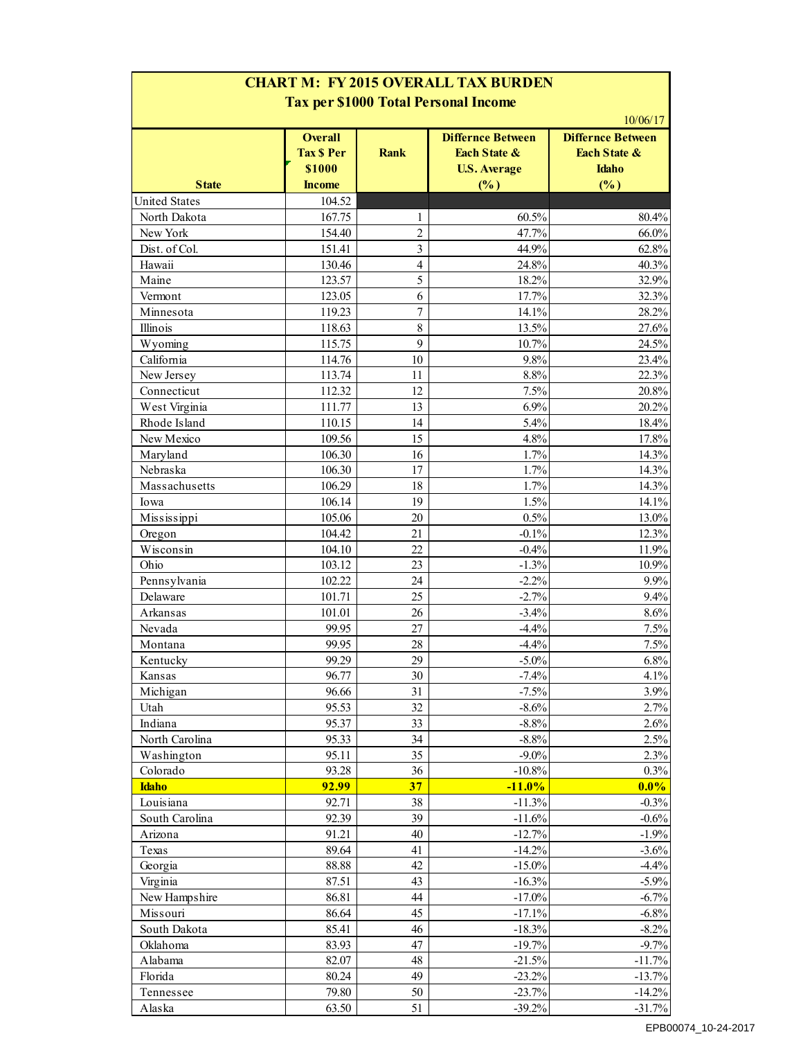## CHART M: FY 2015 OVERALL TAX BURDEN

### Tax per $1000 Total Personal Income

10/06/17

| State | Overall Tax $ Per $1000 Income | Rank | Differnce Between Each State & U.S. Average (%) | Differnce Between Each State & Idaho (%) |
|---|---|---|---|---|
| United States | 104.52 | | | |
| North Dakota | 167.75 | 1 | 60.5% | 80.4% |
| New York | 154.40 | 2 | 47.7% | 66.0% |
| Dist. of Col. | 151.41 | 3 | 44.9% | 62.8% |
| Hawaii | 130.46 | 4 | 24.8% | 40.3% |
| Maine | 123.57 | 5 | 18.2% | 32.9% |
| Vermont | 123.05 | 6 | 17.7% | 32.3% |
| Minnesota | 119.23 | 7 | 14.1% | 28.2% |
| Illinois | 118.63 | 8 | 13.5% | 27.6% |
| Wyoming | 115.75 | 9 | 10.7% | 24.5% |
| California | 114.76 | 10 | 9.8% | 23.4% |
| New Jersey | 113.74 | 11 | 8.8% | 22.3% |
| Connecticut | 112.32 | 12 | 7.5% | 20.8% |
| West Virginia | 111.77 | 13 | 6.9% | 20.2% |
| Rhode Island | 110.15 | 14 | 5.4% | 18.4% |
| New Mexico | 109.56 | 15 | 4.8% | 17.8% |
| Maryland | 106.30 | 16 | 1.7% | 14.3% |
| Nebraska | 106.30 | 17 | 1.7% | 14.3% |
| Massachusetts | 106.29 | 18 | 1.7% | 14.3% |
| Iowa | 106.14 | 19 | 1.5% | 14.1% |
| Mississippi | 105.06 | 20 | 0.5% | 13.0% |
| Oregon | 104.42 | 21 | -0.1% | 12.3% |
| Wisconsin | 104.10 | 22 | -0.4% | 11.9% |
| Ohio | 103.12 | 23 | -1.3% | 10.9% |
| Pennsylvania | 102.22 | 24 | -2.2% | 9.9% |
| Delaware | 101.71 | 25 | -2.7% | 9.4% |
| Arkansas | 101.01 | 26 | -3.4% | 8.6% |
| Nevada | 99.95 | 27 | -4.4% | 7.5% |
| Montana | 99.95 | 28 | -4.4% | 7.5% |
| Kentucky | 99.29 | 29 | -5.0% | 6.8% |
| Kansas | 96.77 | 30 | -7.4% | 4.1% |
| Michigan | 96.66 | 31 | -7.5% | 3.9% |
| Utah | 95.53 | 32 | -8.6% | 2.7% |
| Indiana | 95.37 | 33 | -8.8% | 2.6% |
| North Carolina | 95.33 | 34 | -8.8% | 2.5% |
| Washington | 95.11 | 35 | -9.0% | 2.3% |
| Colorado | 93.28 | 36 | -10.8% | 0.3% |
| **Idaho** | **92.99** | **37** | **-11.0%** | **0.0%** |
| Louisiana | 92.71 | 38 | -11.3% | -0.3% |
| South Carolina | 92.39 | 39 | -11.6% | -0.6% |
| Arizona | 91.21 | 40 | -12.7% | -1.9% |
| Texas | 89.64 | 41 | -14.2% | -3.6% |
| Georgia | 88.88 | 42 | -15.0% | -4.4% |
| Virginia | 87.51 | 43 | -16.3% | -5.9% |
| New Hampshire | 86.81 | 44 | -17.0% | -6.7% |
| Missouri | 86.64 | 45 | -17.1% | -6.8% |
| South Dakota | 85.41 | 46 | -18.3% | -8.2% |
| Oklahoma | 83.93 | 47 | -19.7% | -9.7% |
| Alabama | 82.07 | 48 | -21.5% | -11.7% |
| Florida | 80.24 | 49 | -23.2% | -13.7% |
| Tennessee | 79.80 | 50 | -23.7% | -14.2% |
| Alaska | 63.50 | 51 | -39.2% | -31.7% |

EPB00074_10-24-2017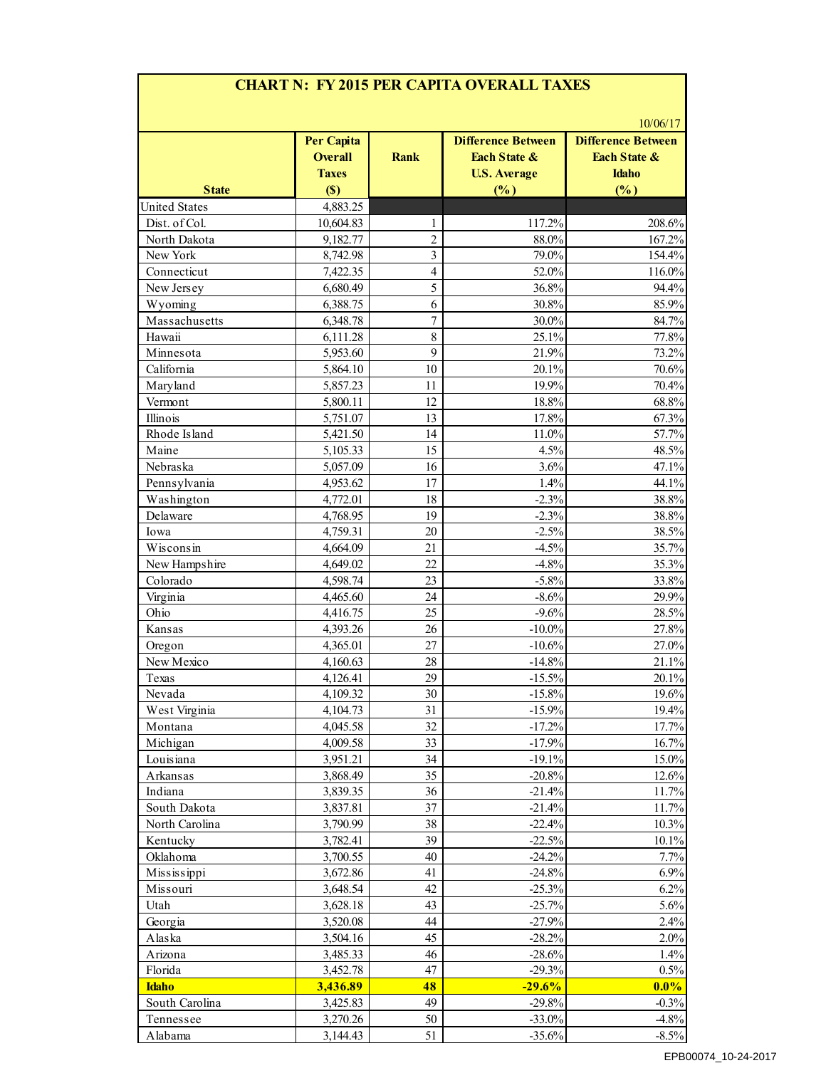# CHART N: FY 2015 PER CAPITA OVERALL TAXES

10/06/17

| State | Per Capita Overall Taxes ($) | Rank | Difference Between Each State & U.S. Average (%) | Difference Between Each State & Idaho (%) |
|---|---|---|---|---|
| United States | 4,883.25 | | | |
| Dist. of Col. | 10,604.83 | 1 | 117.2% | 208.6% |
| North Dakota | 9,182.77 | 2 | 88.0% | 167.2% |
| New York | 8,742.98 | 3 | 79.0% | 154.4% |
| Connecticut | 7,422.35 | 4 | 52.0% | 116.0% |
| New Jersey | 6,680.49 | 5 | 36.8% | 94.4% |
| Wyoming | 6,388.75 | 6 | 30.8% | 85.9% |
| Massachusetts | 6,348.78 | 7 | 30.0% | 84.7% |
| Hawaii | 6,111.28 | 8 | 25.1% | 77.8% |
| Minnesota | 5,953.60 | 9 | 21.9% | 73.2% |
| California | 5,864.10 | 10 | 20.1% | 70.6% |
| Maryland | 5,857.23 | 11 | 19.9% | 70.4% |
| Vermont | 5,800.11 | 12 | 18.8% | 68.8% |
| Illinois | 5,751.07 | 13 | 17.8% | 67.3% |
| Rhode Island | 5,421.50 | 14 | 11.0% | 57.7% |
| Maine | 5,105.33 | 15 | 4.5% | 48.5% |
| Nebraska | 5,057.09 | 16 | 3.6% | 47.1% |
| Pennsylvania | 4,953.62 | 17 | 1.4% | 44.1% |
| Washington | 4,772.01 | 18 | -2.3% | 38.8% |
| Delaware | 4,768.95 | 19 | -2.3% | 38.8% |
| Iowa | 4,759.31 | 20 | -2.5% | 38.5% |
| Wisconsin | 4,664.09 | 21 | -4.5% | 35.7% |
| New Hampshire | 4,649.02 | 22 | -4.8% | 35.3% |
| Colorado | 4,598.74 | 23 | -5.8% | 33.8% |
| Virginia | 4,465.60 | 24 | -8.6% | 29.9% |
| Ohio | 4,416.75 | 25 | -9.6% | 28.5% |
| Kansas | 4,393.26 | 26 | -10.0% | 27.8% |
| Oregon | 4,365.01 | 27 | -10.6% | 27.0% |
| New Mexico | 4,160.63 | 28 | -14.8% | 21.1% |
| Texas | 4,126.41 | 29 | -15.5% | 20.1% |
| Nevada | 4,109.32 | 30 | -15.8% | 19.6% |
| West Virginia | 4,104.73 | 31 | -15.9% | 19.4% |
| Montana | 4,045.58 | 32 | -17.2% | 17.7% |
| Michigan | 4,009.58 | 33 | -17.9% | 16.7% |
| Louisiana | 3,951.21 | 34 | -19.1% | 15.0% |
| Arkansas | 3,868.49 | 35 | -20.8% | 12.6% |
| Indiana | 3,839.35 | 36 | -21.4% | 11.7% |
| South Dakota | 3,837.81 | 37 | -21.4% | 11.7% |
| North Carolina | 3,790.99 | 38 | -22.4% | 10.3% |
| Kentucky | 3,782.41 | 39 | -22.5% | 10.1% |
| Oklahoma | 3,700.55 | 40 | -24.2% | 7.7% |
| Mississippi | 3,672.86 | 41 | -24.8% | 6.9% |
| Missouri | 3,648.54 | 42 | -25.3% | 6.2% |
| Utah | 3,628.18 | 43 | -25.7% | 5.6% |
| Georgia | 3,520.08 | 44 | -27.9% | 2.4% |
| Alaska | 3,504.16 | 45 | -28.2% | 2.0% |
| Arizona | 3,485.33 | 46 | -28.6% | 1.4% |
| Florida | 3,452.78 | 47 | -29.3% | 0.5% |
| **Idaho** | **3,436.89** | **48** | **-29.6%** | **0.0%** |
| South Carolina | 3,425.83 | 49 | -29.8% | -0.3% |
| Tennessee | 3,270.26 | 50 | -33.0% | -4.8% |
| Alabama | 3,144.43 | 51 | -35.6% | -8.5% |

EPB00074_10-24-2017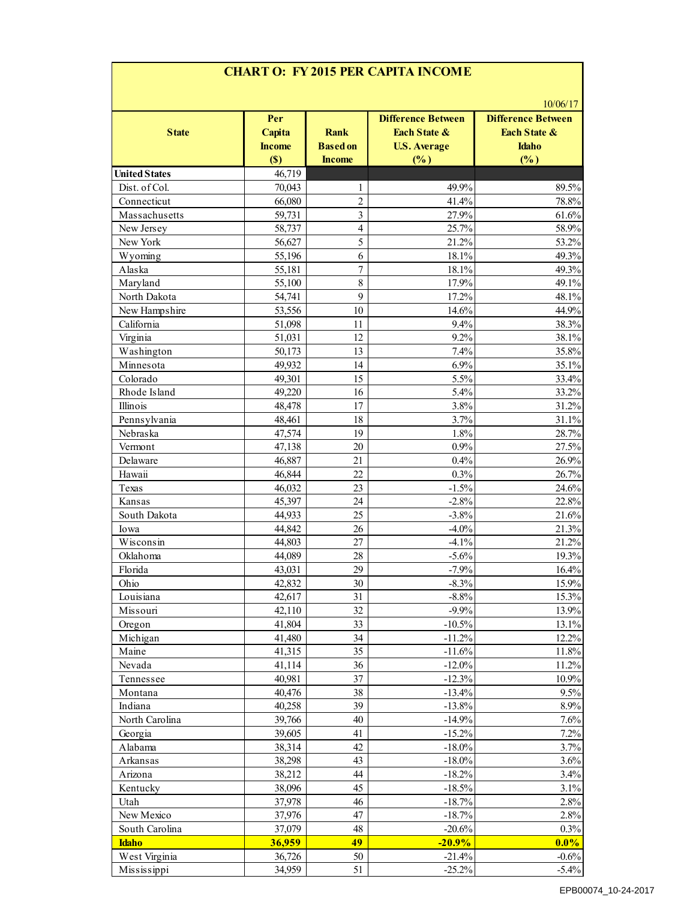# CHART O: FY 2015 PER CAPITA INCOME

10/06/17

| State | Per Capita Income ($) | Rank Based on Income | Difference Between Each State & U.S. Average (%) | Difference Between Each State & Idaho (%) |
|---|---|---|---|---|
| **United States** | 46,719 | | | |
| Dist. of Col. | 70,043 | 1 | 49.9% | 89.5% |
| Connecticut | 66,080 | 2 | 41.4% | 78.8% |
| Massachusetts | 59,731 | 3 | 27.9% | 61.6% |
| New Jersey | 58,737 | 4 | 25.7% | 58.9% |
| New York | 56,627 | 5 | 21.2% | 53.2% |
| Wyoming | 55,196 | 6 | 18.1% | 49.3% |
| Alaska | 55,181 | 7 | 18.1% | 49.3% |
| Maryland | 55,100 | 8 | 17.9% | 49.1% |
| North Dakota | 54,741 | 9 | 17.2% | 48.1% |
| New Hampshire | 53,556 | 10 | 14.6% | 44.9% |
| California | 51,098 | 11 | 9.4% | 38.3% |
| Virginia | 51,031 | 12 | 9.2% | 38.1% |
| Washington | 50,173 | 13 | 7.4% | 35.8% |
| Minnesota | 49,932 | 14 | 6.9% | 35.1% |
| Colorado | 49,301 | 15 | 5.5% | 33.4% |
| Rhode Island | 49,220 | 16 | 5.4% | 33.2% |
| Illinois | 48,478 | 17 | 3.8% | 31.2% |
| Pennsylvania | 48,461 | 18 | 3.7% | 31.1% |
| Nebraska | 47,574 | 19 | 1.8% | 28.7% |
| Vermont | 47,138 | 20 | 0.9% | 27.5% |
| Delaware | 46,887 | 21 | 0.4% | 26.9% |
| Hawaii | 46,844 | 22 | 0.3% | 26.7% |
| Texas | 46,032 | 23 | -1.5% | 24.6% |
| Kansas | 45,397 | 24 | -2.8% | 22.8% |
| South Dakota | 44,933 | 25 | -3.8% | 21.6% |
| Iowa | 44,842 | 26 | -4.0% | 21.3% |
| Wisconsin | 44,803 | 27 | -4.1% | 21.2% |
| Oklahoma | 44,089 | 28 | -5.6% | 19.3% |
| Florida | 43,031 | 29 | -7.9% | 16.4% |
| Ohio | 42,832 | 30 | -8.3% | 15.9% |
| Louisiana | 42,617 | 31 | -8.8% | 15.3% |
| Missouri | 42,110 | 32 | -9.9% | 13.9% |
| Oregon | 41,804 | 33 | -10.5% | 13.1% |
| Michigan | 41,480 | 34 | -11.2% | 12.2% |
| Maine | 41,315 | 35 | -11.6% | 11.8% |
| Nevada | 41,114 | 36 | -12.0% | 11.2% |
| Tennessee | 40,981 | 37 | -12.3% | 10.9% |
| Montana | 40,476 | 38 | -13.4% | 9.5% |
| Indiana | 40,258 | 39 | -13.8% | 8.9% |
| North Carolina | 39,766 | 40 | -14.9% | 7.6% |
| Georgia | 39,605 | 41 | -15.2% | 7.2% |
| Alabama | 38,314 | 42 | -18.0% | 3.7% |
| Arkansas | 38,298 | 43 | -18.0% | 3.6% |
| Arizona | 38,212 | 44 | -18.2% | 3.4% |
| Kentucky | 38,096 | 45 | -18.5% | 3.1% |
| Utah | 37,978 | 46 | -18.7% | 2.8% |
| New Mexico | 37,976 | 47 | -18.7% | 2.8% |
| South Carolina | 37,079 | 48 | -20.6% | 0.3% |
| **Idaho** | **36,959** | **49** | **-20.9%** | **0.0%** |
| West Virginia | 36,726 | 50 | -21.4% | -0.6% |
| Mississippi | 34,959 | 51 | -25.2% | -5.4% |

EPB00074_10-24-2017